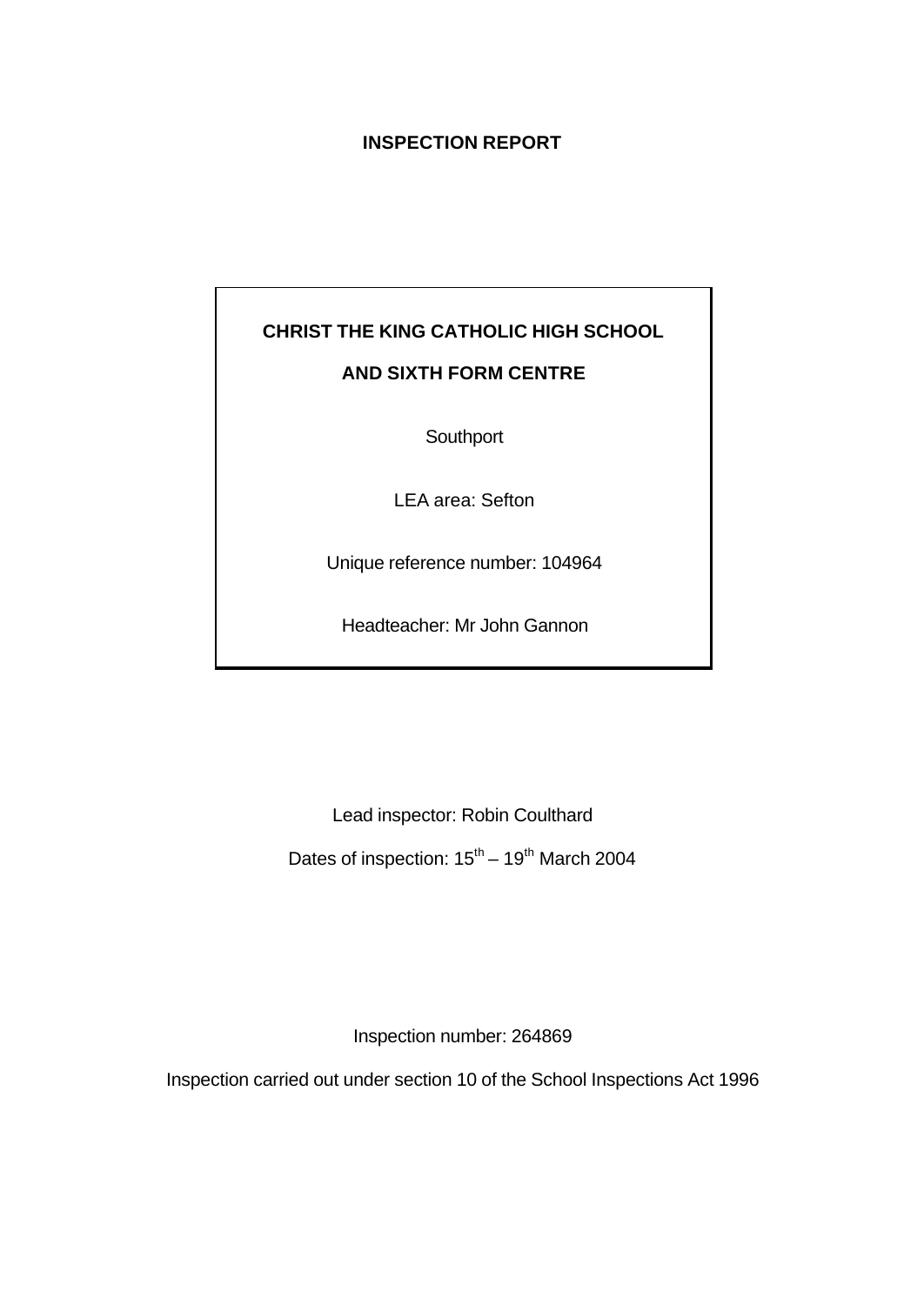# INSPECTION REPORT

**CHRIST THE KING CATHOLIC HIGH SCHOOL**

**AND SIXTH FORM CENTRE**

Southport

LEA area: Sefton

Unique reference number: 104964

Headteacher: Mr John Gannon

Lead inspector: Robin Coulthard

Dates of inspection: 15th – 19th March 2004

Inspection number: 264869

Inspection carried out under section 10 of the School Inspections Act 1996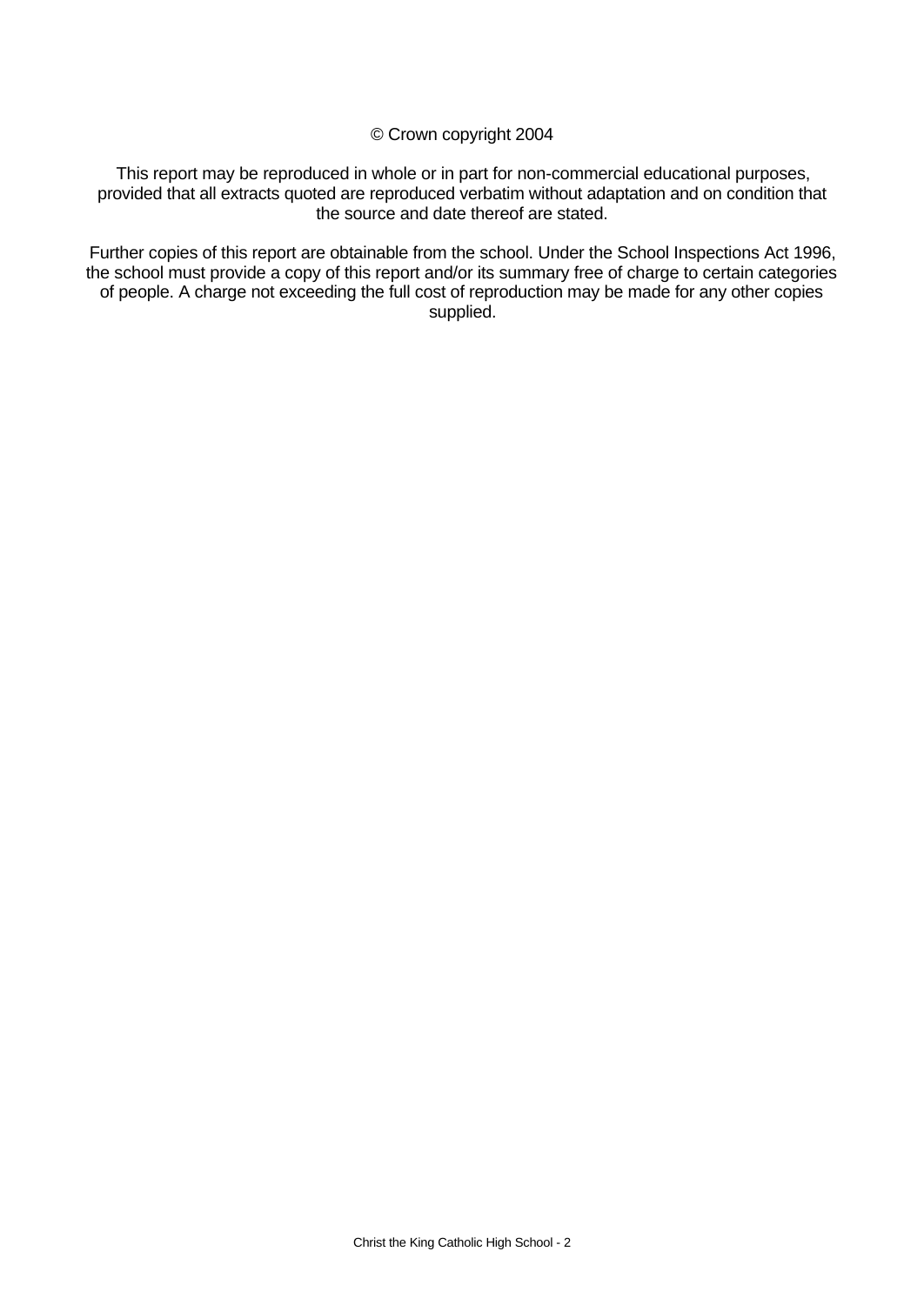© Crown copyright 2004

This report may be reproduced in whole or in part for non-commercial educational purposes, provided that all extracts quoted are reproduced verbatim without adaptation and on condition that the source and date thereof are stated.

Further copies of this report are obtainable from the school. Under the School Inspections Act 1996, the school must provide a copy of this report and/or its summary free of charge to certain categories of people. A charge not exceeding the full cost of reproduction may be made for any other copies supplied.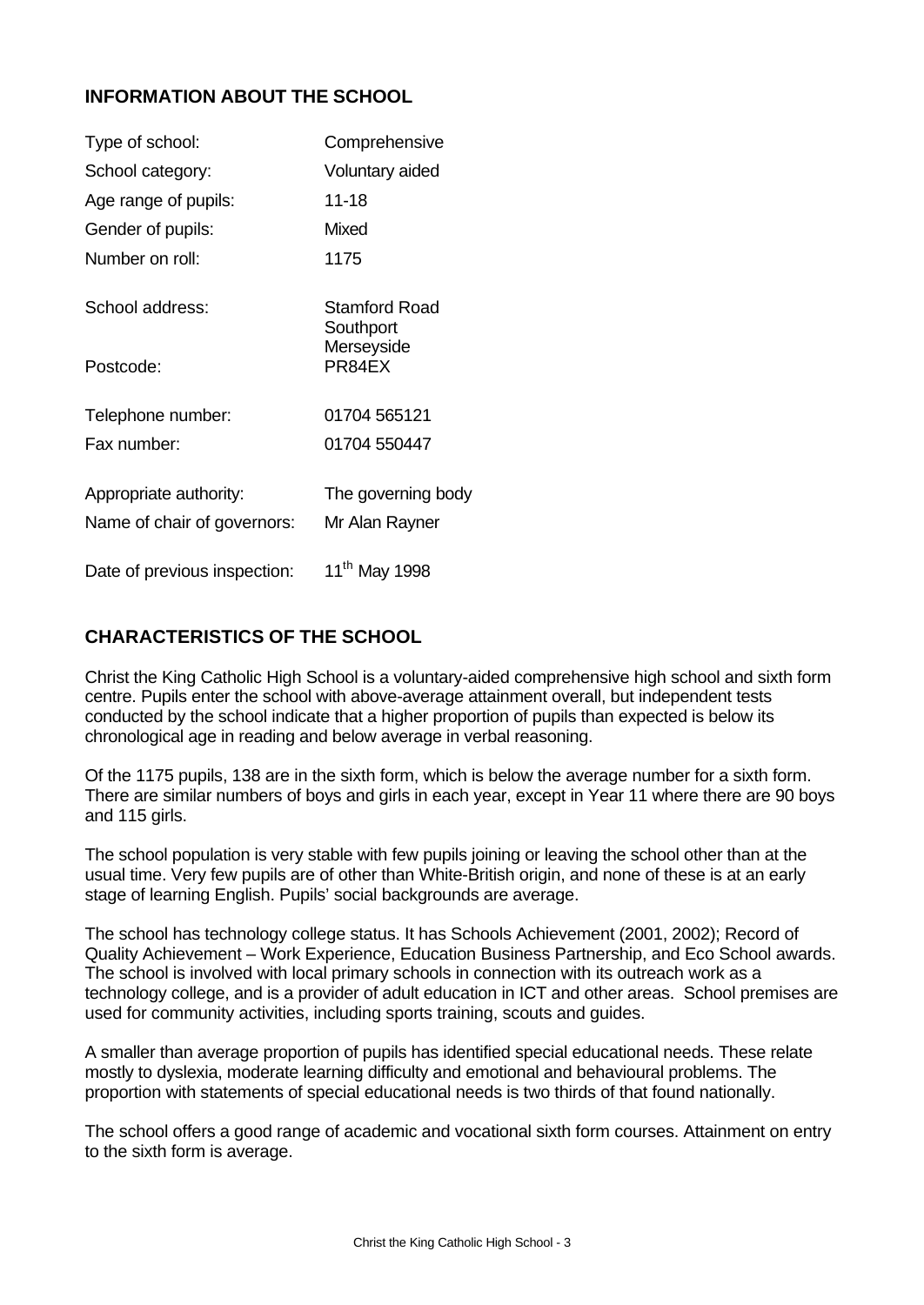## INFORMATION ABOUT THE SCHOOL

| | |
|---|---|
| Type of school: | Comprehensive |
| School category: | Voluntary aided |
| Age range of pupils: | 11-18 |
| Gender of pupils: | Mixed |
| Number on roll: | 1175 |
| School address: | Stamford Road<br>Southport<br>Merseyside |
| Postcode: | PR84EX |
| Telephone number: | 01704 565121 |
| Fax number: | 01704 550447 |
| Appropriate authority: | The governing body |
| Name of chair of governors: | Mr Alan Rayner |
| Date of previous inspection: | 11th May 1998 |

## CHARACTERISTICS OF THE SCHOOL

Christ the King Catholic High School is a voluntary-aided comprehensive high school and sixth form centre. Pupils enter the school with above-average attainment overall, but independent tests conducted by the school indicate that a higher proportion of pupils than expected is below its chronological age in reading and below average in verbal reasoning.

Of the 1175 pupils, 138 are in the sixth form, which is below the average number for a sixth form. There are similar numbers of boys and girls in each year, except in Year 11 where there are 90 boys and 115 girls.

The school population is very stable with few pupils joining or leaving the school other than at the usual time. Very few pupils are of other than White-British origin, and none of these is at an early stage of learning English. Pupils' social backgrounds are average.

The school has technology college status. It has Schools Achievement (2001, 2002); Record of Quality Achievement – Work Experience, Education Business Partnership, and Eco School awards. The school is involved with local primary schools in connection with its outreach work as a technology college, and is a provider of adult education in ICT and other areas. School premises are used for community activities, including sports training, scouts and guides.

A smaller than average proportion of pupils has identified special educational needs. These relate mostly to dyslexia, moderate learning difficulty and emotional and behavioural problems. The proportion with statements of special educational needs is two thirds of that found nationally.

The school offers a good range of academic and vocational sixth form courses. Attainment on entry to the sixth form is average.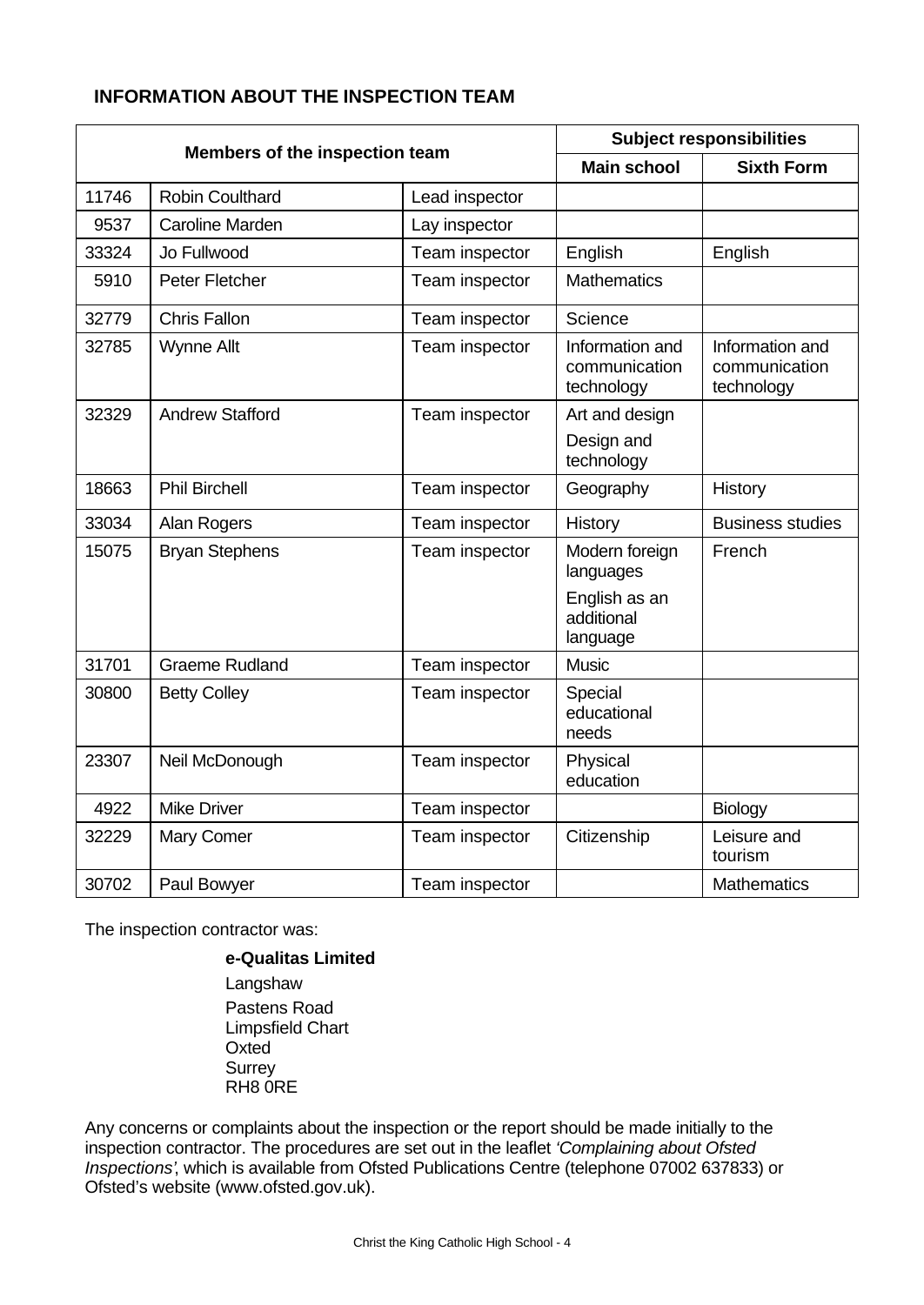## INFORMATION ABOUT THE INSPECTION TEAM

| Members of the inspection team | | | Subject responsibilities | |
|---|---|---|---|---|
| | | | **Main school** | **Sixth Form** |
| 11746 | Robin Coulthard | Lead inspector | | |
| 9537 | Caroline Marden | Lay inspector | | |
| 33324 | Jo Fullwood | Team inspector | English | English |
| 5910 | Peter Fletcher | Team inspector | Mathematics | |
| 32779 | Chris Fallon | Team inspector | Science | |
| 32785 | Wynne Allt | Team inspector | Information and communication technology | Information and communication technology |
| 32329 | Andrew Stafford | Team inspector | Art and design<br>Design and technology | |
| 18663 | Phil Birchell | Team inspector | Geography | History |
| 33034 | Alan Rogers | Team inspector | History | Business studies |
| 15075 | Bryan Stephens | Team inspector | Modern foreign languages<br>English as an additional language | French |
| 31701 | Graeme Rudland | Team inspector | Music | |
| 30800 | Betty Colley | Team inspector | Special educational needs | |
| 23307 | Neil McDonough | Team inspector | Physical education | |
| 4922 | Mike Driver | Team inspector | | Biology |
| 32229 | Mary Comer | Team inspector | Citizenship | Leisure and tourism |
| 30702 | Paul Bowyer | Team inspector | | Mathematics |

The inspection contractor was:

**e-Qualitas Limited**

Langshaw
Pastens Road
Limpsfield Chart
Oxted
Surrey
RH8 0RE

Any concerns or complaints about the inspection or the report should be made initially to the inspection contractor. The procedures are set out in the leaflet *'Complaining about Ofsted Inspections'*, which is available from Ofsted Publications Centre (telephone 07002 637833) or Ofsted's website (www.ofsted.gov.uk).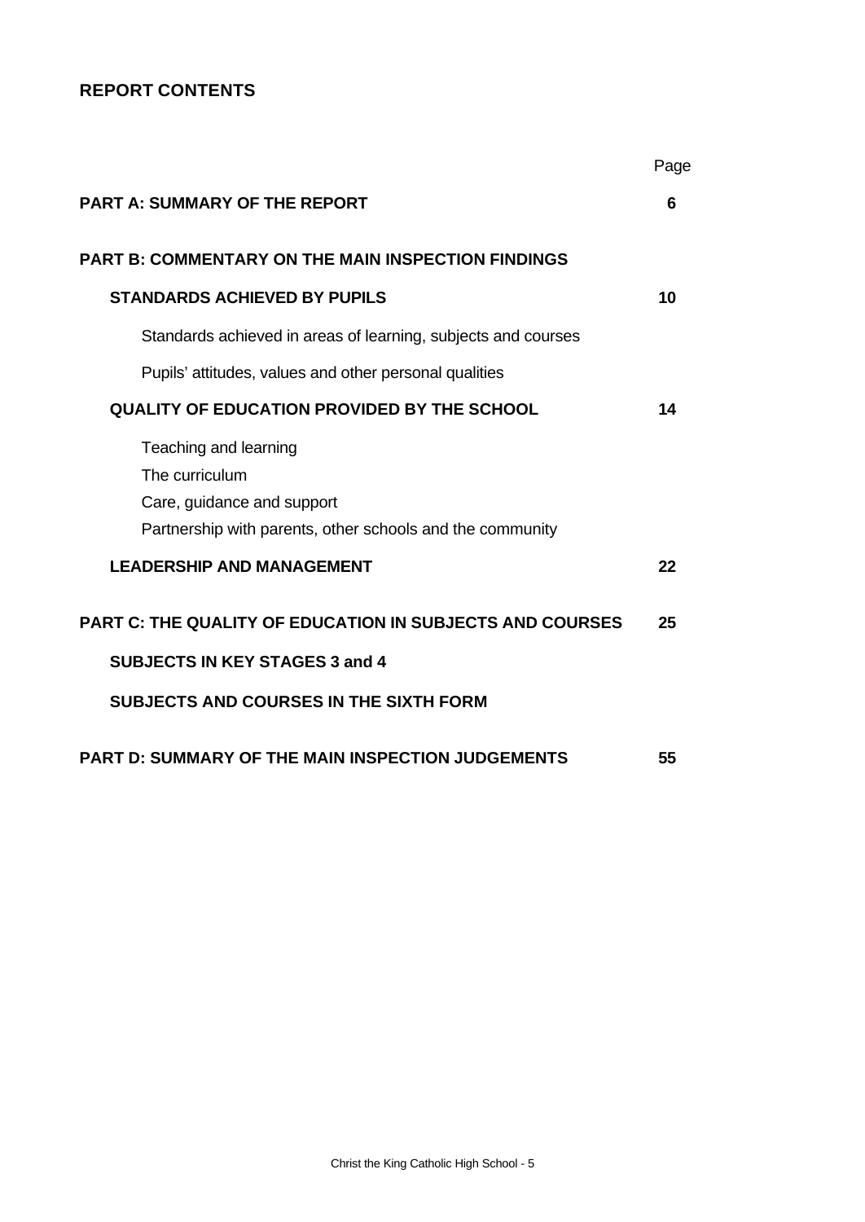## REPORT CONTENTS

| | Page |
|---|---|
| **PART A: SUMMARY OF THE REPORT** | **6** |
| **PART B: COMMENTARY ON THE MAIN INSPECTION FINDINGS** | |
| **STANDARDS ACHIEVED BY PUPILS** | **10** |
| Standards achieved in areas of learning, subjects and courses | |
| Pupils' attitudes, values and other personal qualities | |
| **QUALITY OF EDUCATION PROVIDED BY THE SCHOOL** | **14** |
| Teaching and learning | |
| The curriculum | |
| Care, guidance and support | |
| Partnership with parents, other schools and the community | |
| **LEADERSHIP AND MANAGEMENT** | **22** |
| **PART C: THE QUALITY OF EDUCATION IN SUBJECTS AND COURSES** | **25** |
| **SUBJECTS IN KEY STAGES 3 and 4** | |
| **SUBJECTS AND COURSES IN THE SIXTH FORM** | |
| **PART D: SUMMARY OF THE MAIN INSPECTION JUDGEMENTS** | **55** |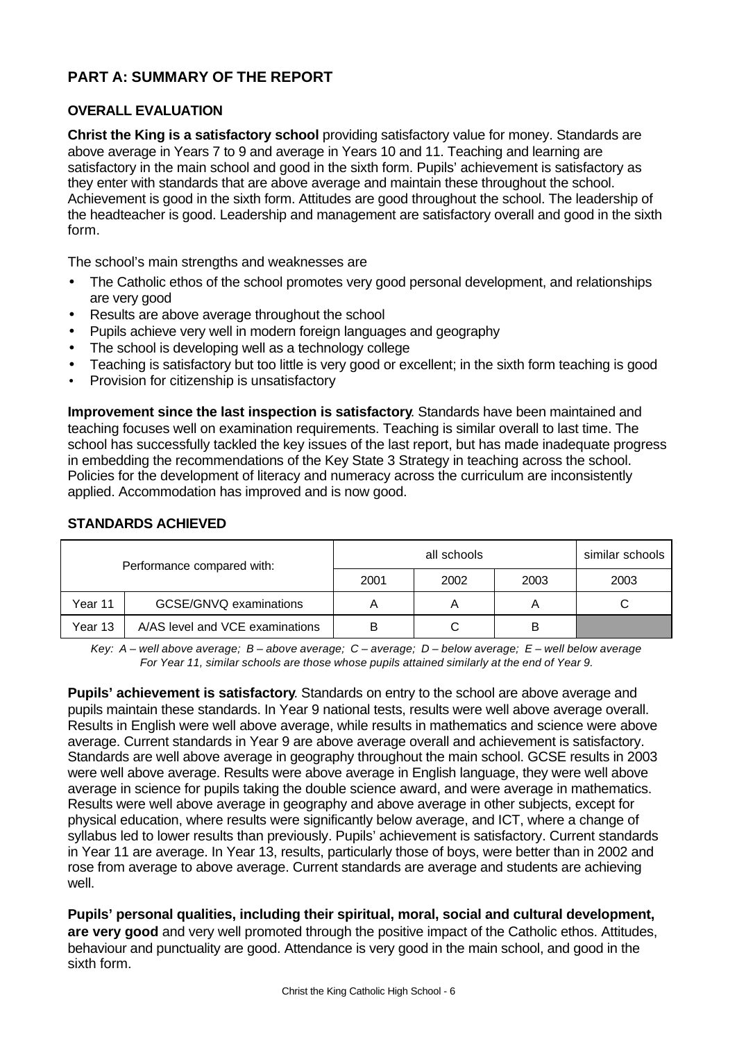## PART A: SUMMARY OF THE REPORT

### OVERALL EVALUATION

**Christ the King is a satisfactory school** providing satisfactory value for money. Standards are above average in Years 7 to 9 and average in Years 10 and 11. Teaching and learning are satisfactory in the main school and good in the sixth form. Pupils' achievement is satisfactory as they enter with standards that are above average and maintain these throughout the school. Achievement is good in the sixth form. Attitudes are good throughout the school. The leadership of the headteacher is good. Leadership and management are satisfactory overall and good in the sixth form.

The school's main strengths and weaknesses are

- The Catholic ethos of the school promotes very good personal development, and relationships are very good
- Results are above average throughout the school
- Pupils achieve very well in modern foreign languages and geography
- The school is developing well as a technology college
- Teaching is satisfactory but too little is very good or excellent; in the sixth form teaching is good
- Provision for citizenship is unsatisfactory

**Improvement since the last inspection is satisfactory**. Standards have been maintained and teaching focuses well on examination requirements. Teaching is similar overall to last time. The school has successfully tackled the key issues of the last report, but has made inadequate progress in embedding the recommendations of the Key State 3 Strategy in teaching across the school. Policies for the development of literacy and numeracy across the curriculum are inconsistently applied. Accommodation has improved and is now good.

### STANDARDS ACHIEVED

| Performance compared with: | | all schools | | | similar schools |
|---|---|---|---|---|---|
| | | 2001 | 2002 | 2003 | 2003 |
| Year 11 | GCSE/GNVQ examinations | A | A | A | C |
| Year 13 | A/AS level and VCE examinations | B | C | B | |

*Key: A – well above average; B – above average; C – average; D – below average; E – well below average*
*For Year 11, similar schools are those whose pupils attained similarly at the end of Year 9.*

**Pupils' achievement is satisfactory**. Standards on entry to the school are above average and pupils maintain these standards. In Year 9 national tests, results were well above average overall. Results in English were well above average, while results in mathematics and science were above average. Current standards in Year 9 are above average overall and achievement is satisfactory. Standards are well above average in geography throughout the main school. GCSE results in 2003 were well above average. Results were above average in English language, they were well above average in science for pupils taking the double science award, and were average in mathematics. Results were well above average in geography and above average in other subjects, except for physical education, where results were significantly below average, and ICT, where a change of syllabus led to lower results than previously. Pupils' achievement is satisfactory. Current standards in Year 11 are average. In Year 13, results, particularly those of boys, were better than in 2002 and rose from average to above average. Current standards are average and students are achieving well.

**Pupils' personal qualities, including their spiritual, moral, social and cultural development, are very good** and very well promoted through the positive impact of the Catholic ethos. Attitudes, behaviour and punctuality are good. Attendance is very good in the main school, and good in the sixth form.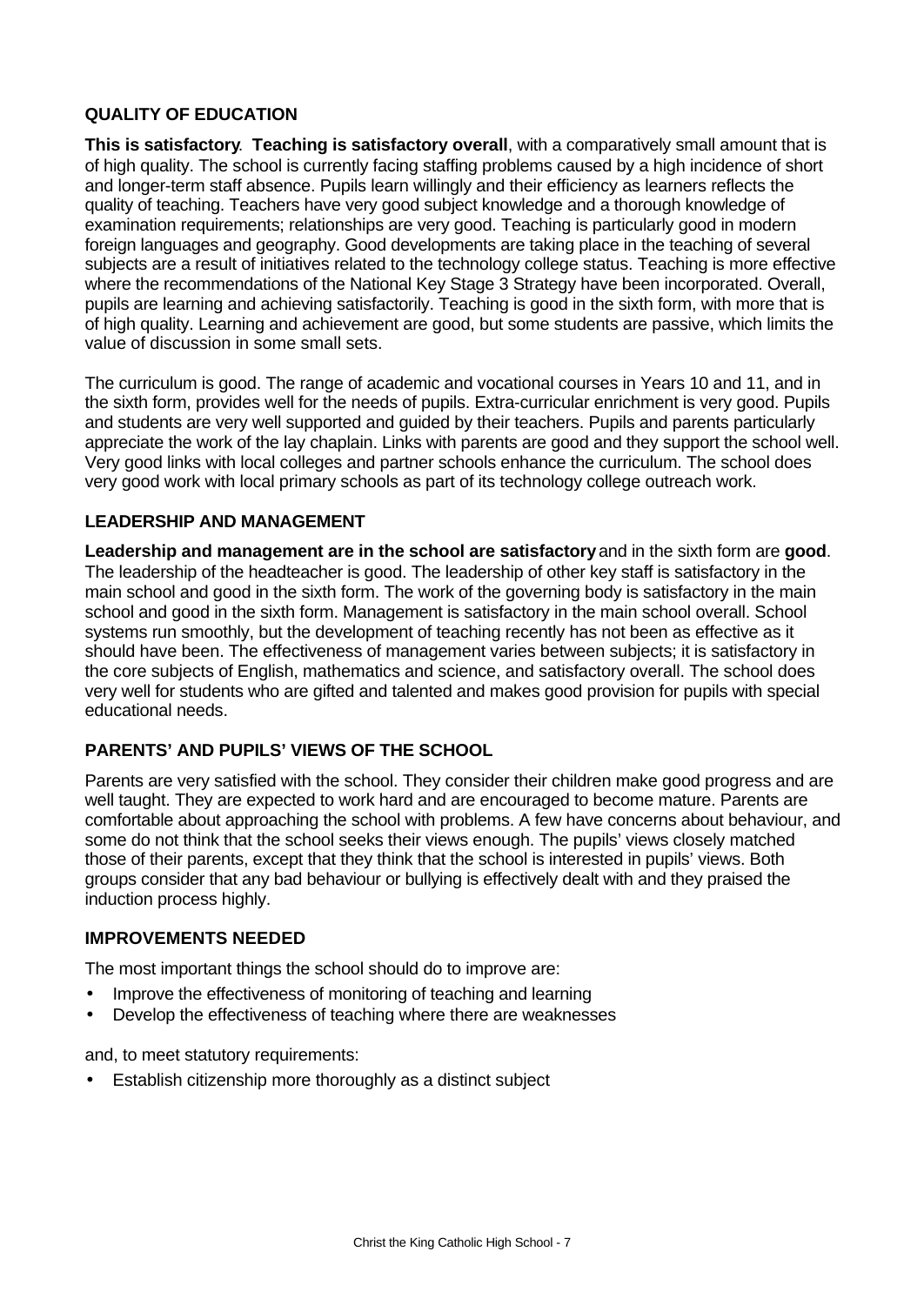## QUALITY OF EDUCATION

**This is satisfactory**. **Teaching is satisfactory overall**, with a comparatively small amount that is of high quality. The school is currently facing staffing problems caused by a high incidence of short and longer-term staff absence. Pupils learn willingly and their efficiency as learners reflects the quality of teaching. Teachers have very good subject knowledge and a thorough knowledge of examination requirements; relationships are very good. Teaching is particularly good in modern foreign languages and geography. Good developments are taking place in the teaching of several subjects are a result of initiatives related to the technology college status. Teaching is more effective where the recommendations of the National Key Stage 3 Strategy have been incorporated. Overall, pupils are learning and achieving satisfactorily. Teaching is good in the sixth form, with more that is of high quality. Learning and achievement are good, but some students are passive, which limits the value of discussion in some small sets.

The curriculum is good. The range of academic and vocational courses in Years 10 and 11, and in the sixth form, provides well for the needs of pupils. Extra-curricular enrichment is very good. Pupils and students are very well supported and guided by their teachers. Pupils and parents particularly appreciate the work of the lay chaplain. Links with parents are good and they support the school well. Very good links with local colleges and partner schools enhance the curriculum. The school does very good work with local primary schools as part of its technology college outreach work.

## LEADERSHIP AND MANAGEMENT

**Leadership and management are in the school are satisfactory** and in the sixth form are **good**. The leadership of the headteacher is good. The leadership of other key staff is satisfactory in the main school and good in the sixth form. The work of the governing body is satisfactory in the main school and good in the sixth form. Management is satisfactory in the main school overall. School systems run smoothly, but the development of teaching recently has not been as effective as it should have been. The effectiveness of management varies between subjects; it is satisfactory in the core subjects of English, mathematics and science, and satisfactory overall. The school does very well for students who are gifted and talented and makes good provision for pupils with special educational needs.

## PARENTS' AND PUPILS' VIEWS OF THE SCHOOL

Parents are very satisfied with the school. They consider their children make good progress and are well taught. They are expected to work hard and are encouraged to become mature. Parents are comfortable about approaching the school with problems. A few have concerns about behaviour, and some do not think that the school seeks their views enough. The pupils' views closely matched those of their parents, except that they think that the school is interested in pupils' views. Both groups consider that any bad behaviour or bullying is effectively dealt with and they praised the induction process highly.

## IMPROVEMENTS NEEDED

The most important things the school should do to improve are:

- Improve the effectiveness of monitoring of teaching and learning
- Develop the effectiveness of teaching where there are weaknesses

and, to meet statutory requirements:

- Establish citizenship more thoroughly as a distinct subject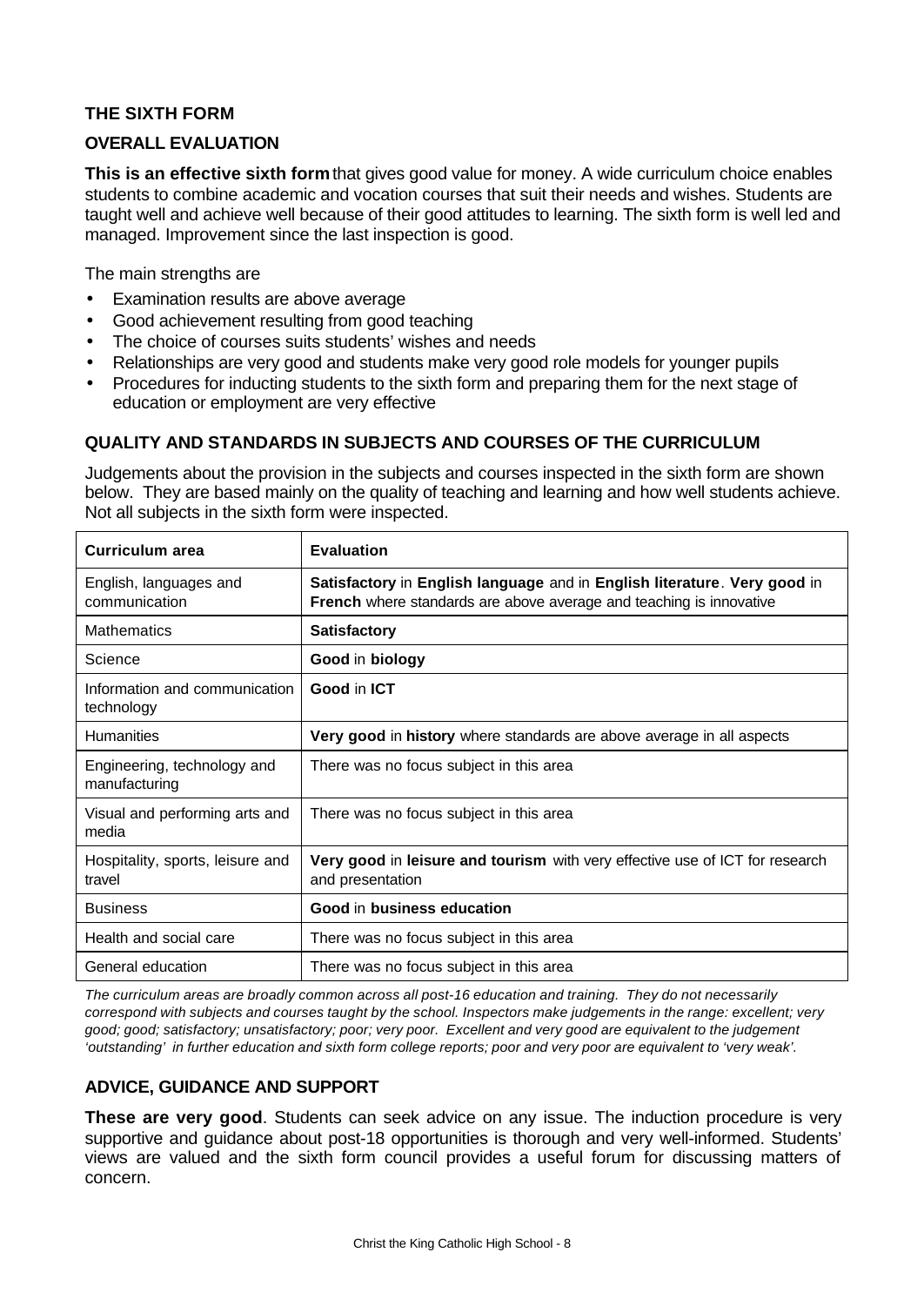## THE SIXTH FORM

### OVERALL EVALUATION

**This is an effective sixth form** that gives good value for money. A wide curriculum choice enables students to combine academic and vocation courses that suit their needs and wishes. Students are taught well and achieve well because of their good attitudes to learning. The sixth form is well led and managed. Improvement since the last inspection is good.

The main strengths are

- Examination results are above average
- Good achievement resulting from good teaching
- The choice of courses suits students' wishes and needs
- Relationships are very good and students make very good role models for younger pupils
- Procedures for inducting students to the sixth form and preparing them for the next stage of education or employment are very effective

### QUALITY AND STANDARDS IN SUBJECTS AND COURSES OF THE CURRICULUM

Judgements about the provision in the subjects and courses inspected in the sixth form are shown below. They are based mainly on the quality of teaching and learning and how well students achieve. Not all subjects in the sixth form were inspected.

| Curriculum area | Evaluation |
|---|---|
| English, languages and communication | **Satisfactory** in **English language** and in **English literature**. **Very good** in **French** where standards are above average and teaching is innovative |
| Mathematics | **Satisfactory** |
| Science | **Good** in **biology** |
| Information and communication technology | **Good** in **ICT** |
| Humanities | **Very good** in **history** where standards are above average in all aspects |
| Engineering, technology and manufacturing | There was no focus subject in this area |
| Visual and performing arts and media | There was no focus subject in this area |
| Hospitality, sports, leisure and travel | **Very good** in **leisure and tourism** with very effective use of ICT for research and presentation |
| Business | **Good** in **business education** |
| Health and social care | There was no focus subject in this area |
| General education | There was no focus subject in this area |

*The curriculum areas are broadly common across all post-16 education and training. They do not necessarily correspond with subjects and courses taught by the school. Inspectors make judgements in the range: excellent; very good; good; satisfactory; unsatisfactory; poor; very poor. Excellent and very good are equivalent to the judgement 'outstanding' in further education and sixth form college reports; poor and very poor are equivalent to 'very weak'.*

### ADVICE, GUIDANCE AND SUPPORT

**These are very good**. Students can seek advice on any issue. The induction procedure is very supportive and guidance about post-18 opportunities is thorough and very well-informed. Students' views are valued and the sixth form council provides a useful forum for discussing matters of concern.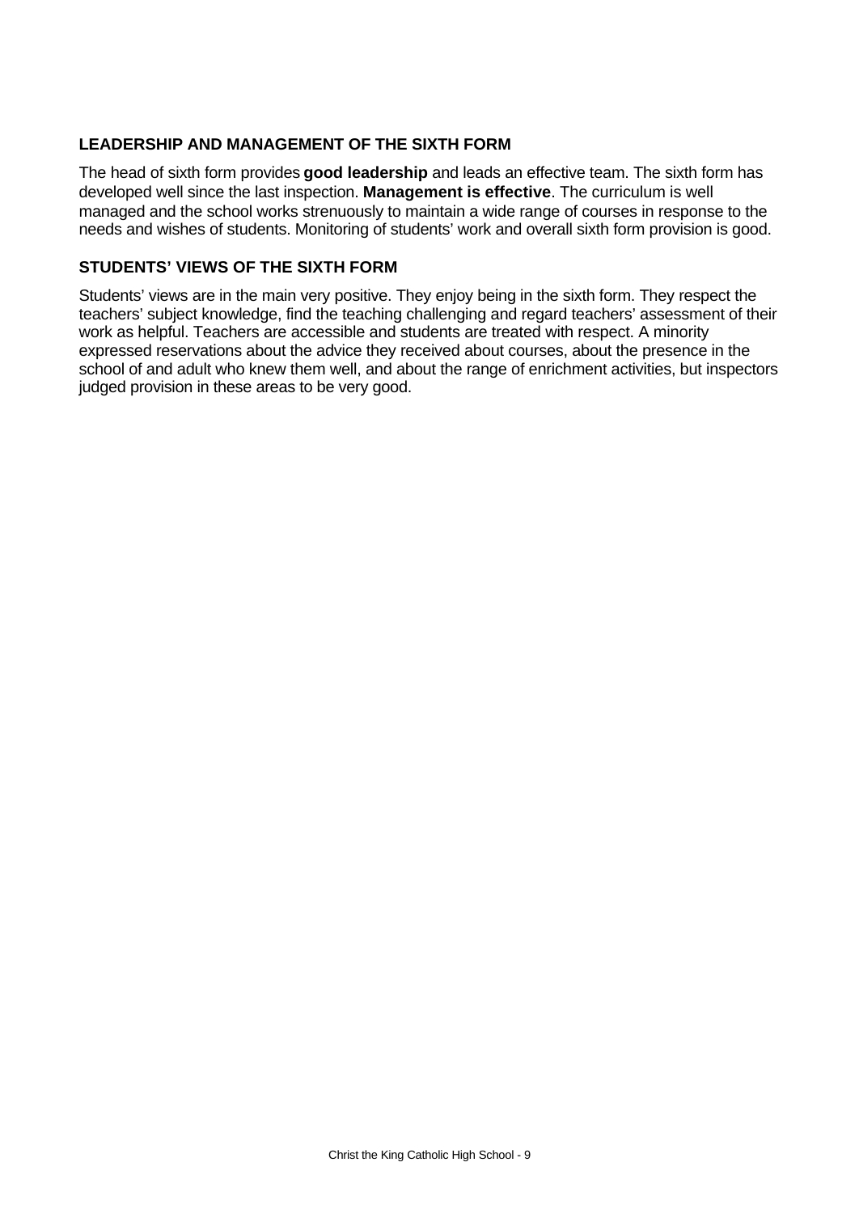## LEADERSHIP AND MANAGEMENT OF THE SIXTH FORM

The head of sixth form provides **good leadership** and leads an effective team. The sixth form has developed well since the last inspection. **Management is effective**. The curriculum is well managed and the school works strenuously to maintain a wide range of courses in response to the needs and wishes of students. Monitoring of students' work and overall sixth form provision is good.

## STUDENTS' VIEWS OF THE SIXTH FORM

Students' views are in the main very positive. They enjoy being in the sixth form. They respect the teachers' subject knowledge, find the teaching challenging and regard teachers' assessment of their work as helpful. Teachers are accessible and students are treated with respect. A minority expressed reservations about the advice they received about courses, about the presence in the school of and adult who knew them well, and about the range of enrichment activities, but inspectors judged provision in these areas to be very good.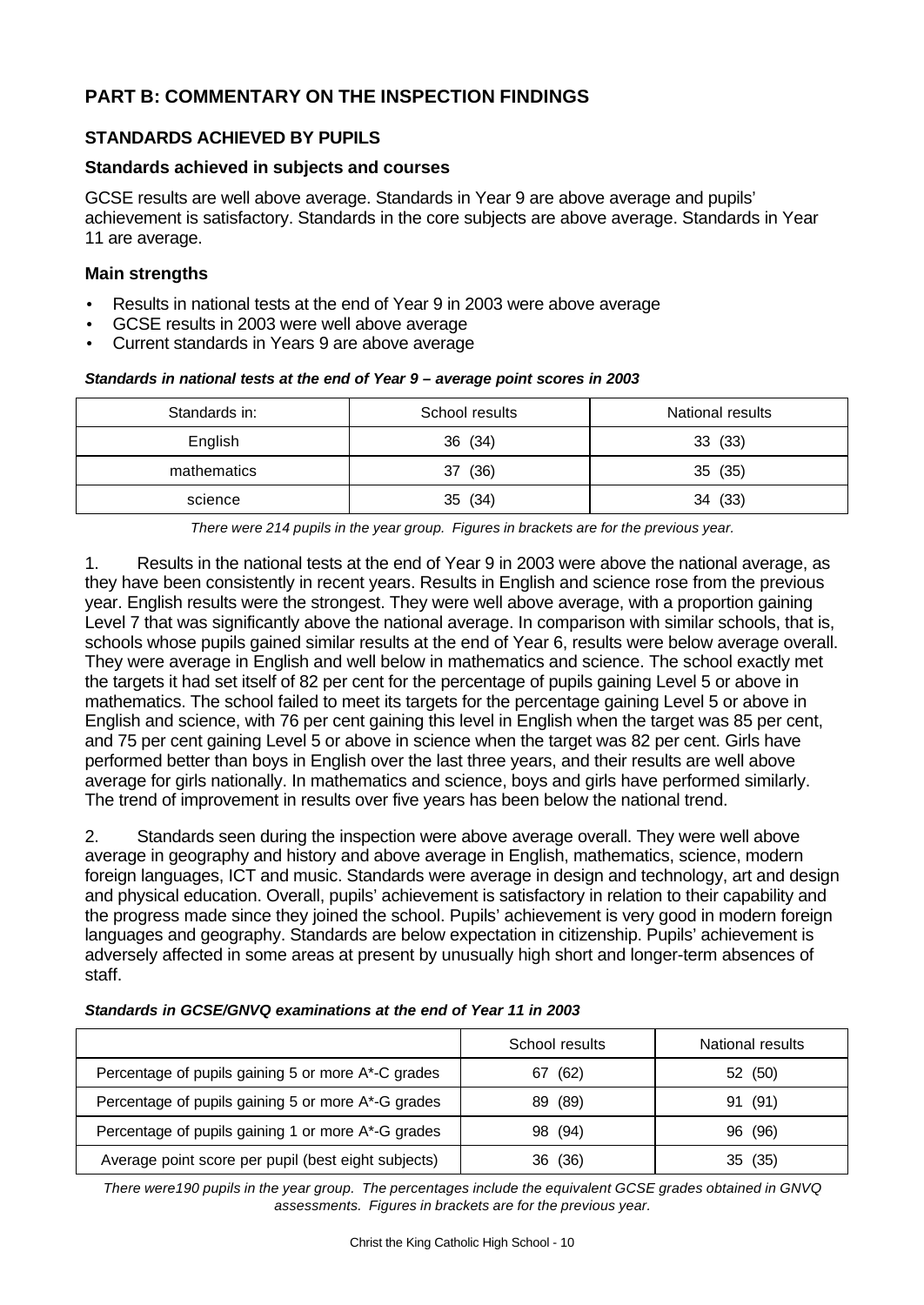## PART B: COMMENTARY ON THE INSPECTION FINDINGS

### STANDARDS ACHIEVED BY PUPILS

#### Standards achieved in subjects and courses

GCSE results are well above average. Standards in Year 9 are above average and pupils' achievement is satisfactory. Standards in the core subjects are above average. Standards in Year 11 are average.

#### Main strengths

- Results in national tests at the end of Year 9 in 2003 were above average
- GCSE results in 2003 were well above average
- Current standards in Years 9 are above average

***Standards in national tests at the end of Year 9 – average point scores in 2003***

| Standards in: | School results | National results |
|---|---|---|
| English | 36 (34) | 33 (33) |
| mathematics | 37 (36) | 35 (35) |
| science | 35 (34) | 34 (33) |

*There were 214 pupils in the year group. Figures in brackets are for the previous year.*

1. Results in the national tests at the end of Year 9 in 2003 were above the national average, as they have been consistently in recent years. Results in English and science rose from the previous year. English results were the strongest. They were well above average, with a proportion gaining Level 7 that was significantly above the national average. In comparison with similar schools, that is, schools whose pupils gained similar results at the end of Year 6, results were below average overall. They were average in English and well below in mathematics and science. The school exactly met the targets it had set itself of 82 per cent for the percentage of pupils gaining Level 5 or above in mathematics. The school failed to meet its targets for the percentage gaining Level 5 or above in English and science, with 76 per cent gaining this level in English when the target was 85 per cent, and 75 per cent gaining Level 5 or above in science when the target was 82 per cent. Girls have performed better than boys in English over the last three years, and their results are well above average for girls nationally. In mathematics and science, boys and girls have performed similarly. The trend of improvement in results over five years has been below the national trend.

2. Standards seen during the inspection were above average overall. They were well above average in geography and history and above average in English, mathematics, science, modern foreign languages, ICT and music. Standards were average in design and technology, art and design and physical education. Overall, pupils' achievement is satisfactory in relation to their capability and the progress made since they joined the school. Pupils' achievement is very good in modern foreign languages and geography. Standards are below expectation in citizenship. Pupils' achievement is adversely affected in some areas at present by unusually high short and longer-term absences of staff.

***Standards in GCSE/GNVQ examinations at the end of Year 11 in 2003***

| | School results | National results |
|---|---|---|
| Percentage of pupils gaining 5 or more A*-C grades | 67 (62) | 52 (50) |
| Percentage of pupils gaining 5 or more A*-G grades | 89 (89) | 91 (91) |
| Percentage of pupils gaining 1 or more A*-G grades | 98 (94) | 96 (96) |
| Average point score per pupil (best eight subjects) | 36 (36) | 35 (35) |

*There were190 pupils in the year group. The percentages include the equivalent GCSE grades obtained in GNVQ assessments. Figures in brackets are for the previous year.*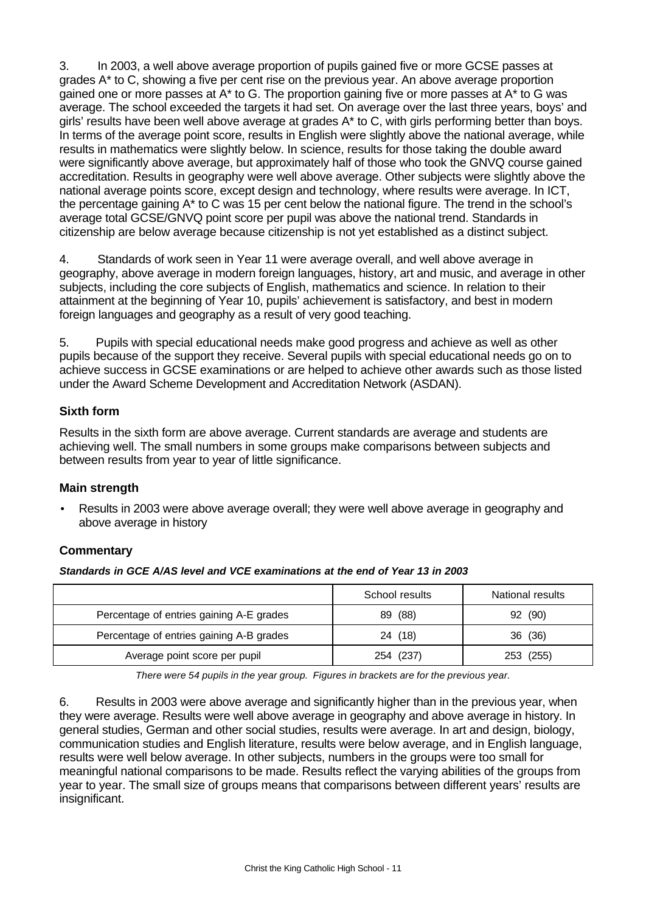3. In 2003, a well above average proportion of pupils gained five or more GCSE passes at grades A* to C, showing a five per cent rise on the previous year. An above average proportion gained one or more passes at A* to G. The proportion gaining five or more passes at A* to G was average. The school exceeded the targets it had set. On average over the last three years, boys' and girls' results have been well above average at grades A* to C, with girls performing better than boys. In terms of the average point score, results in English were slightly above the national average, while results in mathematics were slightly below. In science, results for those taking the double award were significantly above average, but approximately half of those who took the GNVQ course gained accreditation. Results in geography were well above average. Other subjects were slightly above the national average points score, except design and technology, where results were average. In ICT, the percentage gaining A* to C was 15 per cent below the national figure. The trend in the school's average total GCSE/GNVQ point score per pupil was above the national trend. Standards in citizenship are below average because citizenship is not yet established as a distinct subject.

4. Standards of work seen in Year 11 were average overall, and well above average in geography, above average in modern foreign languages, history, art and music, and average in other subjects, including the core subjects of English, mathematics and science. In relation to their attainment at the beginning of Year 10, pupils' achievement is satisfactory, and best in modern foreign languages and geography as a result of very good teaching.

5. Pupils with special educational needs make good progress and achieve as well as other pupils because of the support they receive. Several pupils with special educational needs go on to achieve success in GCSE examinations or are helped to achieve other awards such as those listed under the Award Scheme Development and Accreditation Network (ASDAN).

### Sixth form

Results in the sixth form are above average. Current standards are average and students are achieving well. The small numbers in some groups make comparisons between subjects and between results from year to year of little significance.

### Main strength

- Results in 2003 were above average overall; they were well above average in geography and above average in history

### Commentary

***Standards in GCE A/AS level and VCE examinations at the end of Year 13 in 2003***

| | School results | National results |
|---|---|---|
| Percentage of entries gaining A-E grades | 89 (88) | 92 (90) |
| Percentage of entries gaining A-B grades | 24 (18) | 36 (36) |
| Average point score per pupil | 254 (237) | 253 (255) |

*There were 54 pupils in the year group. Figures in brackets are for the previous year.*

6. Results in 2003 were above average and significantly higher than in the previous year, when they were average. Results were well above average in geography and above average in history. In general studies, German and other social studies, results were average. In art and design, biology, communication studies and English literature, results were below average, and in English language, results were well below average. In other subjects, numbers in the groups were too small for meaningful national comparisons to be made. Results reflect the varying abilities of the groups from year to year. The small size of groups means that comparisons between different years' results are insignificant.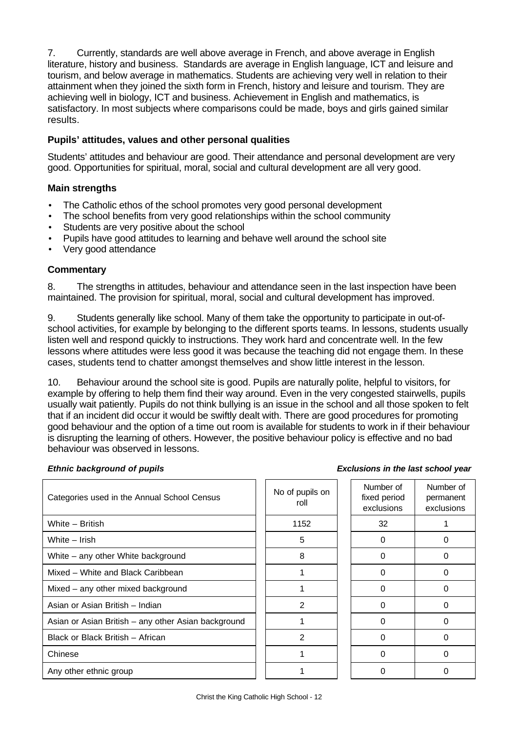7. Currently, standards are well above average in French, and above average in English literature, history and business. Standards are average in English language, ICT and leisure and tourism, and below average in mathematics. Students are achieving very well in relation to their attainment when they joined the sixth form in French, history and leisure and tourism. They are achieving well in biology, ICT and business. Achievement in English and mathematics, is satisfactory. In most subjects where comparisons could be made, boys and girls gained similar results.

### Pupils' attitudes, values and other personal qualities

Students' attitudes and behaviour are good. Their attendance and personal development are very good. Opportunities for spiritual, moral, social and cultural development are all very good.

### Main strengths

- The Catholic ethos of the school promotes very good personal development
- The school benefits from very good relationships within the school community
- Students are very positive about the school
- Pupils have good attitudes to learning and behave well around the school site
- Very good attendance

### Commentary

8. The strengths in attitudes, behaviour and attendance seen in the last inspection have been maintained. The provision for spiritual, moral, social and cultural development has improved.

9. Students generally like school. Many of them take the opportunity to participate in out-of-school activities, for example by belonging to the different sports teams. In lessons, students usually listen well and respond quickly to instructions. They work hard and concentrate well. In the few lessons where attitudes were less good it was because the teaching did not engage them. In these cases, students tend to chatter amongst themselves and show little interest in the lesson.

10. Behaviour around the school site is good. Pupils are naturally polite, helpful to visitors, for example by offering to help them find their way around. Even in the very congested stairwells, pupils usually wait patiently. Pupils do not think bullying is an issue in the school and all those spoken to felt that if an incident did occur it would be swiftly dealt with. There are good procedures for promoting good behaviour and the option of a time out room is available for students to work in if their behaviour is disrupting the learning of others. However, the positive behaviour policy is effective and no bad behaviour was observed in lessons.

*Ethnic background of pupils* | *Exclusions in the last school year*

| Categories used in the Annual School Census | No of pupils on roll | Number of fixed period exclusions | Number of permanent exclusions |
|---|---|---|---|
| White – British | 1152 | 32 | 1 |
| White – Irish | 5 | 0 | 0 |
| White – any other White background | 8 | 0 | 0 |
| Mixed – White and Black Caribbean | 1 | 0 | 0 |
| Mixed – any other mixed background | 1 | 0 | 0 |
| Asian or Asian British – Indian | 2 | 0 | 0 |
| Asian or Asian British – any other Asian background | 1 | 0 | 0 |
| Black or Black British – African | 2 | 0 | 0 |
| Chinese | 1 | 0 | 0 |
| Any other ethnic group | 1 | 0 | 0 |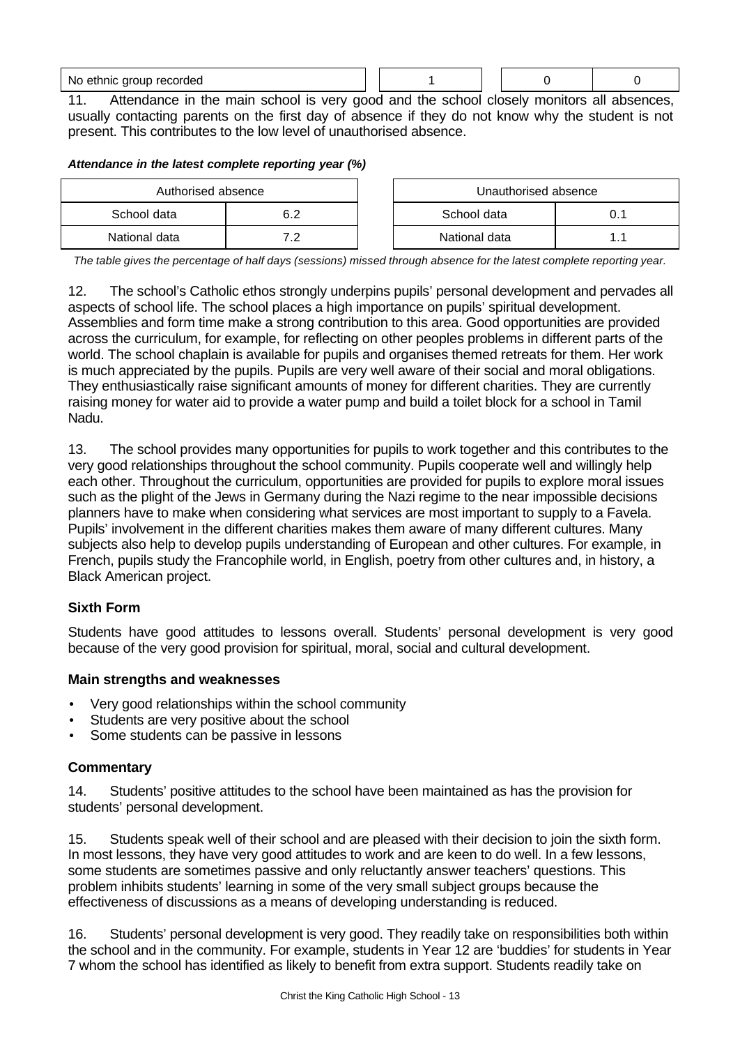| No ethnic group recorded | 1 | 0 | 0 |
|---|---|---|---|

11. Attendance in the main school is very good and the school closely monitors all absences, usually contacting parents on the first day of absence if they do not know why the student is not present. This contributes to the low level of unauthorised absence.

***Attendance in the latest complete reporting year (%)***

| Authorised absence | | Unauthorised absence | |
|---|---|---|---|
| School data | 6.2 | School data | 0.1 |
| National data | 7.2 | National data | 1.1 |

*The table gives the percentage of half days (sessions) missed through absence for the latest complete reporting year.*

12. The school's Catholic ethos strongly underpins pupils' personal development and pervades all aspects of school life. The school places a high importance on pupils' spiritual development. Assemblies and form time make a strong contribution to this area. Good opportunities are provided across the curriculum, for example, for reflecting on other peoples problems in different parts of the world. The school chaplain is available for pupils and organises themed retreats for them. Her work is much appreciated by the pupils. Pupils are very well aware of their social and moral obligations. They enthusiastically raise significant amounts of money for different charities. They are currently raising money for water aid to provide a water pump and build a toilet block for a school in Tamil Nadu.

13. The school provides many opportunities for pupils to work together and this contributes to the very good relationships throughout the school community. Pupils cooperate well and willingly help each other. Throughout the curriculum, opportunities are provided for pupils to explore moral issues such as the plight of the Jews in Germany during the Nazi regime to the near impossible decisions planners have to make when considering what services are most important to supply to a Favela. Pupils' involvement in the different charities makes them aware of many different cultures. Many subjects also help to develop pupils understanding of European and other cultures. For example, in French, pupils study the Francophile world, in English, poetry from other cultures and, in history, a Black American project.

### Sixth Form

Students have good attitudes to lessons overall. Students' personal development is very good because of the very good provision for spiritual, moral, social and cultural development.

### Main strengths and weaknesses

- Very good relationships within the school community
- Students are very positive about the school
- Some students can be passive in lessons

### Commentary

14. Students' positive attitudes to the school have been maintained as has the provision for students' personal development.

15. Students speak well of their school and are pleased with their decision to join the sixth form. In most lessons, they have very good attitudes to work and are keen to do well. In a few lessons, some students are sometimes passive and only reluctantly answer teachers' questions. This problem inhibits students' learning in some of the very small subject groups because the effectiveness of discussions as a means of developing understanding is reduced.

16. Students' personal development is very good. They readily take on responsibilities both within the school and in the community. For example, students in Year 12 are 'buddies' for students in Year 7 whom the school has identified as likely to benefit from extra support. Students readily take on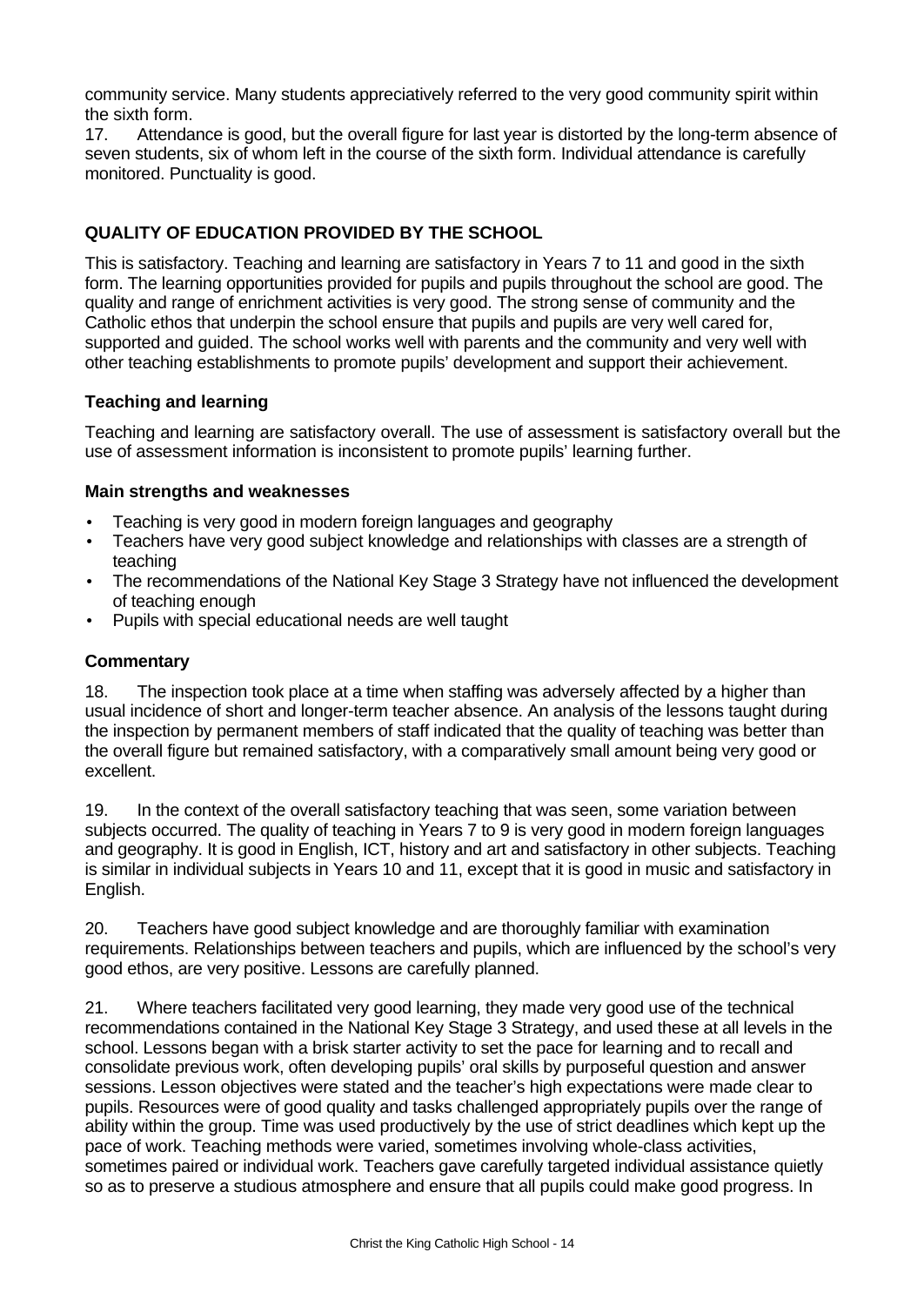community service. Many students appreciatively referred to the very good community spirit within the sixth form.

17. Attendance is good, but the overall figure for last year is distorted by the long-term absence of seven students, six of whom left in the course of the sixth form. Individual attendance is carefully monitored. Punctuality is good.

## QUALITY OF EDUCATION PROVIDED BY THE SCHOOL

This is satisfactory. Teaching and learning are satisfactory in Years 7 to 11 and good in the sixth form. The learning opportunities provided for pupils and pupils throughout the school are good. The quality and range of enrichment activities is very good. The strong sense of community and the Catholic ethos that underpin the school ensure that pupils and pupils are very well cared for, supported and guided. The school works well with parents and the community and very well with other teaching establishments to promote pupils' development and support their achievement.

### Teaching and learning

Teaching and learning are satisfactory overall. The use of assessment is satisfactory overall but the use of assessment information is inconsistent to promote pupils' learning further.

#### Main strengths and weaknesses

- Teaching is very good in modern foreign languages and geography
- Teachers have very good subject knowledge and relationships with classes are a strength of teaching
- The recommendations of the National Key Stage 3 Strategy have not influenced the development of teaching enough
- Pupils with special educational needs are well taught

#### Commentary

18. The inspection took place at a time when staffing was adversely affected by a higher than usual incidence of short and longer-term teacher absence. An analysis of the lessons taught during the inspection by permanent members of staff indicated that the quality of teaching was better than the overall figure but remained satisfactory, with a comparatively small amount being very good or excellent.

19. In the context of the overall satisfactory teaching that was seen, some variation between subjects occurred. The quality of teaching in Years 7 to 9 is very good in modern foreign languages and geography. It is good in English, ICT, history and art and satisfactory in other subjects. Teaching is similar in individual subjects in Years 10 and 11, except that it is good in music and satisfactory in English.

20. Teachers have good subject knowledge and are thoroughly familiar with examination requirements. Relationships between teachers and pupils, which are influenced by the school's very good ethos, are very positive. Lessons are carefully planned.

21. Where teachers facilitated very good learning, they made very good use of the technical recommendations contained in the National Key Stage 3 Strategy, and used these at all levels in the school. Lessons began with a brisk starter activity to set the pace for learning and to recall and consolidate previous work, often developing pupils' oral skills by purposeful question and answer sessions. Lesson objectives were stated and the teacher's high expectations were made clear to pupils. Resources were of good quality and tasks challenged appropriately pupils over the range of ability within the group. Time was used productively by the use of strict deadlines which kept up the pace of work. Teaching methods were varied, sometimes involving whole-class activities, sometimes paired or individual work. Teachers gave carefully targeted individual assistance quietly so as to preserve a studious atmosphere and ensure that all pupils could make good progress. In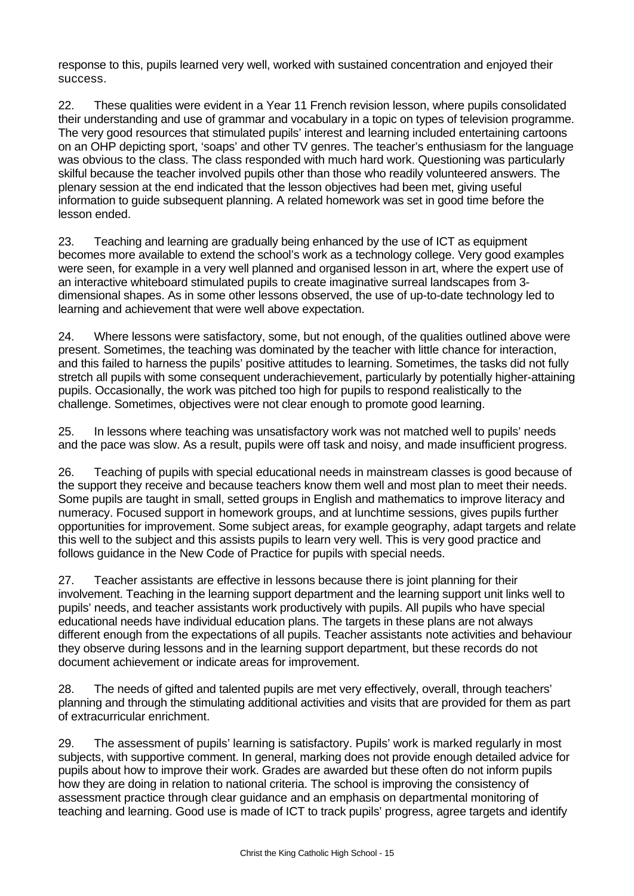response to this, pupils learned very well, worked with sustained concentration and enjoyed their success.

22. These qualities were evident in a Year 11 French revision lesson, where pupils consolidated their understanding and use of grammar and vocabulary in a topic on types of television programme. The very good resources that stimulated pupils' interest and learning included entertaining cartoons on an OHP depicting sport, 'soaps' and other TV genres. The teacher's enthusiasm for the language was obvious to the class. The class responded with much hard work. Questioning was particularly skilful because the teacher involved pupils other than those who readily volunteered answers. The plenary session at the end indicated that the lesson objectives had been met, giving useful information to guide subsequent planning. A related homework was set in good time before the lesson ended.

23. Teaching and learning are gradually being enhanced by the use of ICT as equipment becomes more available to extend the school's work as a technology college. Very good examples were seen, for example in a very well planned and organised lesson in art, where the expert use of an interactive whiteboard stimulated pupils to create imaginative surreal landscapes from 3-dimensional shapes. As in some other lessons observed, the use of up-to-date technology led to learning and achievement that were well above expectation.

24. Where lessons were satisfactory, some, but not enough, of the qualities outlined above were present. Sometimes, the teaching was dominated by the teacher with little chance for interaction, and this failed to harness the pupils' positive attitudes to learning. Sometimes, the tasks did not fully stretch all pupils with some consequent underachievement, particularly by potentially higher-attaining pupils. Occasionally, the work was pitched too high for pupils to respond realistically to the challenge. Sometimes, objectives were not clear enough to promote good learning.

25. In lessons where teaching was unsatisfactory work was not matched well to pupils' needs and the pace was slow. As a result, pupils were off task and noisy, and made insufficient progress.

26. Teaching of pupils with special educational needs in mainstream classes is good because of the support they receive and because teachers know them well and most plan to meet their needs. Some pupils are taught in small, setted groups in English and mathematics to improve literacy and numeracy. Focused support in homework groups, and at lunchtime sessions, gives pupils further opportunities for improvement. Some subject areas, for example geography, adapt targets and relate this well to the subject and this assists pupils to learn very well. This is very good practice and follows guidance in the New Code of Practice for pupils with special needs.

27. Teacher assistants are effective in lessons because there is joint planning for their involvement. Teaching in the learning support department and the learning support unit links well to pupils' needs, and teacher assistants work productively with pupils. All pupils who have special educational needs have individual education plans. The targets in these plans are not always different enough from the expectations of all pupils. Teacher assistants note activities and behaviour they observe during lessons and in the learning support department, but these records do not document achievement or indicate areas for improvement.

28. The needs of gifted and talented pupils are met very effectively, overall, through teachers' planning and through the stimulating additional activities and visits that are provided for them as part of extracurricular enrichment.

29. The assessment of pupils' learning is satisfactory. Pupils' work is marked regularly in most subjects, with supportive comment. In general, marking does not provide enough detailed advice for pupils about how to improve their work. Grades are awarded but these often do not inform pupils how they are doing in relation to national criteria. The school is improving the consistency of assessment practice through clear guidance and an emphasis on departmental monitoring of teaching and learning. Good use is made of ICT to track pupils' progress, agree targets and identify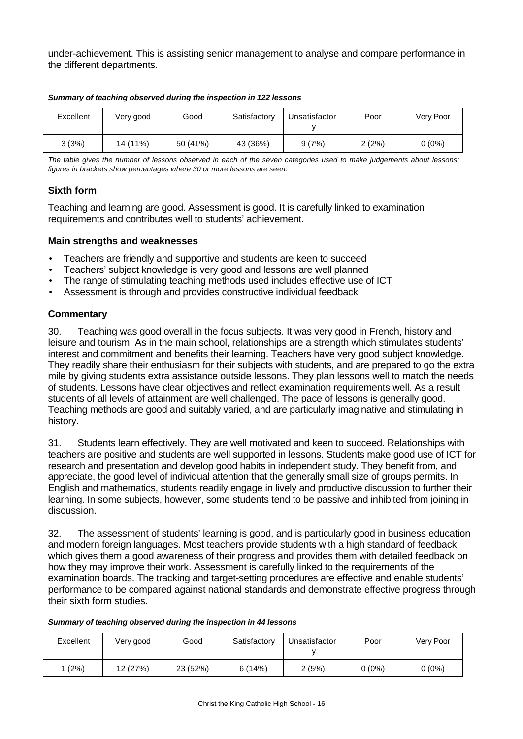under-achievement. This is assisting senior management to analyse and compare performance in the different departments.

***Summary of teaching observed during the inspection in 122 lessons***

| Excellent | Very good | Good | Satisfactory | Unsatisfactory | Poor | Very Poor |
|---|---|---|---|---|---|---|
| 3 (3%) | 14 (11%) | 50 (41%) | 43 (36%) | 9 (7%) | 2 (2%) | 0 (0%) |

*The table gives the number of lessons observed in each of the seven categories used to make judgements about lessons; figures in brackets show percentages where 30 or more lessons are seen.*

## Sixth form

Teaching and learning are good. Assessment is good. It is carefully linked to examination requirements and contributes well to students' achievement.

### Main strengths and weaknesses

- Teachers are friendly and supportive and students are keen to succeed
- Teachers' subject knowledge is very good and lessons are well planned
- The range of stimulating teaching methods used includes effective use of ICT
- Assessment is through and provides constructive individual feedback

### Commentary

30. Teaching was good overall in the focus subjects. It was very good in French, history and leisure and tourism. As in the main school, relationships are a strength which stimulates students' interest and commitment and benefits their learning. Teachers have very good subject knowledge. They readily share their enthusiasm for their subjects with students, and are prepared to go the extra mile by giving students extra assistance outside lessons. They plan lessons well to match the needs of students. Lessons have clear objectives and reflect examination requirements well. As a result students of all levels of attainment are well challenged. The pace of lessons is generally good. Teaching methods are good and suitably varied, and are particularly imaginative and stimulating in history.

31. Students learn effectively. They are well motivated and keen to succeed. Relationships with teachers are positive and students are well supported in lessons. Students make good use of ICT for research and presentation and develop good habits in independent study. They benefit from, and appreciate, the good level of individual attention that the generally small size of groups permits. In English and mathematics, students readily engage in lively and productive discussion to further their learning. In some subjects, however, some students tend to be passive and inhibited from joining in discussion.

32. The assessment of students' learning is good, and is particularly good in business education and modern foreign languages. Most teachers provide students with a high standard of feedback, which gives them a good awareness of their progress and provides them with detailed feedback on how they may improve their work. Assessment is carefully linked to the requirements of the examination boards. The tracking and target-setting procedures are effective and enable students' performance to be compared against national standards and demonstrate effective progress through their sixth form studies.

***Summary of teaching observed during the inspection in 44 lessons***

| Excellent | Very good | Good | Satisfactory | Unsatisfactory | Poor | Very Poor |
|---|---|---|---|---|---|---|
| 1 (2%) | 12 (27%) | 23 (52%) | 6 (14%) | 2 (5%) | 0 (0%) | 0 (0%) |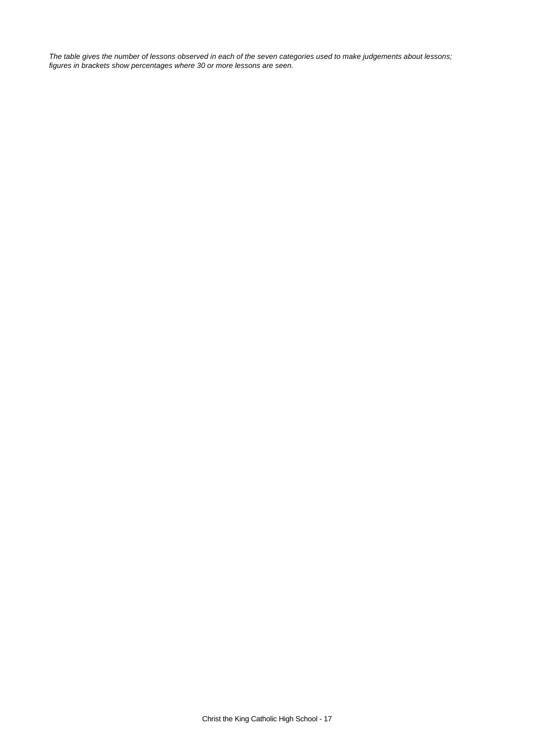*The table gives the number of lessons observed in each of the seven categories used to make judgements about lessons; figures in brackets show percentages where 30 or more lessons are seen.*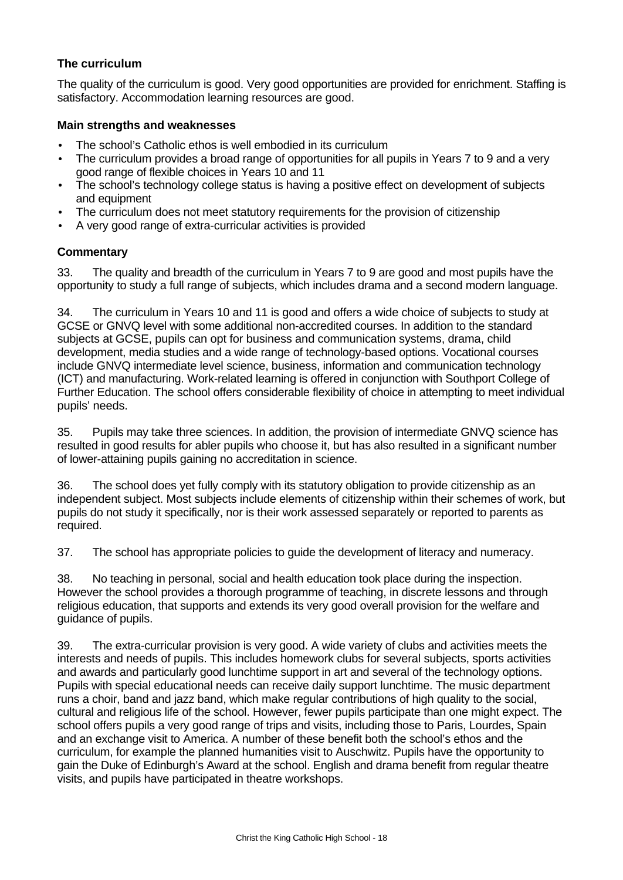### The curriculum

The quality of the curriculum is good. Very good opportunities are provided for enrichment. Staffing is satisfactory. Accommodation learning resources are good.

#### Main strengths and weaknesses

- The school's Catholic ethos is well embodied in its curriculum
- The curriculum provides a broad range of opportunities for all pupils in Years 7 to 9 and a very good range of flexible choices in Years 10 and 11
- The school's technology college status is having a positive effect on development of subjects and equipment
- The curriculum does not meet statutory requirements for the provision of citizenship
- A very good range of extra-curricular activities is provided

#### Commentary

33. The quality and breadth of the curriculum in Years 7 to 9 are good and most pupils have the opportunity to study a full range of subjects, which includes drama and a second modern language.

34. The curriculum in Years 10 and 11 is good and offers a wide choice of subjects to study at GCSE or GNVQ level with some additional non-accredited courses. In addition to the standard subjects at GCSE, pupils can opt for business and communication systems, drama, child development, media studies and a wide range of technology-based options. Vocational courses include GNVQ intermediate level science, business, information and communication technology (ICT) and manufacturing. Work-related learning is offered in conjunction with Southport College of Further Education. The school offers considerable flexibility of choice in attempting to meet individual pupils' needs.

35. Pupils may take three sciences. In addition, the provision of intermediate GNVQ science has resulted in good results for abler pupils who choose it, but has also resulted in a significant number of lower-attaining pupils gaining no accreditation in science.

36. The school does yet fully comply with its statutory obligation to provide citizenship as an independent subject. Most subjects include elements of citizenship within their schemes of work, but pupils do not study it specifically, nor is their work assessed separately or reported to parents as required.

37. The school has appropriate policies to guide the development of literacy and numeracy.

38. No teaching in personal, social and health education took place during the inspection. However the school provides a thorough programme of teaching, in discrete lessons and through religious education, that supports and extends its very good overall provision for the welfare and guidance of pupils.

39. The extra-curricular provision is very good. A wide variety of clubs and activities meets the interests and needs of pupils. This includes homework clubs for several subjects, sports activities and awards and particularly good lunchtime support in art and several of the technology options. Pupils with special educational needs can receive daily support lunchtime. The music department runs a choir, band and jazz band, which make regular contributions of high quality to the social, cultural and religious life of the school. However, fewer pupils participate than one might expect. The school offers pupils a very good range of trips and visits, including those to Paris, Lourdes, Spain and an exchange visit to America. A number of these benefit both the school's ethos and the curriculum, for example the planned humanities visit to Auschwitz. Pupils have the opportunity to gain the Duke of Edinburgh's Award at the school. English and drama benefit from regular theatre visits, and pupils have participated in theatre workshops.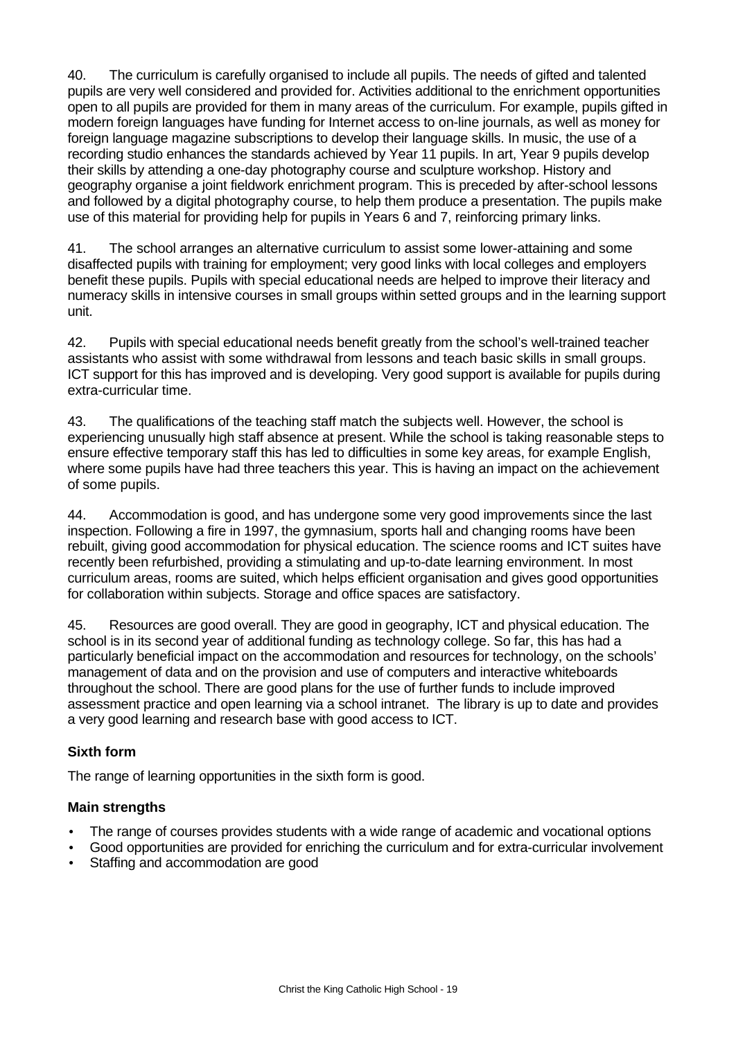40. The curriculum is carefully organised to include all pupils. The needs of gifted and talented pupils are very well considered and provided for. Activities additional to the enrichment opportunities open to all pupils are provided for them in many areas of the curriculum. For example, pupils gifted in modern foreign languages have funding for Internet access to on-line journals, as well as money for foreign language magazine subscriptions to develop their language skills. In music, the use of a recording studio enhances the standards achieved by Year 11 pupils. In art, Year 9 pupils develop their skills by attending a one-day photography course and sculpture workshop. History and geography organise a joint fieldwork enrichment program. This is preceded by after-school lessons and followed by a digital photography course, to help them produce a presentation. The pupils make use of this material for providing help for pupils in Years 6 and 7, reinforcing primary links.

41. The school arranges an alternative curriculum to assist some lower-attaining and some disaffected pupils with training for employment; very good links with local colleges and employers benefit these pupils. Pupils with special educational needs are helped to improve their literacy and numeracy skills in intensive courses in small groups within setted groups and in the learning support unit.

42. Pupils with special educational needs benefit greatly from the school's well-trained teacher assistants who assist with some withdrawal from lessons and teach basic skills in small groups. ICT support for this has improved and is developing. Very good support is available for pupils during extra-curricular time.

43. The qualifications of the teaching staff match the subjects well. However, the school is experiencing unusually high staff absence at present. While the school is taking reasonable steps to ensure effective temporary staff this has led to difficulties in some key areas, for example English, where some pupils have had three teachers this year. This is having an impact on the achievement of some pupils.

44. Accommodation is good, and has undergone some very good improvements since the last inspection. Following a fire in 1997, the gymnasium, sports hall and changing rooms have been rebuilt, giving good accommodation for physical education. The science rooms and ICT suites have recently been refurbished, providing a stimulating and up-to-date learning environment. In most curriculum areas, rooms are suited, which helps efficient organisation and gives good opportunities for collaboration within subjects. Storage and office spaces are satisfactory.

45. Resources are good overall. They are good in geography, ICT and physical education. The school is in its second year of additional funding as technology college. So far, this has had a particularly beneficial impact on the accommodation and resources for technology, on the schools' management of data and on the provision and use of computers and interactive whiteboards throughout the school. There are good plans for the use of further funds to include improved assessment practice and open learning via a school intranet. The library is up to date and provides a very good learning and research base with good access to ICT.

### Sixth form

The range of learning opportunities in the sixth form is good.

#### Main strengths

- The range of courses provides students with a wide range of academic and vocational options
- Good opportunities are provided for enriching the curriculum and for extra-curricular involvement
- Staffing and accommodation are good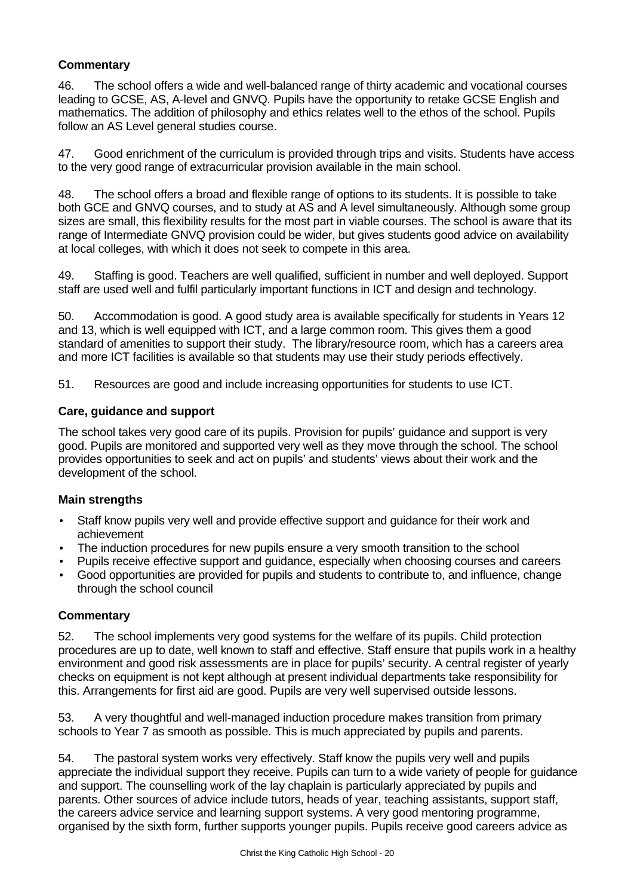### Commentary

46. The school offers a wide and well-balanced range of thirty academic and vocational courses leading to GCSE, AS, A-level and GNVQ. Pupils have the opportunity to retake GCSE English and mathematics. The addition of philosophy and ethics relates well to the ethos of the school. Pupils follow an AS Level general studies course.

47. Good enrichment of the curriculum is provided through trips and visits. Students have access to the very good range of extracurricular provision available in the main school.

48. The school offers a broad and flexible range of options to its students. It is possible to take both GCE and GNVQ courses, and to study at AS and A level simultaneously. Although some group sizes are small, this flexibility results for the most part in viable courses. The school is aware that its range of Intermediate GNVQ provision could be wider, but gives students good advice on availability at local colleges, with which it does not seek to compete in this area.

49. Staffing is good. Teachers are well qualified, sufficient in number and well deployed. Support staff are used well and fulfil particularly important functions in ICT and design and technology.

50. Accommodation is good. A good study area is available specifically for students in Years 12 and 13, which is well equipped with ICT, and a large common room. This gives them a good standard of amenities to support their study. The library/resource room, which has a careers area and more ICT facilities is available so that students may use their study periods effectively.

51. Resources are good and include increasing opportunities for students to use ICT.

### Care, guidance and support

The school takes very good care of its pupils. Provision for pupils' guidance and support is very good. Pupils are monitored and supported very well as they move through the school. The school provides opportunities to seek and act on pupils' and students' views about their work and the development of the school.

### Main strengths

- Staff know pupils very well and provide effective support and guidance for their work and achievement
- The induction procedures for new pupils ensure a very smooth transition to the school
- Pupils receive effective support and guidance, especially when choosing courses and careers
- Good opportunities are provided for pupils and students to contribute to, and influence, change through the school council

### Commentary

52. The school implements very good systems for the welfare of its pupils. Child protection procedures are up to date, well known to staff and effective. Staff ensure that pupils work in a healthy environment and good risk assessments are in place for pupils' security. A central register of yearly checks on equipment is not kept although at present individual departments take responsibility for this. Arrangements for first aid are good. Pupils are very well supervised outside lessons.

53. A very thoughtful and well-managed induction procedure makes transition from primary schools to Year 7 as smooth as possible. This is much appreciated by pupils and parents.

54. The pastoral system works very effectively. Staff know the pupils very well and pupils appreciate the individual support they receive. Pupils can turn to a wide variety of people for guidance and support. The counselling work of the lay chaplain is particularly appreciated by pupils and parents. Other sources of advice include tutors, heads of year, teaching assistants, support staff, the careers advice service and learning support systems. A very good mentoring programme, organised by the sixth form, further supports younger pupils. Pupils receive good careers advice as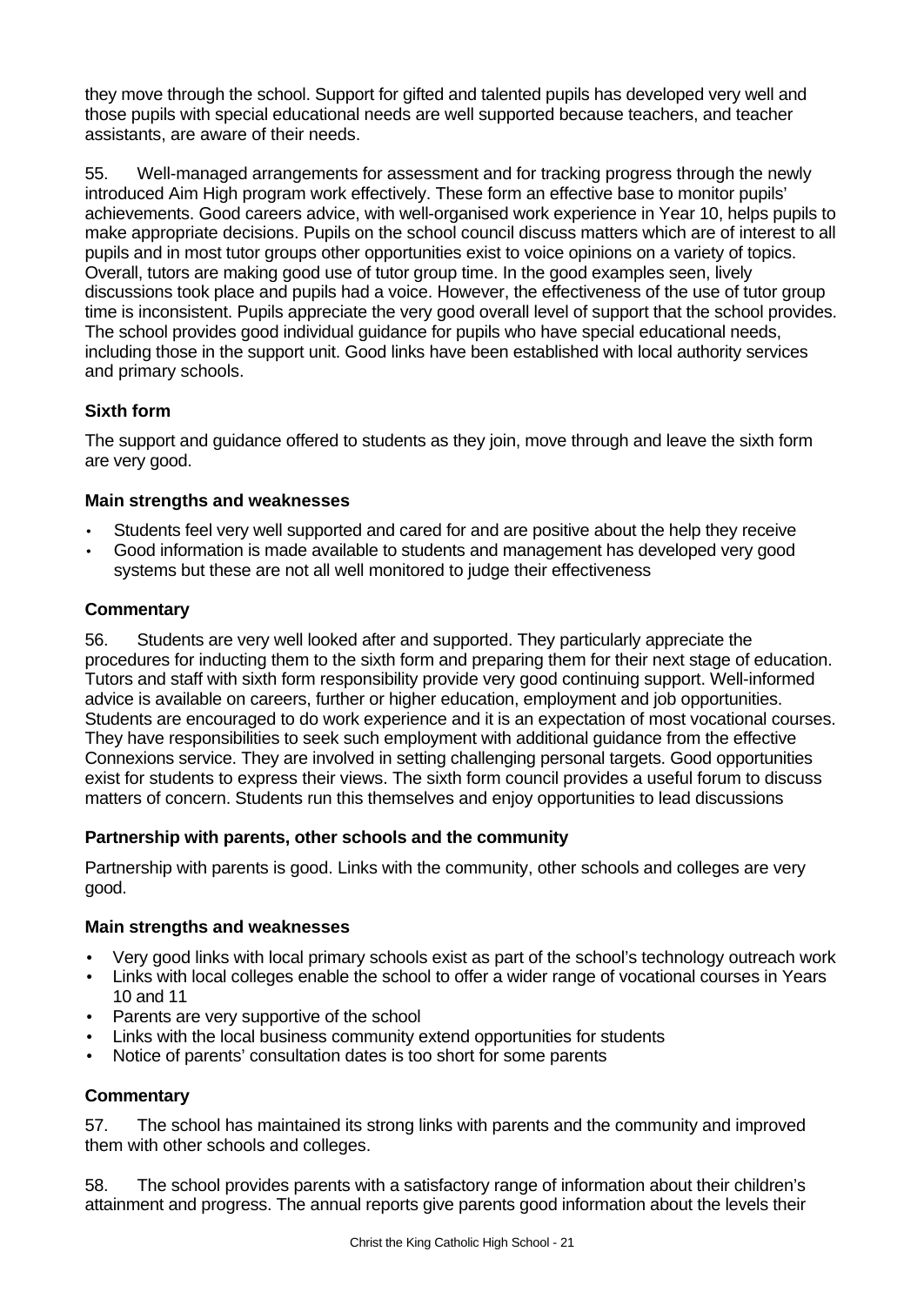they move through the school. Support for gifted and talented pupils has developed very well and those pupils with special educational needs are well supported because teachers, and teacher assistants, are aware of their needs.

55. Well-managed arrangements for assessment and for tracking progress through the newly introduced Aim High program work effectively. These form an effective base to monitor pupils' achievements. Good careers advice, with well-organised work experience in Year 10, helps pupils to make appropriate decisions. Pupils on the school council discuss matters which are of interest to all pupils and in most tutor groups other opportunities exist to voice opinions on a variety of topics. Overall, tutors are making good use of tutor group time. In the good examples seen, lively discussions took place and pupils had a voice. However, the effectiveness of the use of tutor group time is inconsistent. Pupils appreciate the very good overall level of support that the school provides. The school provides good individual guidance for pupils who have special educational needs, including those in the support unit. Good links have been established with local authority services and primary schools.

### Sixth form

The support and guidance offered to students as they join, move through and leave the sixth form are very good.

#### Main strengths and weaknesses

- Students feel very well supported and cared for and are positive about the help they receive
- Good information is made available to students and management has developed very good systems but these are not all well monitored to judge their effectiveness

#### Commentary

56. Students are very well looked after and supported. They particularly appreciate the procedures for inducting them to the sixth form and preparing them for their next stage of education. Tutors and staff with sixth form responsibility provide very good continuing support. Well-informed advice is available on careers, further or higher education, employment and job opportunities. Students are encouraged to do work experience and it is an expectation of most vocational courses. They have responsibilities to seek such employment with additional guidance from the effective Connexions service. They are involved in setting challenging personal targets. Good opportunities exist for students to express their views. The sixth form council provides a useful forum to discuss matters of concern. Students run this themselves and enjoy opportunities to lead discussions

### Partnership with parents, other schools and the community

Partnership with parents is good. Links with the community, other schools and colleges are very good.

#### Main strengths and weaknesses

- Very good links with local primary schools exist as part of the school's technology outreach work
- Links with local colleges enable the school to offer a wider range of vocational courses in Years 10 and 11
- Parents are very supportive of the school
- Links with the local business community extend opportunities for students
- Notice of parents' consultation dates is too short for some parents

#### Commentary

57. The school has maintained its strong links with parents and the community and improved them with other schools and colleges.

58. The school provides parents with a satisfactory range of information about their children's attainment and progress. The annual reports give parents good information about the levels their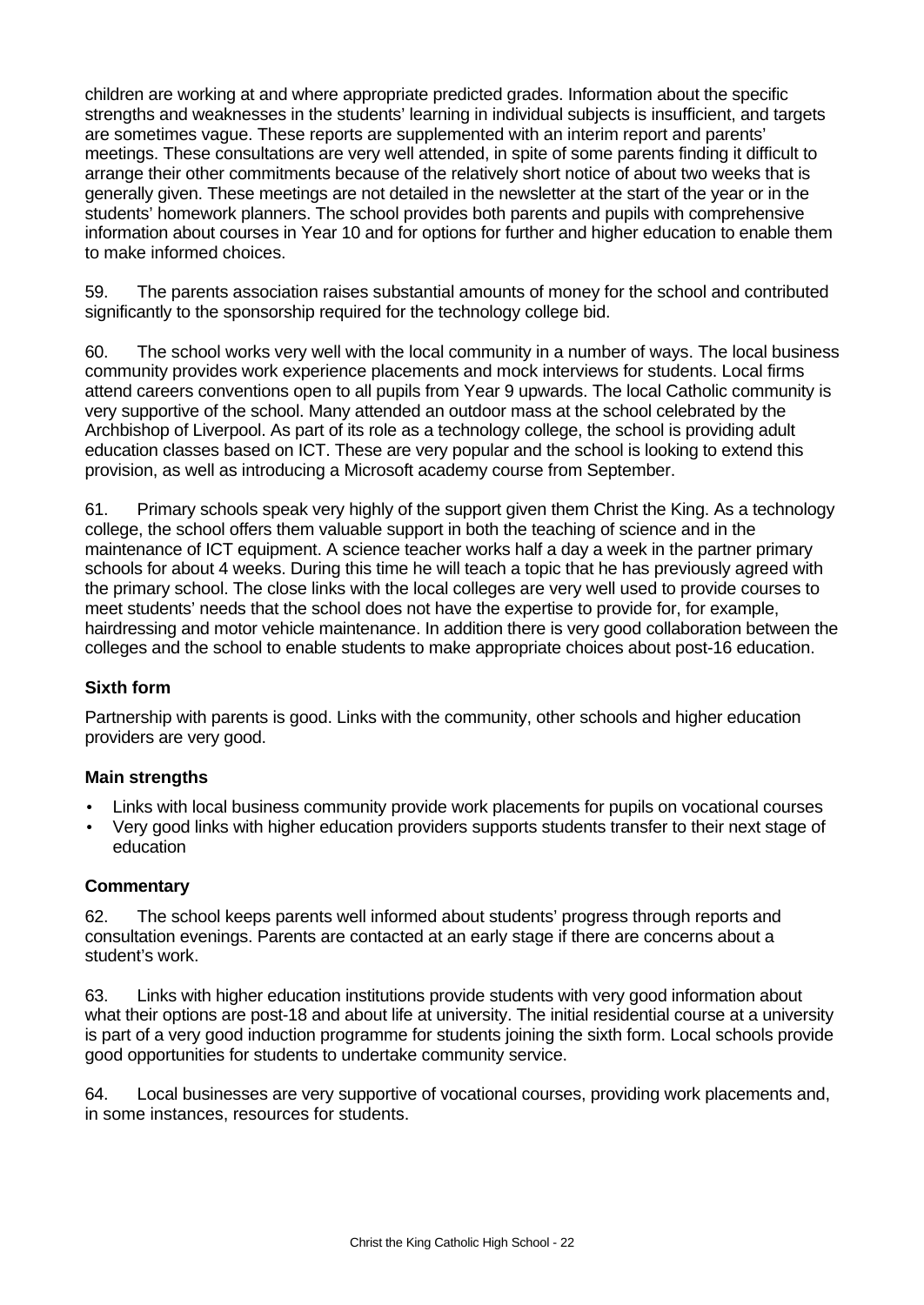children are working at and where appropriate predicted grades. Information about the specific strengths and weaknesses in the students' learning in individual subjects is insufficient, and targets are sometimes vague. These reports are supplemented with an interim report and parents' meetings. These consultations are very well attended, in spite of some parents finding it difficult to arrange their other commitments because of the relatively short notice of about two weeks that is generally given. These meetings are not detailed in the newsletter at the start of the year or in the students' homework planners. The school provides both parents and pupils with comprehensive information about courses in Year 10 and for options for further and higher education to enable them to make informed choices.

59. The parents association raises substantial amounts of money for the school and contributed significantly to the sponsorship required for the technology college bid.

60. The school works very well with the local community in a number of ways. The local business community provides work experience placements and mock interviews for students. Local firms attend careers conventions open to all pupils from Year 9 upwards. The local Catholic community is very supportive of the school. Many attended an outdoor mass at the school celebrated by the Archbishop of Liverpool. As part of its role as a technology college, the school is providing adult education classes based on ICT. These are very popular and the school is looking to extend this provision, as well as introducing a Microsoft academy course from September.

61. Primary schools speak very highly of the support given them Christ the King. As a technology college, the school offers them valuable support in both the teaching of science and in the maintenance of ICT equipment. A science teacher works half a day a week in the partner primary schools for about 4 weeks. During this time he will teach a topic that he has previously agreed with the primary school. The close links with the local colleges are very well used to provide courses to meet students' needs that the school does not have the expertise to provide for, for example, hairdressing and motor vehicle maintenance. In addition there is very good collaboration between the colleges and the school to enable students to make appropriate choices about post-16 education.

### Sixth form

Partnership with parents is good. Links with the community, other schools and higher education providers are very good.

#### Main strengths

- Links with local business community provide work placements for pupils on vocational courses
- Very good links with higher education providers supports students transfer to their next stage of education

#### Commentary

62. The school keeps parents well informed about students' progress through reports and consultation evenings. Parents are contacted at an early stage if there are concerns about a student's work.

63. Links with higher education institutions provide students with very good information about what their options are post-18 and about life at university. The initial residential course at a university is part of a very good induction programme for students joining the sixth form. Local schools provide good opportunities for students to undertake community service.

64. Local businesses are very supportive of vocational courses, providing work placements and, in some instances, resources for students.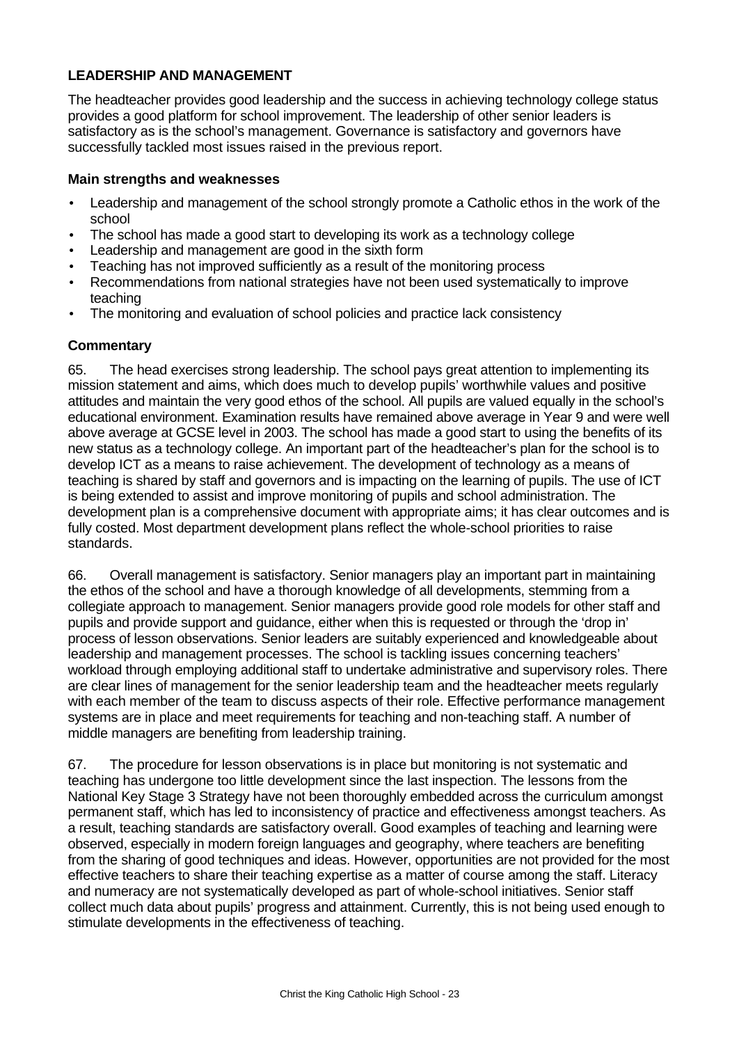## LEADERSHIP AND MANAGEMENT

The headteacher provides good leadership and the success in achieving technology college status provides a good platform for school improvement. The leadership of other senior leaders is satisfactory as is the school's management. Governance is satisfactory and governors have successfully tackled most issues raised in the previous report.

### Main strengths and weaknesses

- Leadership and management of the school strongly promote a Catholic ethos in the work of the school
- The school has made a good start to developing its work as a technology college
- Leadership and management are good in the sixth form
- Teaching has not improved sufficiently as a result of the monitoring process
- Recommendations from national strategies have not been used systematically to improve teaching
- The monitoring and evaluation of school policies and practice lack consistency

### Commentary

65. The head exercises strong leadership. The school pays great attention to implementing its mission statement and aims, which does much to develop pupils' worthwhile values and positive attitudes and maintain the very good ethos of the school. All pupils are valued equally in the school's educational environment. Examination results have remained above average in Year 9 and were well above average at GCSE level in 2003. The school has made a good start to using the benefits of its new status as a technology college. An important part of the headteacher's plan for the school is to develop ICT as a means to raise achievement. The development of technology as a means of teaching is shared by staff and governors and is impacting on the learning of pupils. The use of ICT is being extended to assist and improve monitoring of pupils and school administration. The development plan is a comprehensive document with appropriate aims; it has clear outcomes and is fully costed. Most department development plans reflect the whole-school priorities to raise standards.

66. Overall management is satisfactory. Senior managers play an important part in maintaining the ethos of the school and have a thorough knowledge of all developments, stemming from a collegiate approach to management. Senior managers provide good role models for other staff and pupils and provide support and guidance, either when this is requested or through the 'drop in' process of lesson observations. Senior leaders are suitably experienced and knowledgeable about leadership and management processes. The school is tackling issues concerning teachers' workload through employing additional staff to undertake administrative and supervisory roles. There are clear lines of management for the senior leadership team and the headteacher meets regularly with each member of the team to discuss aspects of their role. Effective performance management systems are in place and meet requirements for teaching and non-teaching staff. A number of middle managers are benefiting from leadership training.

67. The procedure for lesson observations is in place but monitoring is not systematic and teaching has undergone too little development since the last inspection. The lessons from the National Key Stage 3 Strategy have not been thoroughly embedded across the curriculum amongst permanent staff, which has led to inconsistency of practice and effectiveness amongst teachers. As a result, teaching standards are satisfactory overall. Good examples of teaching and learning were observed, especially in modern foreign languages and geography, where teachers are benefiting from the sharing of good techniques and ideas. However, opportunities are not provided for the most effective teachers to share their teaching expertise as a matter of course among the staff. Literacy and numeracy are not systematically developed as part of whole-school initiatives. Senior staff collect much data about pupils' progress and attainment. Currently, this is not being used enough to stimulate developments in the effectiveness of teaching.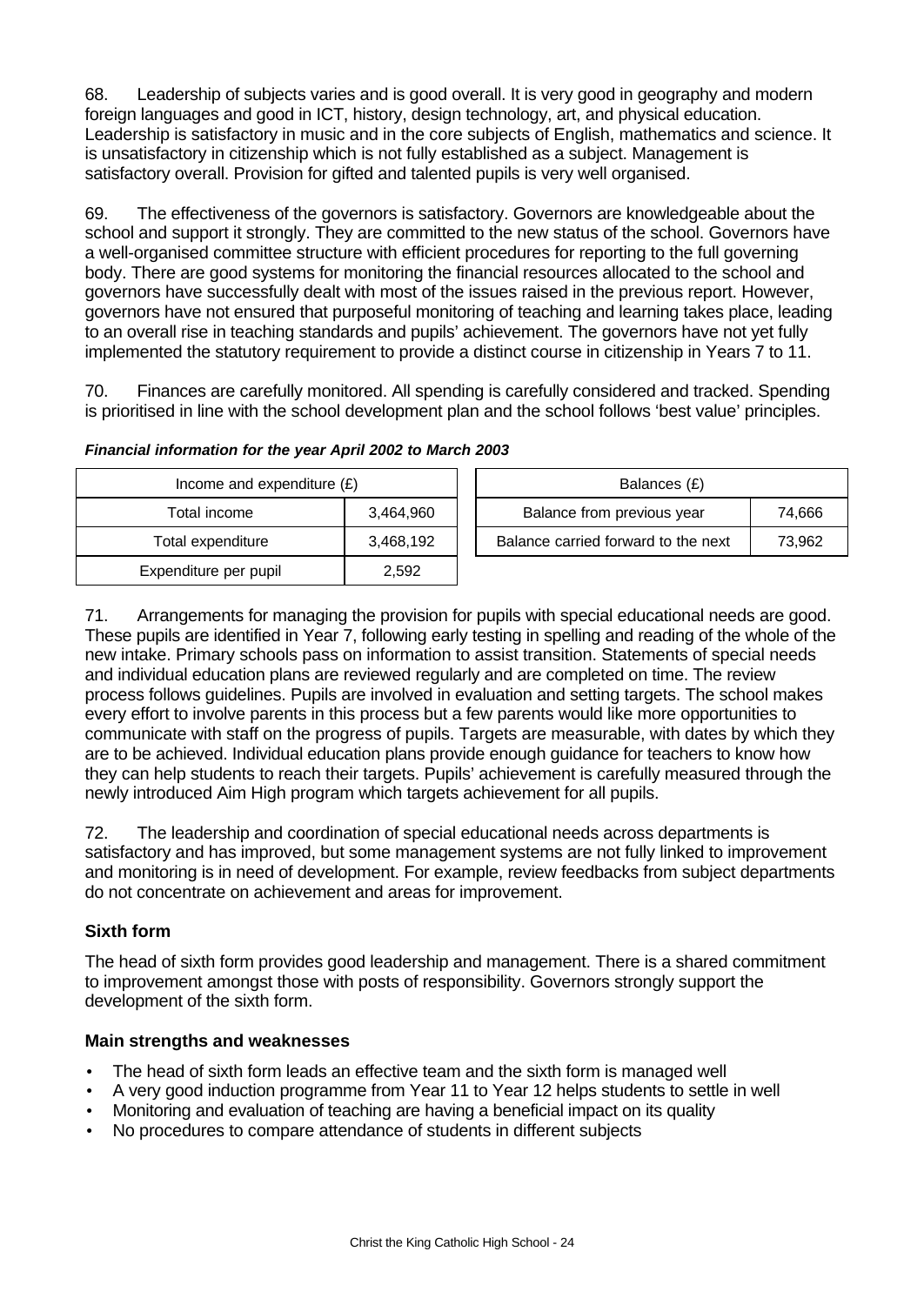68. Leadership of subjects varies and is good overall. It is very good in geography and modern foreign languages and good in ICT, history, design technology, art, and physical education. Leadership is satisfactory in music and in the core subjects of English, mathematics and science. It is unsatisfactory in citizenship which is not fully established as a subject. Management is satisfactory overall. Provision for gifted and talented pupils is very well organised.

69. The effectiveness of the governors is satisfactory. Governors are knowledgeable about the school and support it strongly. They are committed to the new status of the school. Governors have a well-organised committee structure with efficient procedures for reporting to the full governing body. There are good systems for monitoring the financial resources allocated to the school and governors have successfully dealt with most of the issues raised in the previous report. However, governors have not ensured that purposeful monitoring of teaching and learning takes place, leading to an overall rise in teaching standards and pupils' achievement. The governors have not yet fully implemented the statutory requirement to provide a distinct course in citizenship in Years 7 to 11.

70. Finances are carefully monitored. All spending is carefully considered and tracked. Spending is prioritised in line with the school development plan and the school follows 'best value' principles.

***Financial information for the year April 2002 to March 2003***

| Income and expenditure (£) | |
|---|---|
| Total income | 3,464,960 |
| Total expenditure | 3,468,192 |
| Expenditure per pupil | 2,592 |

| Balances (£) | |
|---|---|
| Balance from previous year | 74,666 |
| Balance carried forward to the next | 73,962 |

71. Arrangements for managing the provision for pupils with special educational needs are good. These pupils are identified in Year 7, following early testing in spelling and reading of the whole of the new intake. Primary schools pass on information to assist transition. Statements of special needs and individual education plans are reviewed regularly and are completed on time. The review process follows guidelines. Pupils are involved in evaluation and setting targets. The school makes every effort to involve parents in this process but a few parents would like more opportunities to communicate with staff on the progress of pupils. Targets are measurable, with dates by which they are to be achieved. Individual education plans provide enough guidance for teachers to know how they can help students to reach their targets. Pupils' achievement is carefully measured through the newly introduced Aim High program which targets achievement for all pupils.

72. The leadership and coordination of special educational needs across departments is satisfactory and has improved, but some management systems are not fully linked to improvement and monitoring is in need of development. For example, review feedbacks from subject departments do not concentrate on achievement and areas for improvement.

### Sixth form

The head of sixth form provides good leadership and management. There is a shared commitment to improvement amongst those with posts of responsibility. Governors strongly support the development of the sixth form.

### Main strengths and weaknesses

- The head of sixth form leads an effective team and the sixth form is managed well
- A very good induction programme from Year 11 to Year 12 helps students to settle in well
- Monitoring and evaluation of teaching are having a beneficial impact on its quality
- No procedures to compare attendance of students in different subjects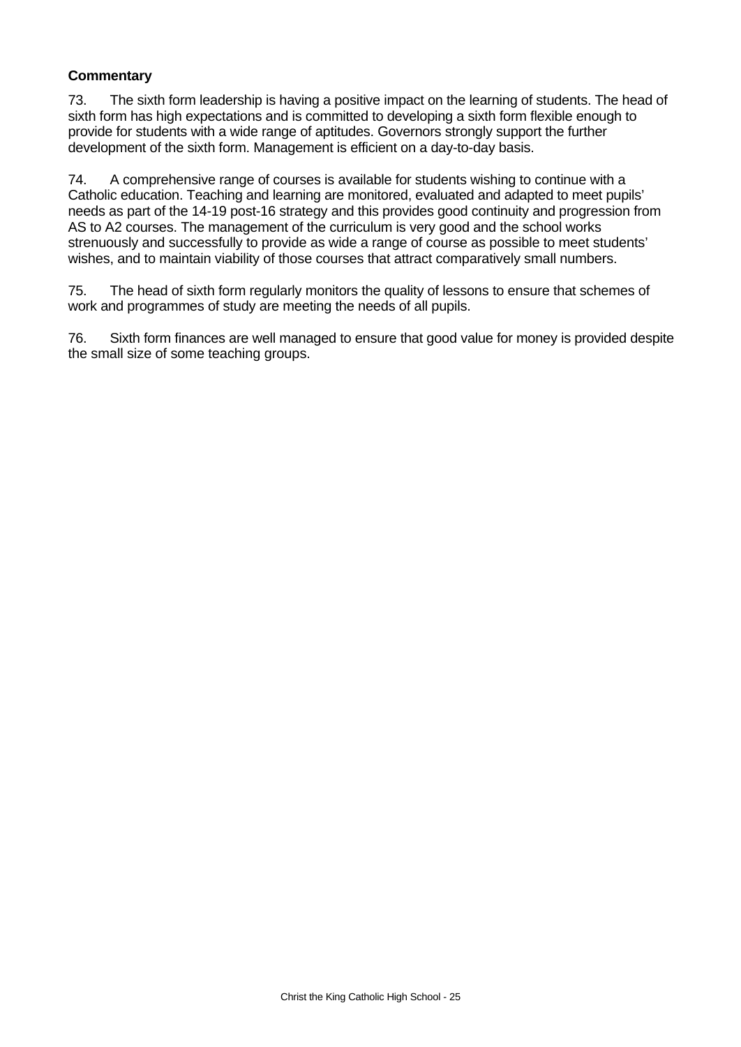**Commentary**

73. The sixth form leadership is having a positive impact on the learning of students. The head of sixth form has high expectations and is committed to developing a sixth form flexible enough to provide for students with a wide range of aptitudes. Governors strongly support the further development of the sixth form. Management is efficient on a day-to-day basis.

74. A comprehensive range of courses is available for students wishing to continue with a Catholic education. Teaching and learning are monitored, evaluated and adapted to meet pupils' needs as part of the 14-19 post-16 strategy and this provides good continuity and progression from AS to A2 courses. The management of the curriculum is very good and the school works strenuously and successfully to provide as wide a range of course as possible to meet students' wishes, and to maintain viability of those courses that attract comparatively small numbers.

75. The head of sixth form regularly monitors the quality of lessons to ensure that schemes of work and programmes of study are meeting the needs of all pupils.

76. Sixth form finances are well managed to ensure that good value for money is provided despite the small size of some teaching groups.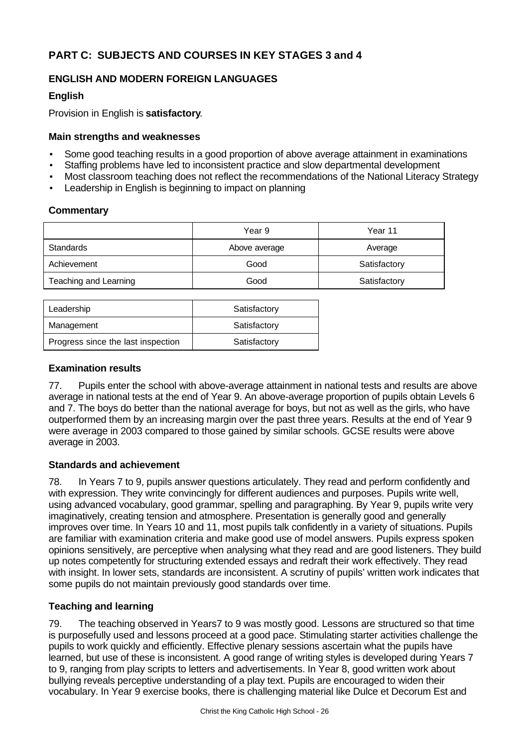## PART C: SUBJECTS AND COURSES IN KEY STAGES 3 and 4

### ENGLISH AND MODERN FOREIGN LANGUAGES

#### English

Provision in English is **satisfactory**.

#### Main strengths and weaknesses

- Some good teaching results in a good proportion of above average attainment in examinations
- Staffing problems have led to inconsistent practice and slow departmental development
- Most classroom teaching does not reflect the recommendations of the National Literacy Strategy
- Leadership in English is beginning to impact on planning

#### Commentary

| | Year 9 | Year 11 |
|---|---|---|
| Standards | Above average | Average |
| Achievement | Good | Satisfactory |
| Teaching and Learning | Good | Satisfactory |

| | |
|---|---|
| Leadership | Satisfactory |
| Management | Satisfactory |
| Progress since the last inspection | Satisfactory |

#### Examination results

77. Pupils enter the school with above-average attainment in national tests and results are above average in national tests at the end of Year 9. An above-average proportion of pupils obtain Levels 6 and 7. The boys do better than the national average for boys, but not as well as the girls, who have outperformed them by an increasing margin over the past three years. Results at the end of Year 9 were average in 2003 compared to those gained by similar schools. GCSE results were above average in 2003.

#### Standards and achievement

78. In Years 7 to 9, pupils answer questions articulately. They read and perform confidently and with expression. They write convincingly for different audiences and purposes. Pupils write well, using advanced vocabulary, good grammar, spelling and paragraphing. By Year 9, pupils write very imaginatively, creating tension and atmosphere. Presentation is generally good and generally improves over time. In Years 10 and 11, most pupils talk confidently in a variety of situations. Pupils are familiar with examination criteria and make good use of model answers. Pupils express spoken opinions sensitively, are perceptive when analysing what they read and are good listeners. They build up notes competently for structuring extended essays and redraft their work effectively. They read with insight. In lower sets, standards are inconsistent. A scrutiny of pupils' written work indicates that some pupils do not maintain previously good standards over time.

#### Teaching and learning

79. The teaching observed in Years7 to 9 was mostly good. Lessons are structured so that time is purposefully used and lessons proceed at a good pace. Stimulating starter activities challenge the pupils to work quickly and efficiently. Effective plenary sessions ascertain what the pupils have learned, but use of these is inconsistent. A good range of writing styles is developed during Years 7 to 9, ranging from play scripts to letters and advertisements. In Year 8, good written work about bullying reveals perceptive understanding of a play text. Pupils are encouraged to widen their vocabulary. In Year 9 exercise books, there is challenging material like Dulce et Decorum Est and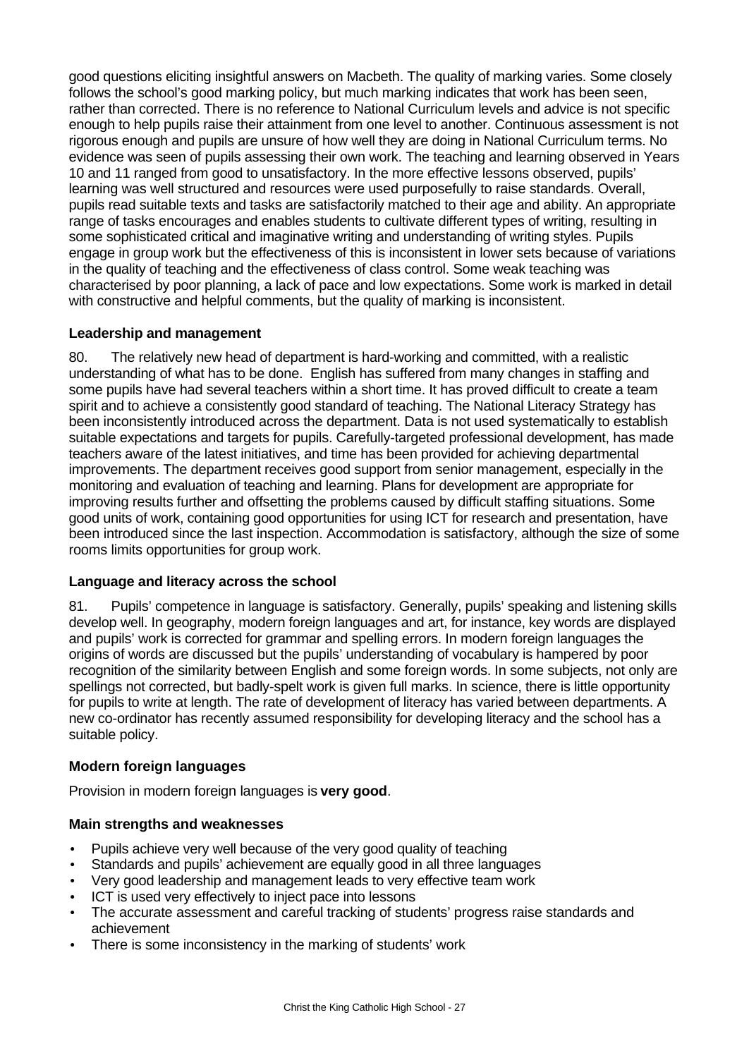good questions eliciting insightful answers on Macbeth. The quality of marking varies. Some closely follows the school's good marking policy, but much marking indicates that work has been seen, rather than corrected. There is no reference to National Curriculum levels and advice is not specific enough to help pupils raise their attainment from one level to another. Continuous assessment is not rigorous enough and pupils are unsure of how well they are doing in National Curriculum terms. No evidence was seen of pupils assessing their own work. The teaching and learning observed in Years 10 and 11 ranged from good to unsatisfactory. In the more effective lessons observed, pupils' learning was well structured and resources were used purposefully to raise standards. Overall, pupils read suitable texts and tasks are satisfactorily matched to their age and ability. An appropriate range of tasks encourages and enables students to cultivate different types of writing, resulting in some sophisticated critical and imaginative writing and understanding of writing styles. Pupils engage in group work but the effectiveness of this is inconsistent in lower sets because of variations in the quality of teaching and the effectiveness of class control. Some weak teaching was characterised by poor planning, a lack of pace and low expectations. Some work is marked in detail with constructive and helpful comments, but the quality of marking is inconsistent.

### Leadership and management

80. The relatively new head of department is hard-working and committed, with a realistic understanding of what has to be done. English has suffered from many changes in staffing and some pupils have had several teachers within a short time. It has proved difficult to create a team spirit and to achieve a consistently good standard of teaching. The National Literacy Strategy has been inconsistently introduced across the department. Data is not used systematically to establish suitable expectations and targets for pupils. Carefully-targeted professional development, has made teachers aware of the latest initiatives, and time has been provided for achieving departmental improvements. The department receives good support from senior management, especially in the monitoring and evaluation of teaching and learning. Plans for development are appropriate for improving results further and offsetting the problems caused by difficult staffing situations. Some good units of work, containing good opportunities for using ICT for research and presentation, have been introduced since the last inspection. Accommodation is satisfactory, although the size of some rooms limits opportunities for group work.

### Language and literacy across the school

81. Pupils' competence in language is satisfactory. Generally, pupils' speaking and listening skills develop well. In geography, modern foreign languages and art, for instance, key words are displayed and pupils' work is corrected for grammar and spelling errors. In modern foreign languages the origins of words are discussed but the pupils' understanding of vocabulary is hampered by poor recognition of the similarity between English and some foreign words. In some subjects, not only are spellings not corrected, but badly-spelt work is given full marks. In science, there is little opportunity for pupils to write at length. The rate of development of literacy has varied between departments. A new co-ordinator has recently assumed responsibility for developing literacy and the school has a suitable policy.

### Modern foreign languages

Provision in modern foreign languages is **very good**.

### Main strengths and weaknesses

- Pupils achieve very well because of the very good quality of teaching
- Standards and pupils' achievement are equally good in all three languages
- Very good leadership and management leads to very effective team work
- ICT is used very effectively to inject pace into lessons
- The accurate assessment and careful tracking of students' progress raise standards and achievement
- There is some inconsistency in the marking of students' work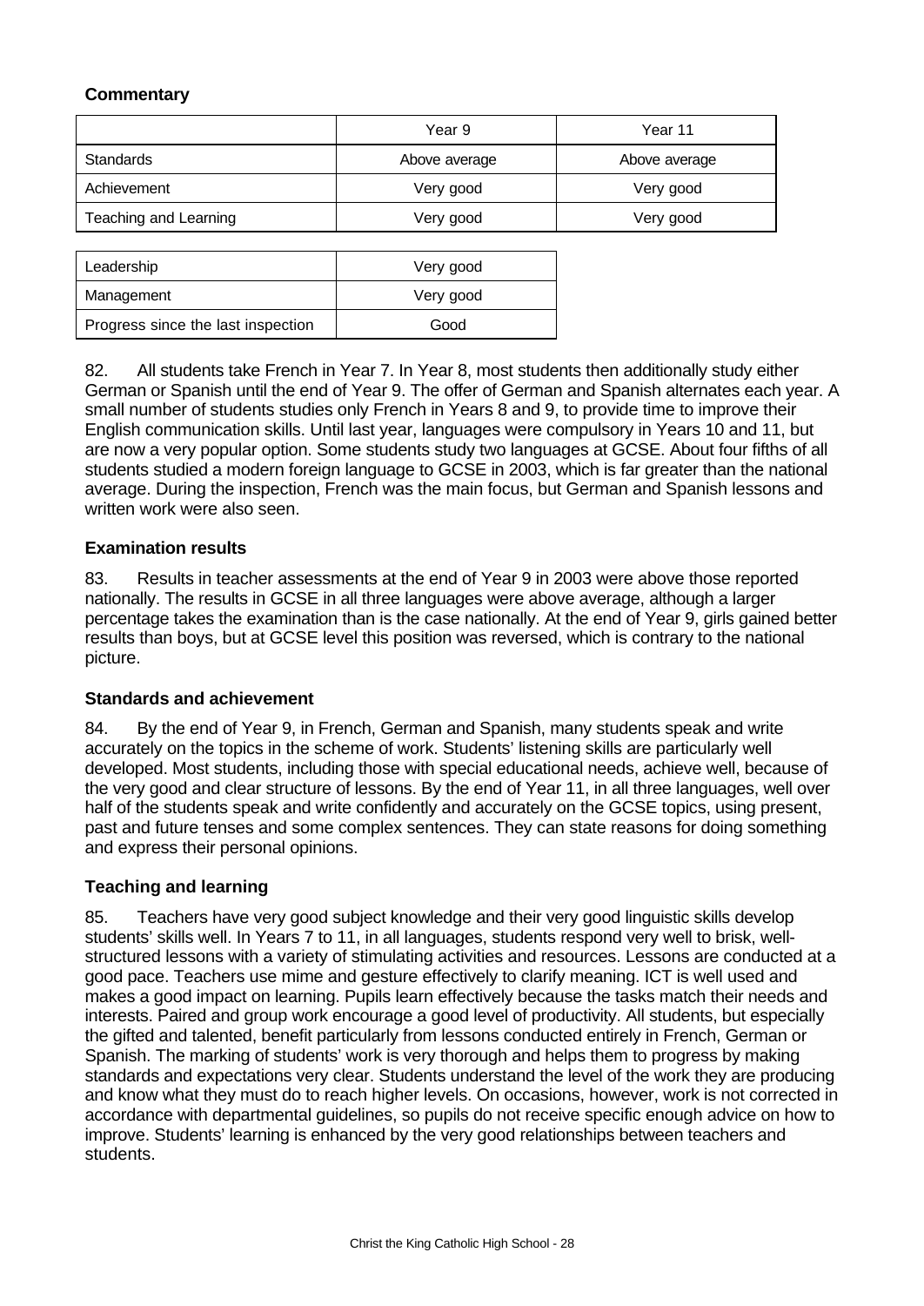**Commentary**

| | Year 9 | Year 11 |
|---|---|---|
| Standards | Above average | Above average |
| Achievement | Very good | Very good |
| Teaching and Learning | Very good | Very good |

| | |
|---|---|
| Leadership | Very good |
| Management | Very good |
| Progress since the last inspection | Good |

82. All students take French in Year 7. In Year 8, most students then additionally study either German or Spanish until the end of Year 9. The offer of German and Spanish alternates each year. A small number of students studies only French in Years 8 and 9, to provide time to improve their English communication skills. Until last year, languages were compulsory in Years 10 and 11, but are now a very popular option. Some students study two languages at GCSE. About four fifths of all students studied a modern foreign language to GCSE in 2003, which is far greater than the national average. During the inspection, French was the main focus, but German and Spanish lessons and written work were also seen.

### Examination results

83. Results in teacher assessments at the end of Year 9 in 2003 were above those reported nationally. The results in GCSE in all three languages were above average, although a larger percentage takes the examination than is the case nationally. At the end of Year 9, girls gained better results than boys, but at GCSE level this position was reversed, which is contrary to the national picture.

### Standards and achievement

84. By the end of Year 9, in French, German and Spanish, many students speak and write accurately on the topics in the scheme of work. Students' listening skills are particularly well developed. Most students, including those with special educational needs, achieve well, because of the very good and clear structure of lessons. By the end of Year 11, in all three languages, well over half of the students speak and write confidently and accurately on the GCSE topics, using present, past and future tenses and some complex sentences. They can state reasons for doing something and express their personal opinions.

### Teaching and learning

85. Teachers have very good subject knowledge and their very good linguistic skills develop students' skills well. In Years 7 to 11, in all languages, students respond very well to brisk, well-structured lessons with a variety of stimulating activities and resources. Lessons are conducted at a good pace. Teachers use mime and gesture effectively to clarify meaning. ICT is well used and makes a good impact on learning. Pupils learn effectively because the tasks match their needs and interests. Paired and group work encourage a good level of productivity. All students, but especially the gifted and talented, benefit particularly from lessons conducted entirely in French, German or Spanish. The marking of students' work is very thorough and helps them to progress by making standards and expectations very clear. Students understand the level of the work they are producing and know what they must do to reach higher levels. On occasions, however, work is not corrected in accordance with departmental guidelines, so pupils do not receive specific enough advice on how to improve. Students' learning is enhanced by the very good relationships between teachers and students.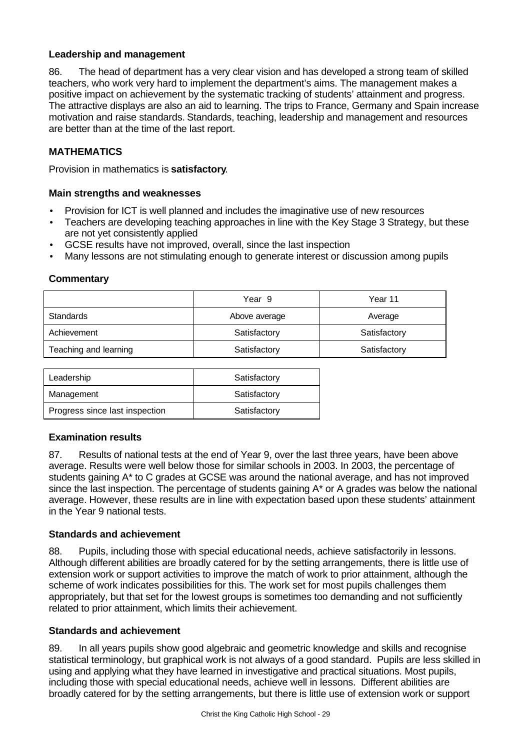### Leadership and management

86. The head of department has a very clear vision and has developed a strong team of skilled teachers, who work very hard to implement the department's aims. The management makes a positive impact on achievement by the systematic tracking of students' attainment and progress. The attractive displays are also an aid to learning. The trips to France, Germany and Spain increase motivation and raise standards. Standards, teaching, leadership and management and resources are better than at the time of the last report.

## MATHEMATICS

Provision in mathematics is **satisfactory**.

### Main strengths and weaknesses

- Provision for ICT is well planned and includes the imaginative use of new resources
- Teachers are developing teaching approaches in line with the Key Stage 3 Strategy, but these are not yet consistently applied
- GCSE results have not improved, overall, since the last inspection
- Many lessons are not stimulating enough to generate interest or discussion among pupils

### Commentary

| | Year 9 | Year 11 |
|---|---|---|
| Standards | Above average | Average |
| Achievement | Satisfactory | Satisfactory |
| Teaching and learning | Satisfactory | Satisfactory |

| | |
|---|---|
| Leadership | Satisfactory |
| Management | Satisfactory |
| Progress since last inspection | Satisfactory |

### Examination results

87. Results of national tests at the end of Year 9, over the last three years, have been above average. Results were well below those for similar schools in 2003. In 2003, the percentage of students gaining A* to C grades at GCSE was around the national average, and has not improved since the last inspection. The percentage of students gaining A* or A grades was below the national average. However, these results are in line with expectation based upon these students' attainment in the Year 9 national tests.

### Standards and achievement

88. Pupils, including those with special educational needs, achieve satisfactorily in lessons. Although different abilities are broadly catered for by the setting arrangements, there is little use of extension work or support activities to improve the match of work to prior attainment, although the scheme of work indicates possibilities for this. The work set for most pupils challenges them appropriately, but that set for the lowest groups is sometimes too demanding and not sufficiently related to prior attainment, which limits their achievement.

### Standards and achievement

89. In all years pupils show good algebraic and geometric knowledge and skills and recognise statistical terminology, but graphical work is not always of a good standard. Pupils are less skilled in using and applying what they have learned in investigative and practical situations. Most pupils, including those with special educational needs, achieve well in lessons. Different abilities are broadly catered for by the setting arrangements, but there is little use of extension work or support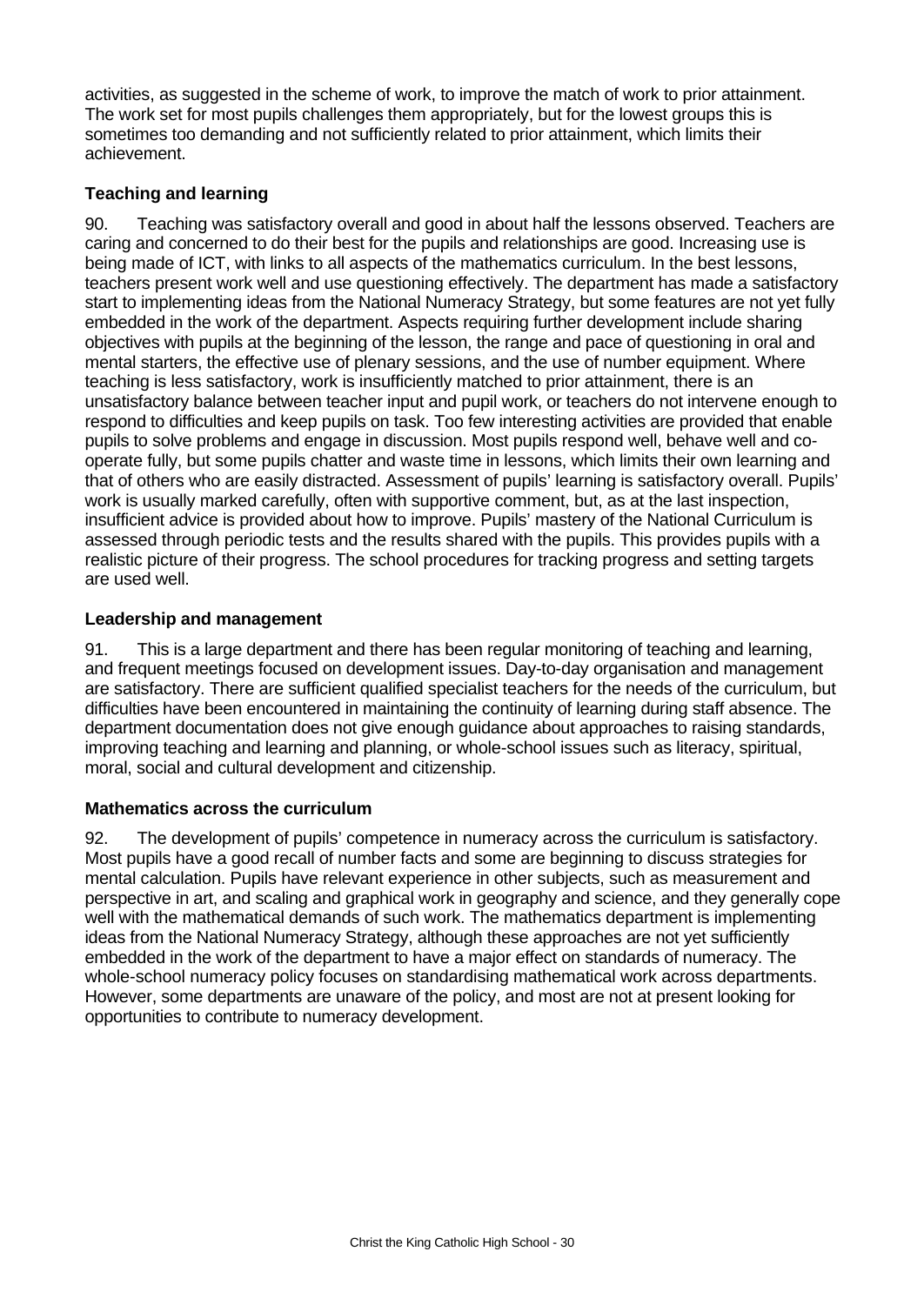activities, as suggested in the scheme of work, to improve the match of work to prior attainment. The work set for most pupils challenges them appropriately, but for the lowest groups this is sometimes too demanding and not sufficiently related to prior attainment, which limits their achievement.

### Teaching and learning

90. Teaching was satisfactory overall and good in about half the lessons observed. Teachers are caring and concerned to do their best for the pupils and relationships are good. Increasing use is being made of ICT, with links to all aspects of the mathematics curriculum. In the best lessons, teachers present work well and use questioning effectively. The department has made a satisfactory start to implementing ideas from the National Numeracy Strategy, but some features are not yet fully embedded in the work of the department. Aspects requiring further development include sharing objectives with pupils at the beginning of the lesson, the range and pace of questioning in oral and mental starters, the effective use of plenary sessions, and the use of number equipment. Where teaching is less satisfactory, work is insufficiently matched to prior attainment, there is an unsatisfactory balance between teacher input and pupil work, or teachers do not intervene enough to respond to difficulties and keep pupils on task. Too few interesting activities are provided that enable pupils to solve problems and engage in discussion. Most pupils respond well, behave well and co-operate fully, but some pupils chatter and waste time in lessons, which limits their own learning and that of others who are easily distracted. Assessment of pupils' learning is satisfactory overall. Pupils' work is usually marked carefully, often with supportive comment, but, as at the last inspection, insufficient advice is provided about how to improve. Pupils' mastery of the National Curriculum is assessed through periodic tests and the results shared with the pupils. This provides pupils with a realistic picture of their progress. The school procedures for tracking progress and setting targets are used well.

### Leadership and management

91. This is a large department and there has been regular monitoring of teaching and learning, and frequent meetings focused on development issues. Day-to-day organisation and management are satisfactory. There are sufficient qualified specialist teachers for the needs of the curriculum, but difficulties have been encountered in maintaining the continuity of learning during staff absence. The department documentation does not give enough guidance about approaches to raising standards, improving teaching and learning and planning, or whole-school issues such as literacy, spiritual, moral, social and cultural development and citizenship.

### Mathematics across the curriculum

92. The development of pupils' competence in numeracy across the curriculum is satisfactory. Most pupils have a good recall of number facts and some are beginning to discuss strategies for mental calculation. Pupils have relevant experience in other subjects, such as measurement and perspective in art, and scaling and graphical work in geography and science, and they generally cope well with the mathematical demands of such work. The mathematics department is implementing ideas from the National Numeracy Strategy, although these approaches are not yet sufficiently embedded in the work of the department to have a major effect on standards of numeracy. The whole-school numeracy policy focuses on standardising mathematical work across departments. However, some departments are unaware of the policy, and most are not at present looking for opportunities to contribute to numeracy development.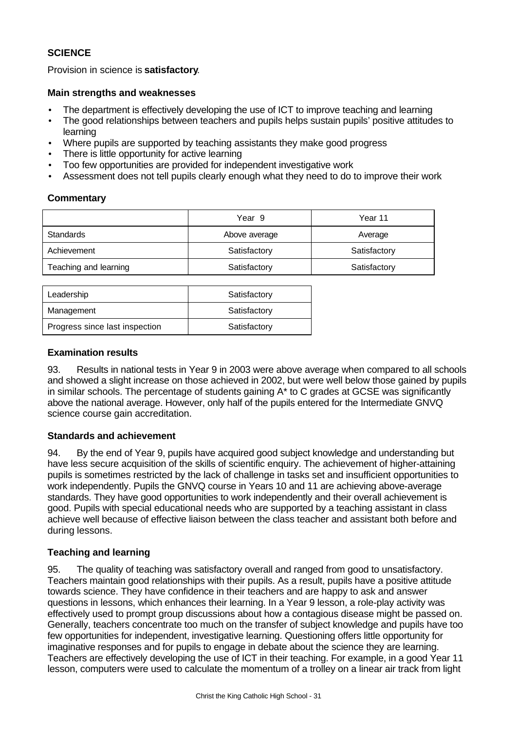## SCIENCE

Provision in science is **satisfactory**.

### Main strengths and weaknesses

- The department is effectively developing the use of ICT to improve teaching and learning
- The good relationships between teachers and pupils helps sustain pupils' positive attitudes to learning
- Where pupils are supported by teaching assistants they make good progress
- There is little opportunity for active learning
- Too few opportunities are provided for independent investigative work
- Assessment does not tell pupils clearly enough what they need to do to improve their work

### Commentary

| | Year 9 | Year 11 |
|---|---|---|
| Standards | Above average | Average |
| Achievement | Satisfactory | Satisfactory |
| Teaching and learning | Satisfactory | Satisfactory |

| | |
|---|---|
| Leadership | Satisfactory |
| Management | Satisfactory |
| Progress since last inspection | Satisfactory |

### Examination results

93. Results in national tests in Year 9 in 2003 were above average when compared to all schools and showed a slight increase on those achieved in 2002, but were well below those gained by pupils in similar schools. The percentage of students gaining A* to C grades at GCSE was significantly above the national average. However, only half of the pupils entered for the Intermediate GNVQ science course gain accreditation.

### Standards and achievement

94. By the end of Year 9, pupils have acquired good subject knowledge and understanding but have less secure acquisition of the skills of scientific enquiry. The achievement of higher-attaining pupils is sometimes restricted by the lack of challenge in tasks set and insufficient opportunities to work independently. Pupils the GNVQ course in Years 10 and 11 are achieving above-average standards. They have good opportunities to work independently and their overall achievement is good. Pupils with special educational needs who are supported by a teaching assistant in class achieve well because of effective liaison between the class teacher and assistant both before and during lessons.

### Teaching and learning

95. The quality of teaching was satisfactory overall and ranged from good to unsatisfactory. Teachers maintain good relationships with their pupils. As a result, pupils have a positive attitude towards science. They have confidence in their teachers and are happy to ask and answer questions in lessons, which enhances their learning. In a Year 9 lesson, a role-play activity was effectively used to prompt group discussions about how a contagious disease might be passed on. Generally, teachers concentrate too much on the transfer of subject knowledge and pupils have too few opportunities for independent, investigative learning. Questioning offers little opportunity for imaginative responses and for pupils to engage in debate about the science they are learning. Teachers are effectively developing the use of ICT in their teaching. For example, in a good Year 11 lesson, computers were used to calculate the momentum of a trolley on a linear air track from light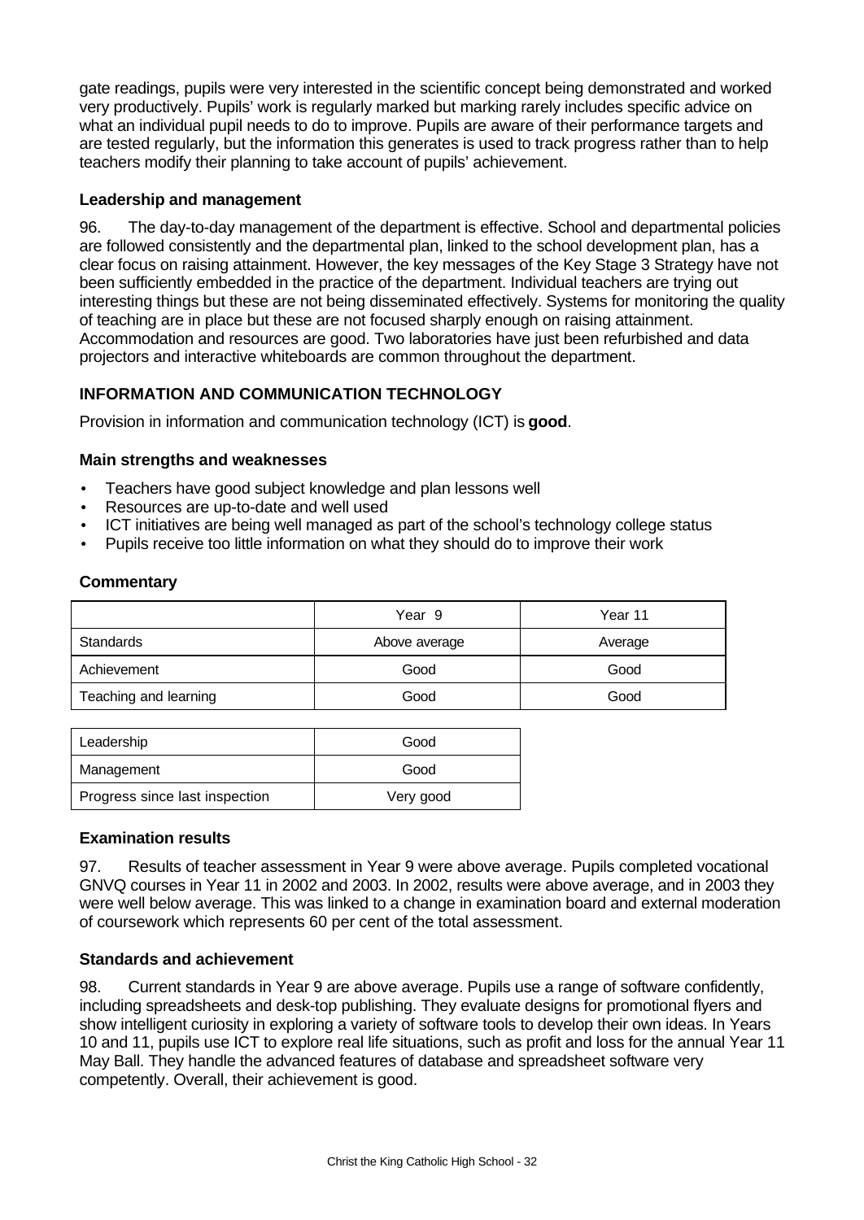gate readings, pupils were very interested in the scientific concept being demonstrated and worked very productively. Pupils' work is regularly marked but marking rarely includes specific advice on what an individual pupil needs to do to improve. Pupils are aware of their performance targets and are tested regularly, but the information this generates is used to track progress rather than to help teachers modify their planning to take account of pupils' achievement.

### Leadership and management

96. The day-to-day management of the department is effective. School and departmental policies are followed consistently and the departmental plan, linked to the school development plan, has a clear focus on raising attainment. However, the key messages of the Key Stage 3 Strategy have not been sufficiently embedded in the practice of the department. Individual teachers are trying out interesting things but these are not being disseminated effectively. Systems for monitoring the quality of teaching are in place but these are not focused sharply enough on raising attainment. Accommodation and resources are good. Two laboratories have just been refurbished and data projectors and interactive whiteboards are common throughout the department.

## INFORMATION AND COMMUNICATION TECHNOLOGY

Provision in information and communication technology (ICT) is **good**.

### Main strengths and weaknesses

- Teachers have good subject knowledge and plan lessons well
- Resources are up-to-date and well used
- ICT initiatives are being well managed as part of the school's technology college status
- Pupils receive too little information on what they should do to improve their work

### Commentary

| | Year 9 | Year 11 |
|---|---|---|
| Standards | Above average | Average |
| Achievement | Good | Good |
| Teaching and learning | Good | Good |

| | |
|---|---|
| Leadership | Good |
| Management | Good |
| Progress since last inspection | Very good |

### Examination results

97. Results of teacher assessment in Year 9 were above average. Pupils completed vocational GNVQ courses in Year 11 in 2002 and 2003. In 2002, results were above average, and in 2003 they were well below average. This was linked to a change in examination board and external moderation of coursework which represents 60 per cent of the total assessment.

### Standards and achievement

98. Current standards in Year 9 are above average. Pupils use a range of software confidently, including spreadsheets and desk-top publishing. They evaluate designs for promotional flyers and show intelligent curiosity in exploring a variety of software tools to develop their own ideas. In Years 10 and 11, pupils use ICT to explore real life situations, such as profit and loss for the annual Year 11 May Ball. They handle the advanced features of database and spreadsheet software very competently. Overall, their achievement is good.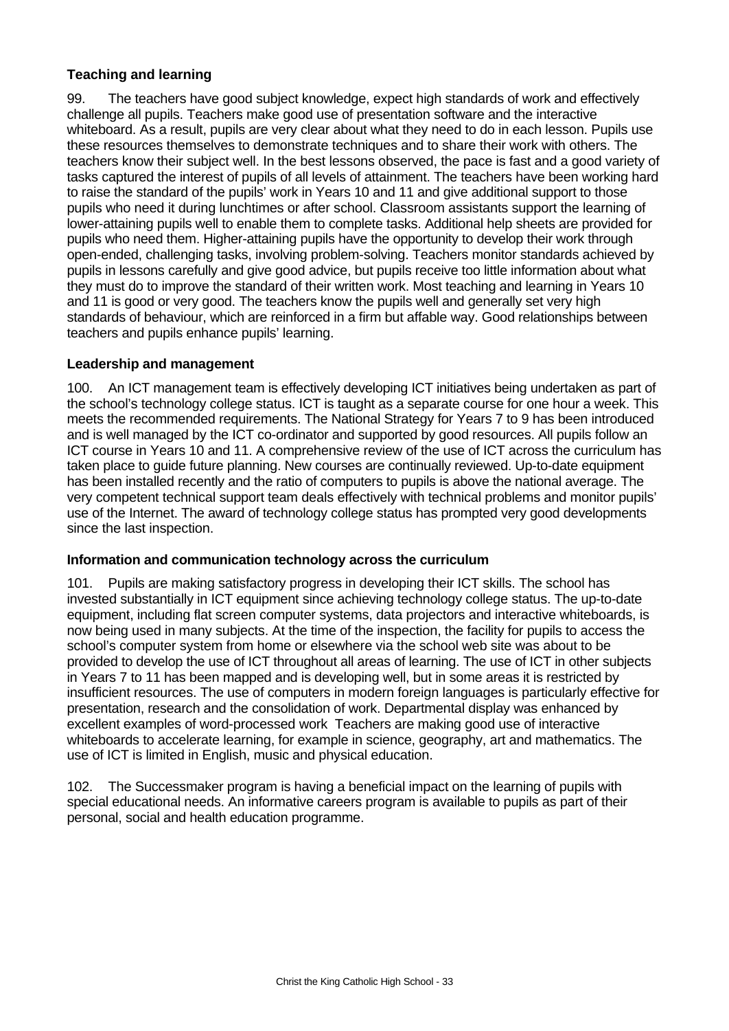**Teaching and learning**

99. The teachers have good subject knowledge, expect high standards of work and effectively challenge all pupils. Teachers make good use of presentation software and the interactive whiteboard. As a result, pupils are very clear about what they need to do in each lesson. Pupils use these resources themselves to demonstrate techniques and to share their work with others. The teachers know their subject well. In the best lessons observed, the pace is fast and a good variety of tasks captured the interest of pupils of all levels of attainment. The teachers have been working hard to raise the standard of the pupils' work in Years 10 and 11 and give additional support to those pupils who need it during lunchtimes or after school. Classroom assistants support the learning of lower-attaining pupils well to enable them to complete tasks. Additional help sheets are provided for pupils who need them. Higher-attaining pupils have the opportunity to develop their work through open-ended, challenging tasks, involving problem-solving. Teachers monitor standards achieved by pupils in lessons carefully and give good advice, but pupils receive too little information about what they must do to improve the standard of their written work. Most teaching and learning in Years 10 and 11 is good or very good. The teachers know the pupils well and generally set very high standards of behaviour, which are reinforced in a firm but affable way. Good relationships between teachers and pupils enhance pupils' learning.

**Leadership and management**

100. An ICT management team is effectively developing ICT initiatives being undertaken as part of the school's technology college status. ICT is taught as a separate course for one hour a week. This meets the recommended requirements. The National Strategy for Years 7 to 9 has been introduced and is well managed by the ICT co-ordinator and supported by good resources. All pupils follow an ICT course in Years 10 and 11. A comprehensive review of the use of ICT across the curriculum has taken place to guide future planning. New courses are continually reviewed. Up-to-date equipment has been installed recently and the ratio of computers to pupils is above the national average. The very competent technical support team deals effectively with technical problems and monitor pupils' use of the Internet. The award of technology college status has prompted very good developments since the last inspection.

**Information and communication technology across the curriculum**

101. Pupils are making satisfactory progress in developing their ICT skills. The school has invested substantially in ICT equipment since achieving technology college status. The up-to-date equipment, including flat screen computer systems, data projectors and interactive whiteboards, is now being used in many subjects. At the time of the inspection, the facility for pupils to access the school's computer system from home or elsewhere via the school web site was about to be provided to develop the use of ICT throughout all areas of learning. The use of ICT in other subjects in Years 7 to 11 has been mapped and is developing well, but in some areas it is restricted by insufficient resources. The use of computers in modern foreign languages is particularly effective for presentation, research and the consolidation of work. Departmental display was enhanced by excellent examples of word-processed work Teachers are making good use of interactive whiteboards to accelerate learning, for example in science, geography, art and mathematics. The use of ICT is limited in English, music and physical education.

102. The Successmaker program is having a beneficial impact on the learning of pupils with special educational needs. An informative careers program is available to pupils as part of their personal, social and health education programme.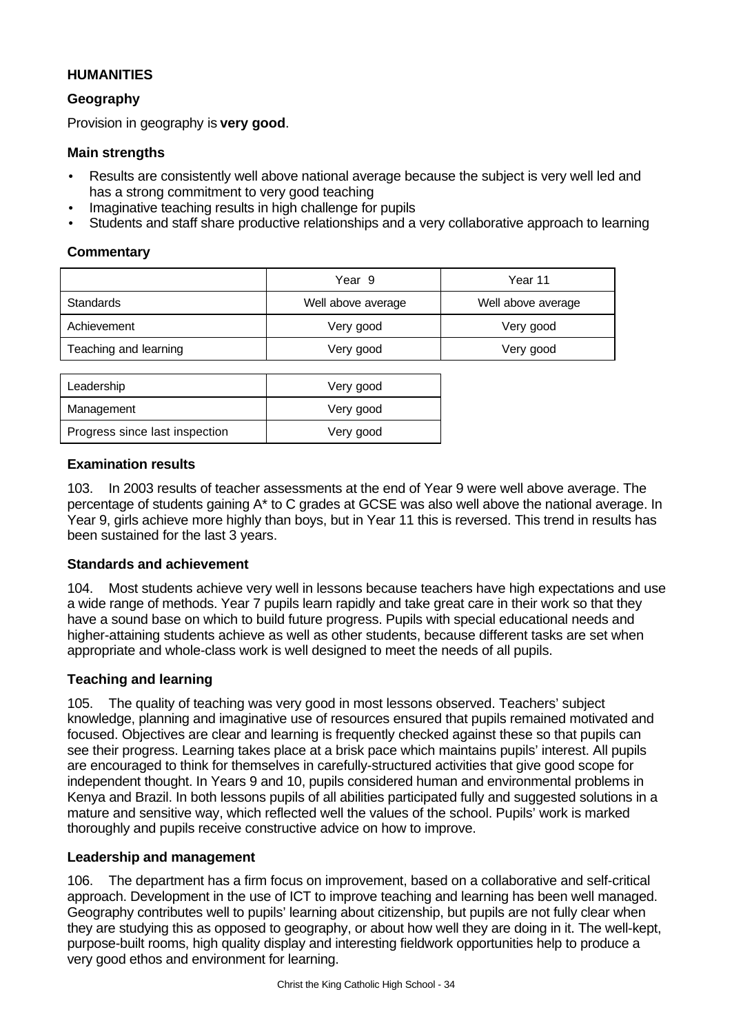# HUMANITIES

## Geography

Provision in geography is **very good**.

### Main strengths

- Results are consistently well above national average because the subject is very well led and has a strong commitment to very good teaching
- Imaginative teaching results in high challenge for pupils
- Students and staff share productive relationships and a very collaborative approach to learning

### Commentary

| | Year 9 | Year 11 |
|---|---|---|
| Standards | Well above average | Well above average |
| Achievement | Very good | Very good |
| Teaching and learning | Very good | Very good |

| | |
|---|---|
| Leadership | Very good |
| Management | Very good |
| Progress since last inspection | Very good |

### Examination results

103. In 2003 results of teacher assessments at the end of Year 9 were well above average. The percentage of students gaining A* to C grades at GCSE was also well above the national average. In Year 9, girls achieve more highly than boys, but in Year 11 this is reversed. This trend in results has been sustained for the last 3 years.

### Standards and achievement

104. Most students achieve very well in lessons because teachers have high expectations and use a wide range of methods. Year 7 pupils learn rapidly and take great care in their work so that they have a sound base on which to build future progress. Pupils with special educational needs and higher-attaining students achieve as well as other students, because different tasks are set when appropriate and whole-class work is well designed to meet the needs of all pupils.

### Teaching and learning

105. The quality of teaching was very good in most lessons observed. Teachers' subject knowledge, planning and imaginative use of resources ensured that pupils remained motivated and focused. Objectives are clear and learning is frequently checked against these so that pupils can see their progress. Learning takes place at a brisk pace which maintains pupils' interest. All pupils are encouraged to think for themselves in carefully-structured activities that give good scope for independent thought. In Years 9 and 10, pupils considered human and environmental problems in Kenya and Brazil. In both lessons pupils of all abilities participated fully and suggested solutions in a mature and sensitive way, which reflected well the values of the school. Pupils' work is marked thoroughly and pupils receive constructive advice on how to improve.

### Leadership and management

106. The department has a firm focus on improvement, based on a collaborative and self-critical approach. Development in the use of ICT to improve teaching and learning has been well managed. Geography contributes well to pupils' learning about citizenship, but pupils are not fully clear when they are studying this as opposed to geography, or about how well they are doing in it. The well-kept, purpose-built rooms, high quality display and interesting fieldwork opportunities help to produce a very good ethos and environment for learning.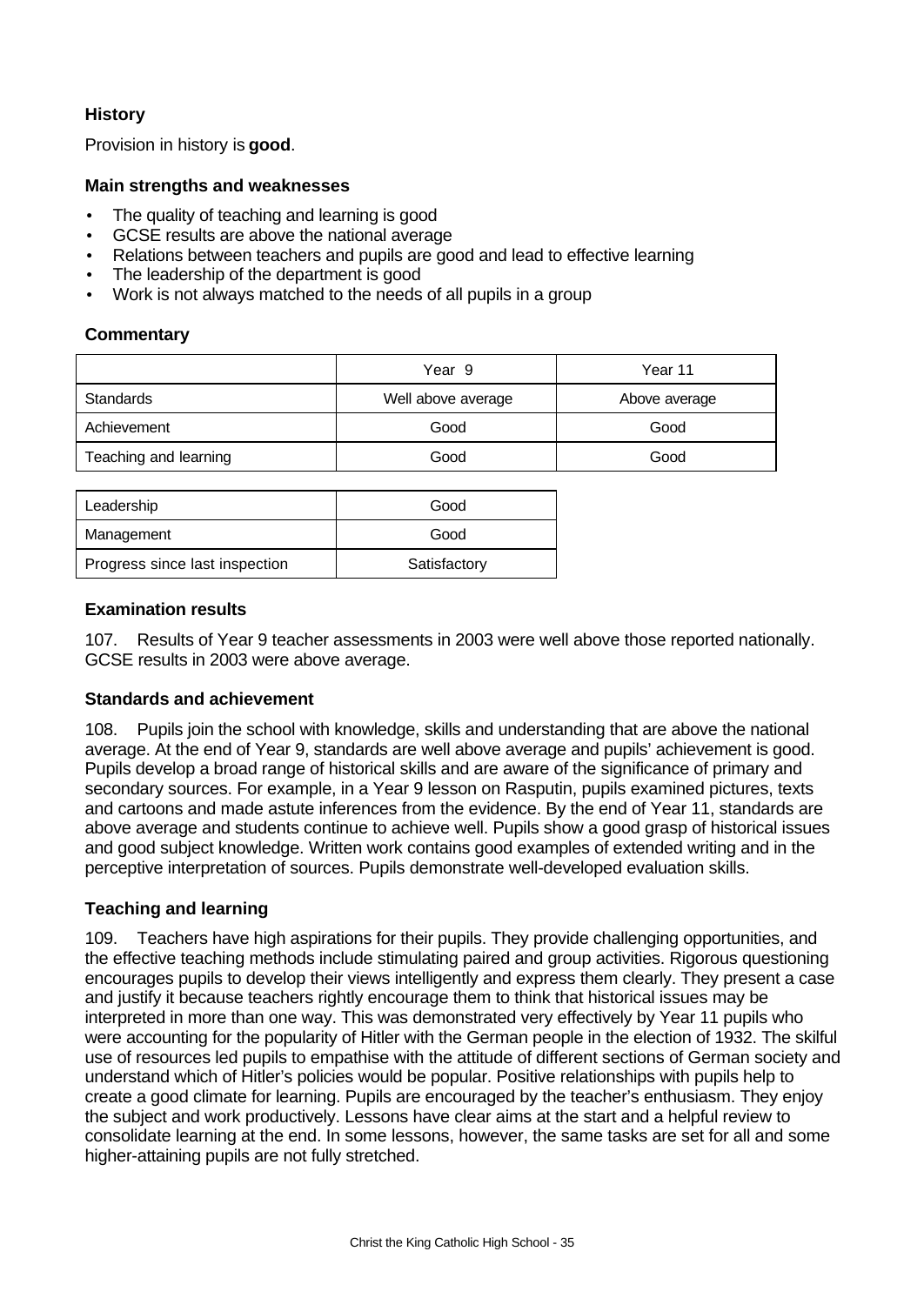### History

Provision in history is **good**.

#### Main strengths and weaknesses

- The quality of teaching and learning is good
- GCSE results are above the national average
- Relations between teachers and pupils are good and lead to effective learning
- The leadership of the department is good
- Work is not always matched to the needs of all pupils in a group

#### Commentary

| | Year 9 | Year 11 |
|---|---|---|
| Standards | Well above average | Above average |
| Achievement | Good | Good |
| Teaching and learning | Good | Good |

| | |
|---|---|
| Leadership | Good |
| Management | Good |
| Progress since last inspection | Satisfactory |

#### Examination results

107. Results of Year 9 teacher assessments in 2003 were well above those reported nationally. GCSE results in 2003 were above average.

#### Standards and achievement

108. Pupils join the school with knowledge, skills and understanding that are above the national average. At the end of Year 9, standards are well above average and pupils' achievement is good. Pupils develop a broad range of historical skills and are aware of the significance of primary and secondary sources. For example, in a Year 9 lesson on Rasputin, pupils examined pictures, texts and cartoons and made astute inferences from the evidence. By the end of Year 11, standards are above average and students continue to achieve well. Pupils show a good grasp of historical issues and good subject knowledge. Written work contains good examples of extended writing and in the perceptive interpretation of sources. Pupils demonstrate well-developed evaluation skills.

#### Teaching and learning

109. Teachers have high aspirations for their pupils. They provide challenging opportunities, and the effective teaching methods include stimulating paired and group activities. Rigorous questioning encourages pupils to develop their views intelligently and express them clearly. They present a case and justify it because teachers rightly encourage them to think that historical issues may be interpreted in more than one way. This was demonstrated very effectively by Year 11 pupils who were accounting for the popularity of Hitler with the German people in the election of 1932. The skilful use of resources led pupils to empathise with the attitude of different sections of German society and understand which of Hitler's policies would be popular. Positive relationships with pupils help to create a good climate for learning. Pupils are encouraged by the teacher's enthusiasm. They enjoy the subject and work productively. Lessons have clear aims at the start and a helpful review to consolidate learning at the end. In some lessons, however, the same tasks are set for all and some higher-attaining pupils are not fully stretched.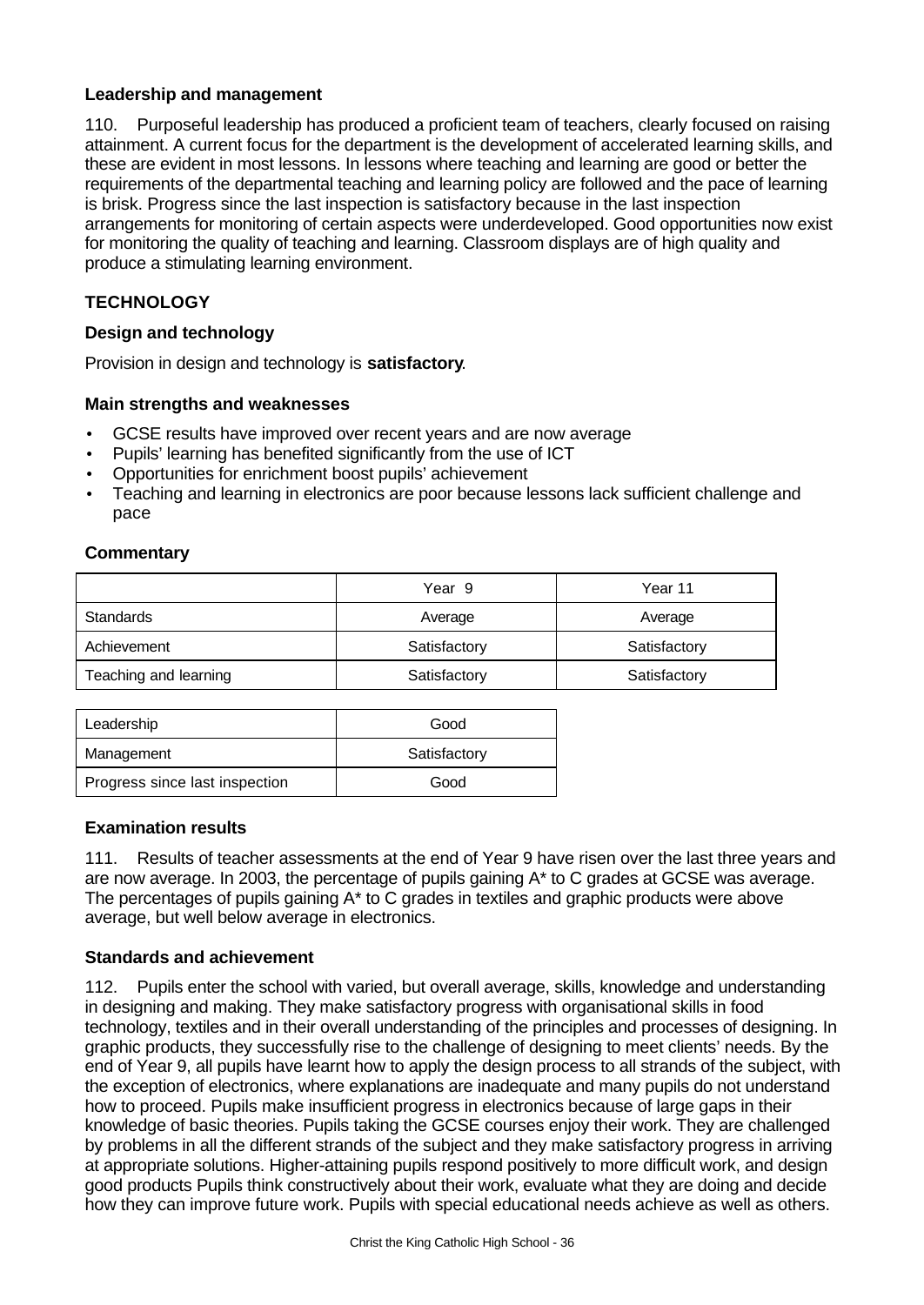### Leadership and management

110. Purposeful leadership has produced a proficient team of teachers, clearly focused on raising attainment. A current focus for the department is the development of accelerated learning skills, and these are evident in most lessons. In lessons where teaching and learning are good or better the requirements of the departmental teaching and learning policy are followed and the pace of learning is brisk. Progress since the last inspection is satisfactory because in the last inspection arrangements for monitoring of certain aspects were underdeveloped. Good opportunities now exist for monitoring the quality of teaching and learning. Classroom displays are of high quality and produce a stimulating learning environment.

## TECHNOLOGY

### Design and technology

Provision in design and technology is **satisfactory**.

### Main strengths and weaknesses

- GCSE results have improved over recent years and are now average
- Pupils' learning has benefited significantly from the use of ICT
- Opportunities for enrichment boost pupils' achievement
- Teaching and learning in electronics are poor because lessons lack sufficient challenge and pace

### Commentary

| | Year 9 | Year 11 |
|---|---|---|
| Standards | Average | Average |
| Achievement | Satisfactory | Satisfactory |
| Teaching and learning | Satisfactory | Satisfactory |

| | |
|---|---|
| Leadership | Good |
| Management | Satisfactory |
| Progress since last inspection | Good |

### Examination results

111. Results of teacher assessments at the end of Year 9 have risen over the last three years and are now average. In 2003, the percentage of pupils gaining A* to C grades at GCSE was average. The percentages of pupils gaining A* to C grades in textiles and graphic products were above average, but well below average in electronics.

### Standards and achievement

112. Pupils enter the school with varied, but overall average, skills, knowledge and understanding in designing and making. They make satisfactory progress with organisational skills in food technology, textiles and in their overall understanding of the principles and processes of designing. In graphic products, they successfully rise to the challenge of designing to meet clients' needs. By the end of Year 9, all pupils have learnt how to apply the design process to all strands of the subject, with the exception of electronics, where explanations are inadequate and many pupils do not understand how to proceed. Pupils make insufficient progress in electronics because of large gaps in their knowledge of basic theories. Pupils taking the GCSE courses enjoy their work. They are challenged by problems in all the different strands of the subject and they make satisfactory progress in arriving at appropriate solutions. Higher-attaining pupils respond positively to more difficult work, and design good products Pupils think constructively about their work, evaluate what they are doing and decide how they can improve future work. Pupils with special educational needs achieve as well as others.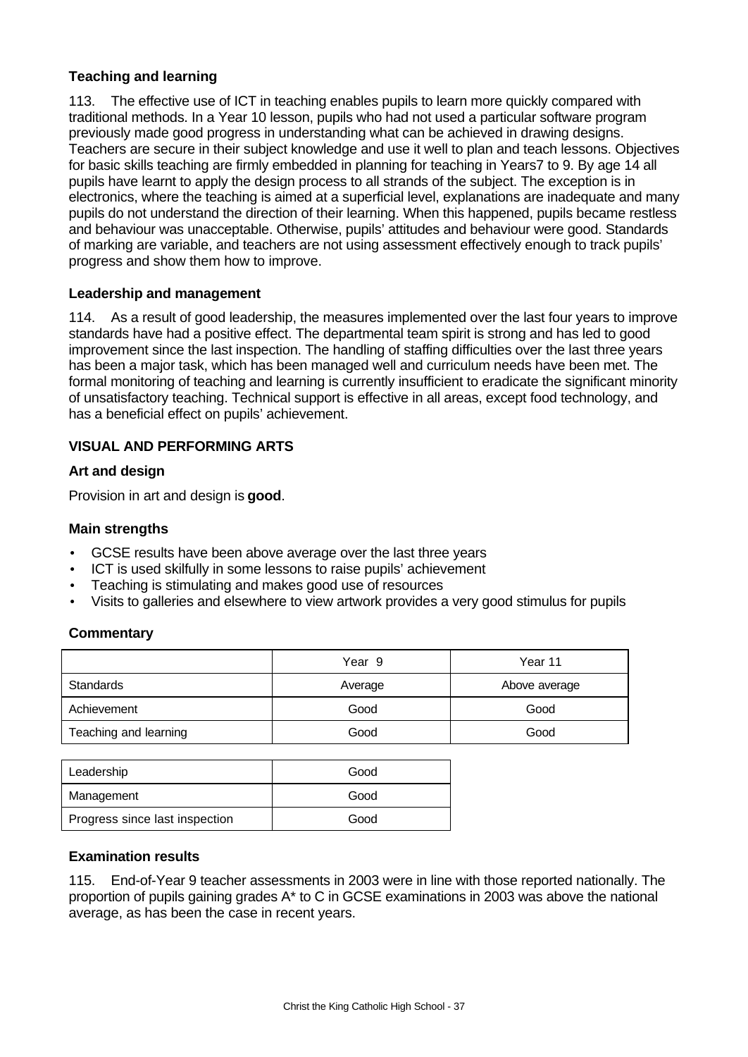### Teaching and learning

113. The effective use of ICT in teaching enables pupils to learn more quickly compared with traditional methods. In a Year 10 lesson, pupils who had not used a particular software program previously made good progress in understanding what can be achieved in drawing designs. Teachers are secure in their subject knowledge and use it well to plan and teach lessons. Objectives for basic skills teaching are firmly embedded in planning for teaching in Years7 to 9. By age 14 all pupils have learnt to apply the design process to all strands of the subject. The exception is in electronics, where the teaching is aimed at a superficial level, explanations are inadequate and many pupils do not understand the direction of their learning. When this happened, pupils became restless and behaviour was unacceptable. Otherwise, pupils' attitudes and behaviour were good. Standards of marking are variable, and teachers are not using assessment effectively enough to track pupils' progress and show them how to improve.

### Leadership and management

114. As a result of good leadership, the measures implemented over the last four years to improve standards have had a positive effect. The departmental team spirit is strong and has led to good improvement since the last inspection. The handling of staffing difficulties over the last three years has been a major task, which has been managed well and curriculum needs have been met. The formal monitoring of teaching and learning is currently insufficient to eradicate the significant minority of unsatisfactory teaching. Technical support is effective in all areas, except food technology, and has a beneficial effect on pupils' achievement.

## VISUAL AND PERFORMING ARTS

### Art and design

Provision in art and design is **good**.

### Main strengths

- GCSE results have been above average over the last three years
- ICT is used skilfully in some lessons to raise pupils' achievement
- Teaching is stimulating and makes good use of resources
- Visits to galleries and elsewhere to view artwork provides a very good stimulus for pupils

### Commentary

| | Year 9 | Year 11 |
|---|---|---|
| Standards | Average | Above average |
| Achievement | Good | Good |
| Teaching and learning | Good | Good |

| | |
|---|---|
| Leadership | Good |
| Management | Good |
| Progress since last inspection | Good |

### Examination results

115. End-of-Year 9 teacher assessments in 2003 were in line with those reported nationally. The proportion of pupils gaining grades A* to C in GCSE examinations in 2003 was above the national average, as has been the case in recent years.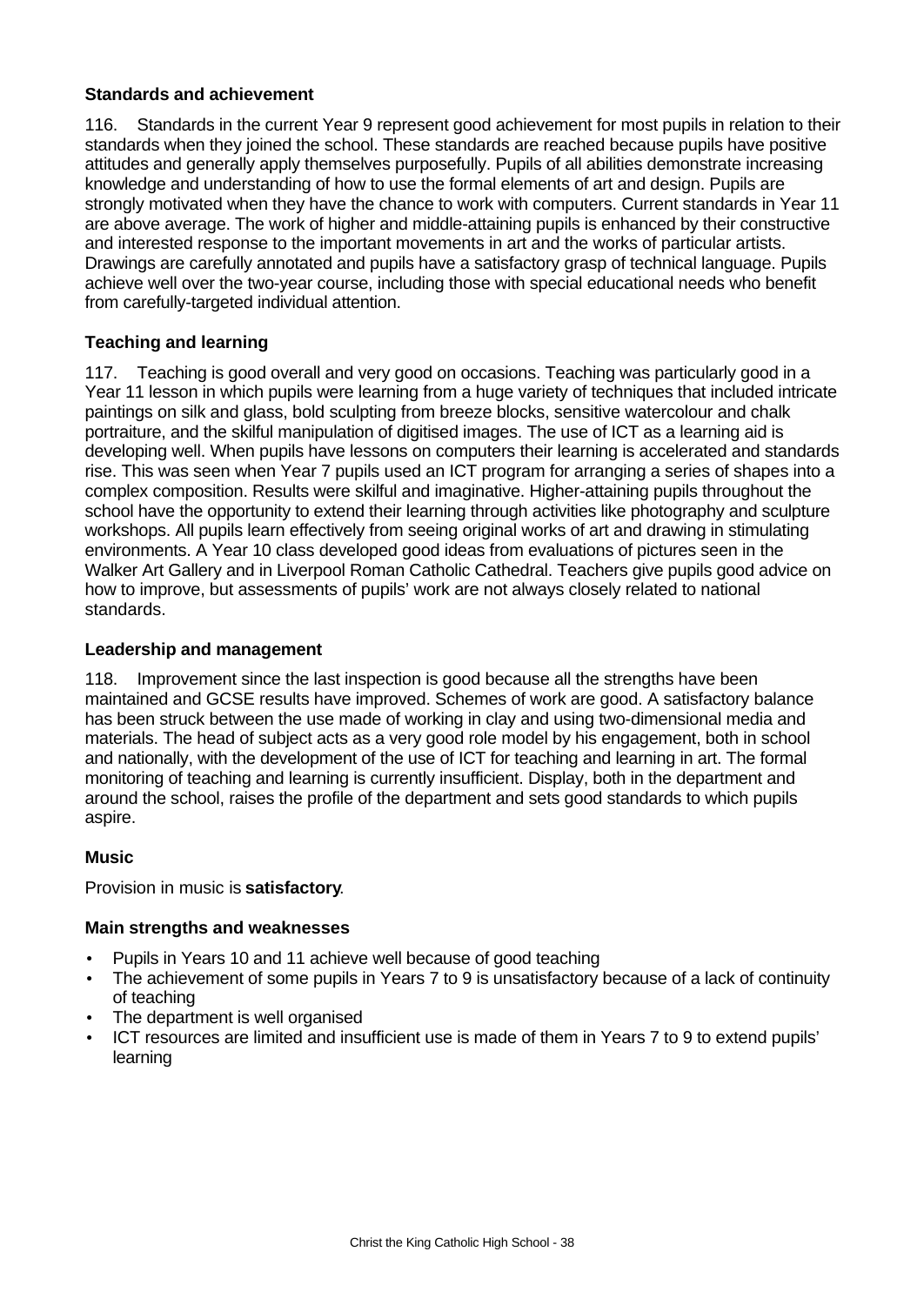### Standards and achievement

116. Standards in the current Year 9 represent good achievement for most pupils in relation to their standards when they joined the school. These standards are reached because pupils have positive attitudes and generally apply themselves purposefully. Pupils of all abilities demonstrate increasing knowledge and understanding of how to use the formal elements of art and design. Pupils are strongly motivated when they have the chance to work with computers. Current standards in Year 11 are above average. The work of higher and middle-attaining pupils is enhanced by their constructive and interested response to the important movements in art and the works of particular artists. Drawings are carefully annotated and pupils have a satisfactory grasp of technical language. Pupils achieve well over the two-year course, including those with special educational needs who benefit from carefully-targeted individual attention.

### Teaching and learning

117. Teaching is good overall and very good on occasions. Teaching was particularly good in a Year 11 lesson in which pupils were learning from a huge variety of techniques that included intricate paintings on silk and glass, bold sculpting from breeze blocks, sensitive watercolour and chalk portraiture, and the skilful manipulation of digitised images. The use of ICT as a learning aid is developing well. When pupils have lessons on computers their learning is accelerated and standards rise. This was seen when Year 7 pupils used an ICT program for arranging a series of shapes into a complex composition. Results were skilful and imaginative. Higher-attaining pupils throughout the school have the opportunity to extend their learning through activities like photography and sculpture workshops. All pupils learn effectively from seeing original works of art and drawing in stimulating environments. A Year 10 class developed good ideas from evaluations of pictures seen in the Walker Art Gallery and in Liverpool Roman Catholic Cathedral. Teachers give pupils good advice on how to improve, but assessments of pupils' work are not always closely related to national standards.

### Leadership and management

118. Improvement since the last inspection is good because all the strengths have been maintained and GCSE results have improved. Schemes of work are good. A satisfactory balance has been struck between the use made of working in clay and using two-dimensional media and materials. The head of subject acts as a very good role model by his engagement, both in school and nationally, with the development of the use of ICT for teaching and learning in art. The formal monitoring of teaching and learning is currently insufficient. Display, both in the department and around the school, raises the profile of the department and sets good standards to which pupils aspire.

## Music

Provision in music is **satisfactory**.

### Main strengths and weaknesses

- Pupils in Years 10 and 11 achieve well because of good teaching
- The achievement of some pupils in Years 7 to 9 is unsatisfactory because of a lack of continuity of teaching
- The department is well organised
- ICT resources are limited and insufficient use is made of them in Years 7 to 9 to extend pupils' learning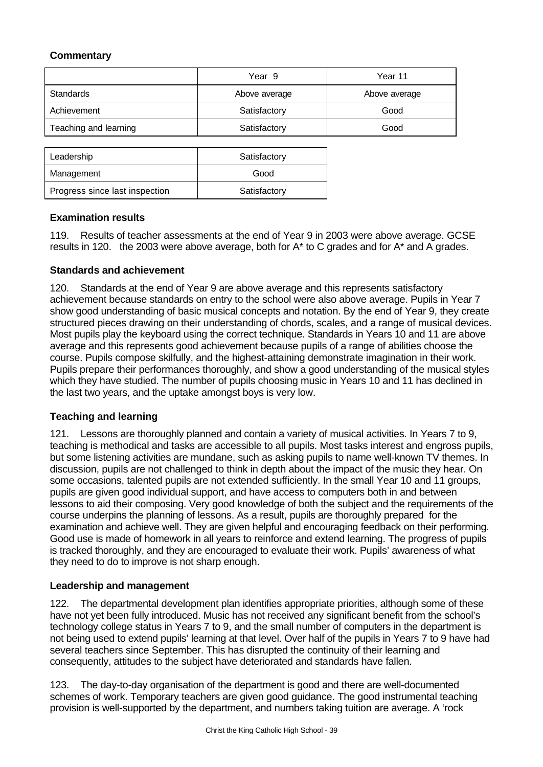**Commentary**

| | Year 9 | Year 11 |
|---|---|---|
| Standards | Above average | Above average |
| Achievement | Satisfactory | Good |
| Teaching and learning | Satisfactory | Good |

| | |
|---|---|
| Leadership | Satisfactory |
| Management | Good |
| Progress since last inspection | Satisfactory |

**Examination results**

119. Results of teacher assessments at the end of Year 9 in 2003 were above average. GCSE results in 120. the 2003 were above average, both for A* to C grades and for A* and A grades.

**Standards and achievement**

120. Standards at the end of Year 9 are above average and this represents satisfactory achievement because standards on entry to the school were also above average. Pupils in Year 7 show good understanding of basic musical concepts and notation. By the end of Year 9, they create structured pieces drawing on their understanding of chords, scales, and a range of musical devices. Most pupils play the keyboard using the correct technique. Standards in Years 10 and 11 are above average and this represents good achievement because pupils of a range of abilities choose the course. Pupils compose skilfully, and the highest-attaining demonstrate imagination in their work. Pupils prepare their performances thoroughly, and show a good understanding of the musical styles which they have studied. The number of pupils choosing music in Years 10 and 11 has declined in the last two years, and the uptake amongst boys is very low.

**Teaching and learning**

121. Lessons are thoroughly planned and contain a variety of musical activities. In Years 7 to 9, teaching is methodical and tasks are accessible to all pupils. Most tasks interest and engross pupils, but some listening activities are mundane, such as asking pupils to name well-known TV themes. In discussion, pupils are not challenged to think in depth about the impact of the music they hear. On some occasions, talented pupils are not extended sufficiently. In the small Year 10 and 11 groups, pupils are given good individual support, and have access to computers both in and between lessons to aid their composing. Very good knowledge of both the subject and the requirements of the course underpins the planning of lessons. As a result, pupils are thoroughly prepared for the examination and achieve well. They are given helpful and encouraging feedback on their performing. Good use is made of homework in all years to reinforce and extend learning. The progress of pupils is tracked thoroughly, and they are encouraged to evaluate their work. Pupils' awareness of what they need to do to improve is not sharp enough.

**Leadership and management**

122. The departmental development plan identifies appropriate priorities, although some of these have not yet been fully introduced. Music has not received any significant benefit from the school's technology college status in Years 7 to 9, and the small number of computers in the department is not being used to extend pupils' learning at that level. Over half of the pupils in Years 7 to 9 have had several teachers since September. This has disrupted the continuity of their learning and consequently, attitudes to the subject have deteriorated and standards have fallen.

123. The day-to-day organisation of the department is good and there are well-documented schemes of work. Temporary teachers are given good guidance. The good instrumental teaching provision is well-supported by the department, and numbers taking tuition are average. A 'rock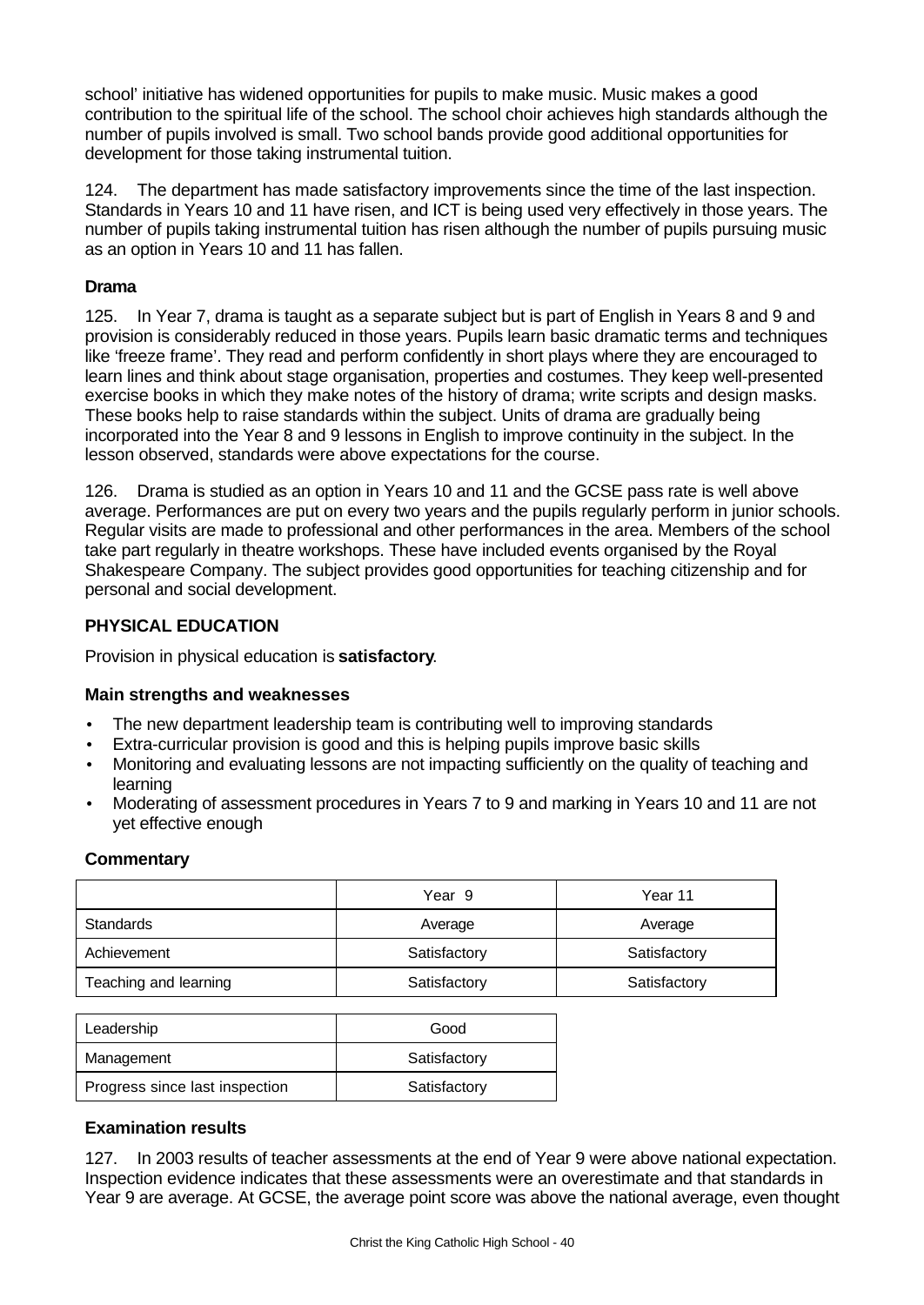school' initiative has widened opportunities for pupils to make music. Music makes a good contribution to the spiritual life of the school. The school choir achieves high standards although the number of pupils involved is small. Two school bands provide good additional opportunities for development for those taking instrumental tuition.

124. The department has made satisfactory improvements since the time of the last inspection. Standards in Years 10 and 11 have risen, and ICT is being used very effectively in those years. The number of pupils taking instrumental tuition has risen although the number of pupils pursuing music as an option in Years 10 and 11 has fallen.

**Drama**

125. In Year 7, drama is taught as a separate subject but is part of English in Years 8 and 9 and provision is considerably reduced in those years. Pupils learn basic dramatic terms and techniques like 'freeze frame'. They read and perform confidently in short plays where they are encouraged to learn lines and think about stage organisation, properties and costumes. They keep well-presented exercise books in which they make notes of the history of drama; write scripts and design masks. These books help to raise standards within the subject. Units of drama are gradually being incorporated into the Year 8 and 9 lessons in English to improve continuity in the subject. In the lesson observed, standards were above expectations for the course.

126. Drama is studied as an option in Years 10 and 11 and the GCSE pass rate is well above average. Performances are put on every two years and the pupils regularly perform in junior schools. Regular visits are made to professional and other performances in the area. Members of the school take part regularly in theatre workshops. These have included events organised by the Royal Shakespeare Company. The subject provides good opportunities for teaching citizenship and for personal and social development.

## PHYSICAL EDUCATION

Provision in physical education is **satisfactory**.

### Main strengths and weaknesses

- The new department leadership team is contributing well to improving standards
- Extra-curricular provision is good and this is helping pupils improve basic skills
- Monitoring and evaluating lessons are not impacting sufficiently on the quality of teaching and learning
- Moderating of assessment procedures in Years 7 to 9 and marking in Years 10 and 11 are not yet effective enough

### Commentary

| | Year 9 | Year 11 |
|---|---|---|
| Standards | Average | Average |
| Achievement | Satisfactory | Satisfactory |
| Teaching and learning | Satisfactory | Satisfactory |

| | |
|---|---|
| Leadership | Good |
| Management | Satisfactory |
| Progress since last inspection | Satisfactory |

### Examination results

127. In 2003 results of teacher assessments at the end of Year 9 were above national expectation. Inspection evidence indicates that these assessments were an overestimate and that standards in Year 9 are average. At GCSE, the average point score was above the national average, even thought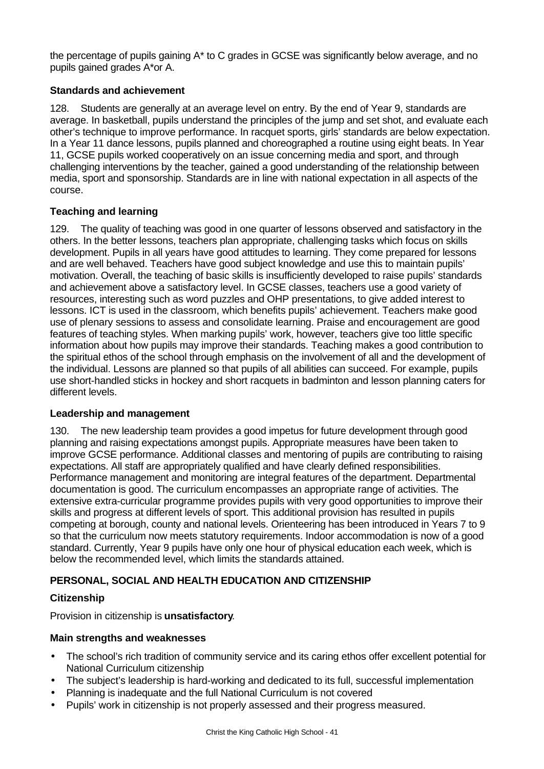the percentage of pupils gaining A* to C grades in GCSE was significantly below average, and no pupils gained grades A*or A.

### Standards and achievement

128. Students are generally at an average level on entry. By the end of Year 9, standards are average. In basketball, pupils understand the principles of the jump and set shot, and evaluate each other's technique to improve performance. In racquet sports, girls' standards are below expectation. In a Year 11 dance lessons, pupils planned and choreographed a routine using eight beats. In Year 11, GCSE pupils worked cooperatively on an issue concerning media and sport, and through challenging interventions by the teacher, gained a good understanding of the relationship between media, sport and sponsorship. Standards are in line with national expectation in all aspects of the course.

### Teaching and learning

129. The quality of teaching was good in one quarter of lessons observed and satisfactory in the others. In the better lessons, teachers plan appropriate, challenging tasks which focus on skills development. Pupils in all years have good attitudes to learning. They come prepared for lessons and are well behaved. Teachers have good subject knowledge and use this to maintain pupils' motivation. Overall, the teaching of basic skills is insufficiently developed to raise pupils' standards and achievement above a satisfactory level. In GCSE classes, teachers use a good variety of resources, interesting such as word puzzles and OHP presentations, to give added interest to lessons. ICT is used in the classroom, which benefits pupils' achievement. Teachers make good use of plenary sessions to assess and consolidate learning. Praise and encouragement are good features of teaching styles. When marking pupils' work, however, teachers give too little specific information about how pupils may improve their standards. Teaching makes a good contribution to the spiritual ethos of the school through emphasis on the involvement of all and the development of the individual. Lessons are planned so that pupils of all abilities can succeed. For example, pupils use short-handled sticks in hockey and short racquets in badminton and lesson planning caters for different levels.

### Leadership and management

130. The new leadership team provides a good impetus for future development through good planning and raising expectations amongst pupils. Appropriate measures have been taken to improve GCSE performance. Additional classes and mentoring of pupils are contributing to raising expectations. All staff are appropriately qualified and have clearly defined responsibilities. Performance management and monitoring are integral features of the department. Departmental documentation is good. The curriculum encompasses an appropriate range of activities. The extensive extra-curricular programme provides pupils with very good opportunities to improve their skills and progress at different levels of sport. This additional provision has resulted in pupils competing at borough, county and national levels. Orienteering has been introduced in Years 7 to 9 so that the curriculum now meets statutory requirements. Indoor accommodation is now of a good standard. Currently, Year 9 pupils have only one hour of physical education each week, which is below the recommended level, which limits the standards attained.

## PERSONAL, SOCIAL AND HEALTH EDUCATION AND CITIZENSHIP

### Citizenship

Provision in citizenship is **unsatisfactory**.

### Main strengths and weaknesses

- The school's rich tradition of community service and its caring ethos offer excellent potential for National Curriculum citizenship
- The subject's leadership is hard-working and dedicated to its full, successful implementation
- Planning is inadequate and the full National Curriculum is not covered
- Pupils' work in citizenship is not properly assessed and their progress measured.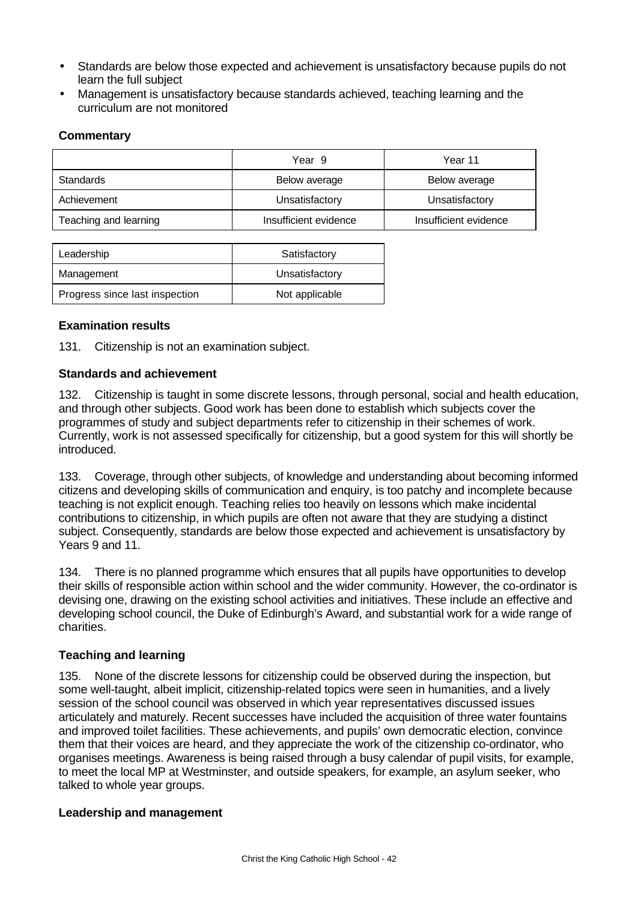- Standards are below those expected and achievement is unsatisfactory because pupils do not learn the full subject
- Management is unsatisfactory because standards achieved, teaching learning and the curriculum are not monitored

**Commentary**

| | Year 9 | Year 11 |
|---|---|---|
| Standards | Below average | Below average |
| Achievement | Unsatisfactory | Unsatisfactory |
| Teaching and learning | Insufficient evidence | Insufficient evidence |

| | |
|---|---|
| Leadership | Satisfactory |
| Management | Unsatisfactory |
| Progress since last inspection | Not applicable |

**Examination results**

131. Citizenship is not an examination subject.

**Standards and achievement**

132. Citizenship is taught in some discrete lessons, through personal, social and health education, and through other subjects. Good work has been done to establish which subjects cover the programmes of study and subject departments refer to citizenship in their schemes of work. Currently, work is not assessed specifically for citizenship, but a good system for this will shortly be introduced.

133. Coverage, through other subjects, of knowledge and understanding about becoming informed citizens and developing skills of communication and enquiry, is too patchy and incomplete because teaching is not explicit enough. Teaching relies too heavily on lessons which make incidental contributions to citizenship, in which pupils are often not aware that they are studying a distinct subject. Consequently, standards are below those expected and achievement is unsatisfactory by Years 9 and 11.

134. There is no planned programme which ensures that all pupils have opportunities to develop their skills of responsible action within school and the wider community. However, the co-ordinator is devising one, drawing on the existing school activities and initiatives. These include an effective and developing school council, the Duke of Edinburgh's Award, and substantial work for a wide range of charities.

**Teaching and learning**

135. None of the discrete lessons for citizenship could be observed during the inspection, but some well-taught, albeit implicit, citizenship-related topics were seen in humanities, and a lively session of the school council was observed in which year representatives discussed issues articulately and maturely. Recent successes have included the acquisition of three water fountains and improved toilet facilities. These achievements, and pupils' own democratic election, convince them that their voices are heard, and they appreciate the work of the citizenship co-ordinator, who organises meetings. Awareness is being raised through a busy calendar of pupil visits, for example, to meet the local MP at Westminster, and outside speakers, for example, an asylum seeker, who talked to whole year groups.

**Leadership and management**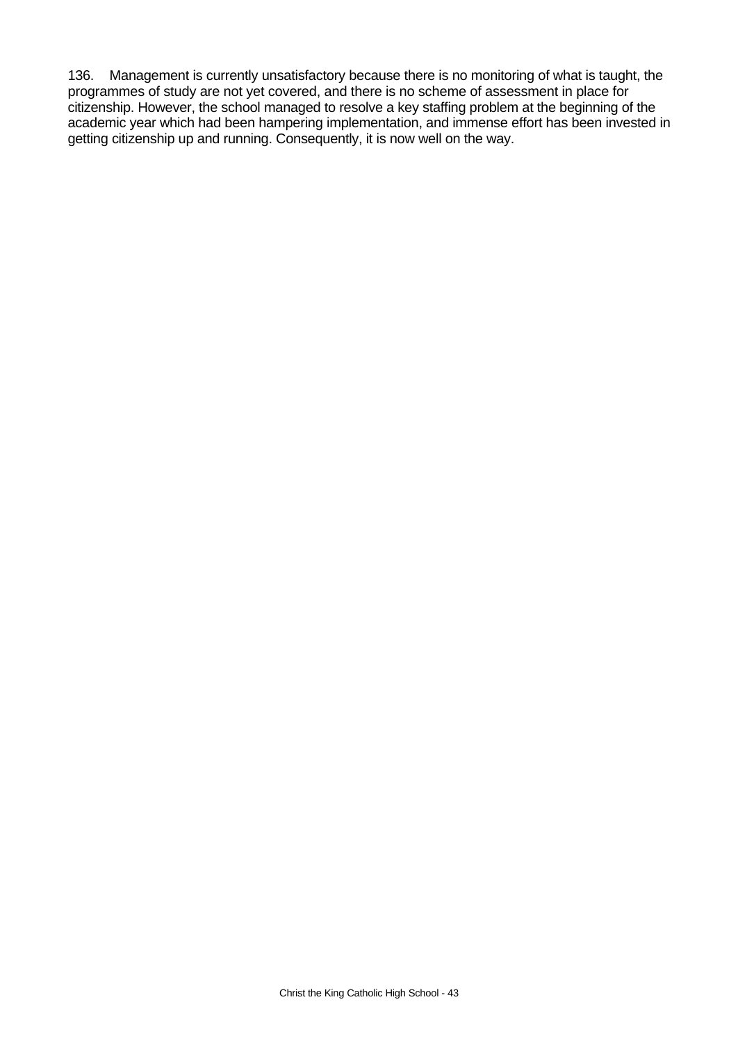136. Management is currently unsatisfactory because there is no monitoring of what is taught, the programmes of study are not yet covered, and there is no scheme of assessment in place for citizenship. However, the school managed to resolve a key staffing problem at the beginning of the academic year which had been hampering implementation, and immense effort has been invested in getting citizenship up and running. Consequently, it is now well on the way.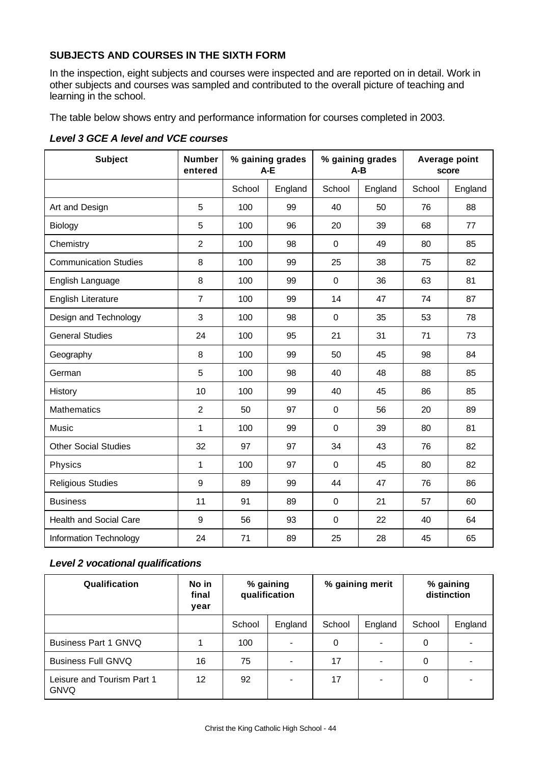### SUBJECTS AND COURSES IN THE SIXTH FORM

In the inspection, eight subjects and courses were inspected and are reported on in detail. Work in other subjects and courses was sampled and contributed to the overall picture of teaching and learning in the school.

The table below shows entry and performance information for courses completed in 2003.

#### *Level 3 GCE A level and VCE courses*

| Subject | Number entered | % gaining grades A-E | | % gaining grades A-B | | Average point score | |
|---|---|---|---|---|---|---|---|
| | | School | England | School | England | School | England |
| Art and Design | 5 | 100 | 99 | 40 | 50 | 76 | 88 |
| Biology | 5 | 100 | 96 | 20 | 39 | 68 | 77 |
| Chemistry | 2 | 100 | 98 | 0 | 49 | 80 | 85 |
| Communication Studies | 8 | 100 | 99 | 25 | 38 | 75 | 82 |
| English Language | 8 | 100 | 99 | 0 | 36 | 63 | 81 |
| English Literature | 7 | 100 | 99 | 14 | 47 | 74 | 87 |
| Design and Technology | 3 | 100 | 98 | 0 | 35 | 53 | 78 |
| General Studies | 24 | 100 | 95 | 21 | 31 | 71 | 73 |
| Geography | 8 | 100 | 99 | 50 | 45 | 98 | 84 |
| German | 5 | 100 | 98 | 40 | 48 | 88 | 85 |
| History | 10 | 100 | 99 | 40 | 45 | 86 | 85 |
| Mathematics | 2 | 50 | 97 | 0 | 56 | 20 | 89 |
| Music | 1 | 100 | 99 | 0 | 39 | 80 | 81 |
| Other Social Studies | 32 | 97 | 97 | 34 | 43 | 76 | 82 |
| Physics | 1 | 100 | 97 | 0 | 45 | 80 | 82 |
| Religious Studies | 9 | 89 | 99 | 44 | 47 | 76 | 86 |
| Business | 11 | 91 | 89 | 0 | 21 | 57 | 60 |
| Health and Social Care | 9 | 56 | 93 | 0 | 22 | 40 | 64 |
| Information Technology | 24 | 71 | 89 | 25 | 28 | 45 | 65 |

#### *Level 2 vocational qualifications*

| Qualification | No in final year | % gaining qualification | | % gaining merit | | % gaining distinction | |
|---|---|---|---|---|---|---|---|
| | | School | England | School | England | School | England |
| Business Part 1 GNVQ | 1 | 100 | - | 0 | - | 0 | - |
| Business Full GNVQ | 16 | 75 | - | 17 | - | 0 | - |
| Leisure and Tourism Part 1 GNVQ | 12 | 92 | - | 17 | - | 0 | - |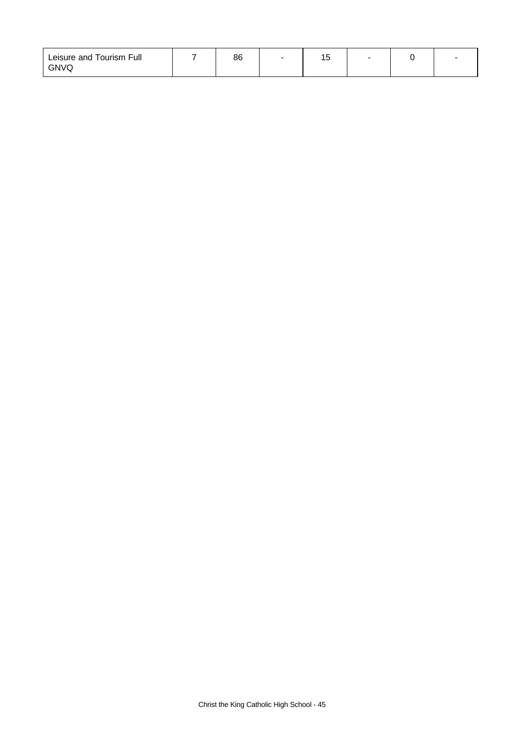| | | | | | | | |
|---|---|---|---|---|---|---|---|
| Leisure and Tourism Full GNVQ | 7 | 86 | - | 15 | - | 0 | - |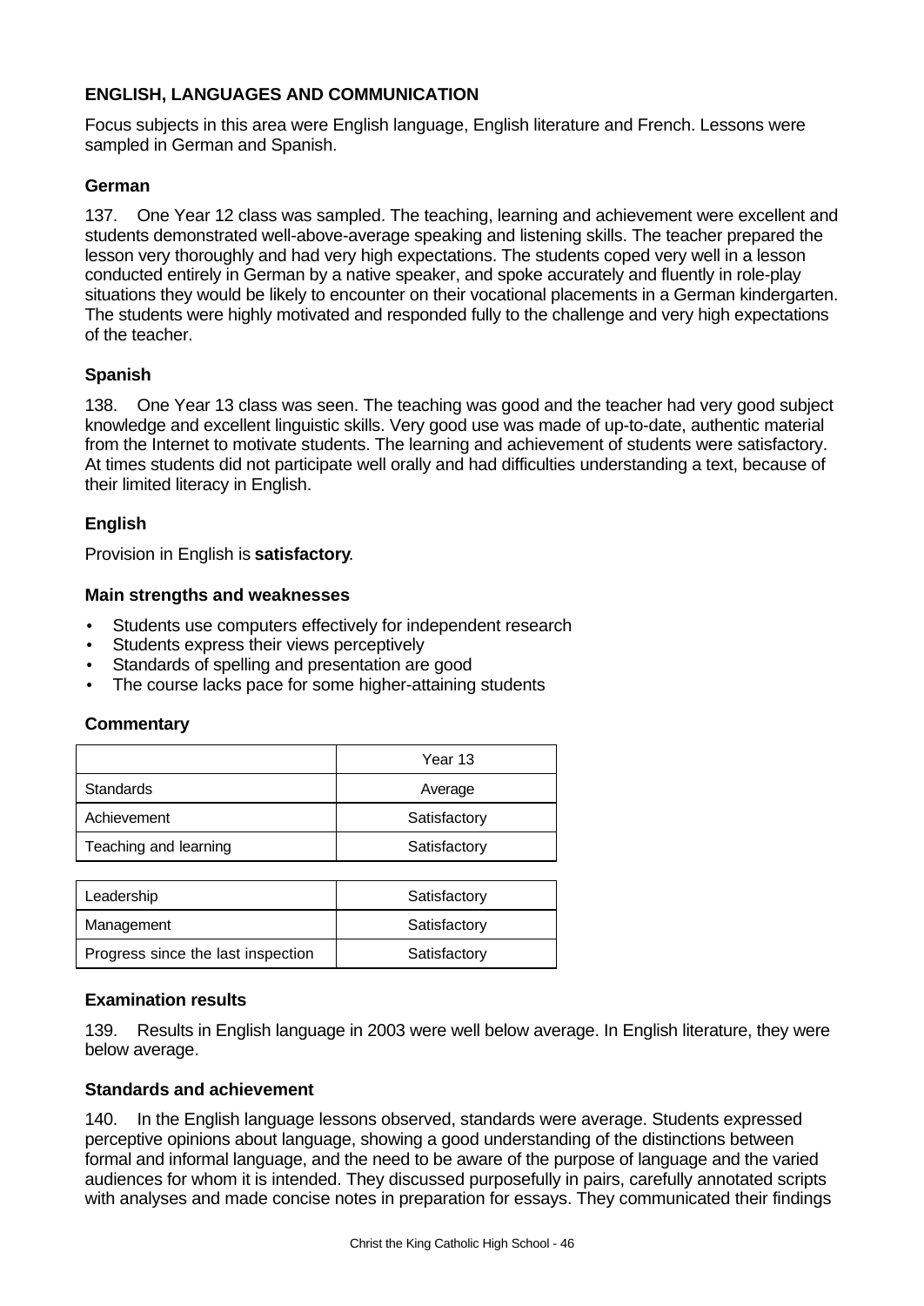## ENGLISH, LANGUAGES AND COMMUNICATION

Focus subjects in this area were English language, English literature and French. Lessons were sampled in German and Spanish.

### German

137. One Year 12 class was sampled. The teaching, learning and achievement were excellent and students demonstrated well-above-average speaking and listening skills. The teacher prepared the lesson very thoroughly and had very high expectations. The students coped very well in a lesson conducted entirely in German by a native speaker, and spoke accurately and fluently in role-play situations they would be likely to encounter on their vocational placements in a German kindergarten. The students were highly motivated and responded fully to the challenge and very high expectations of the teacher.

### Spanish

138. One Year 13 class was seen. The teaching was good and the teacher had very good subject knowledge and excellent linguistic skills. Very good use was made of up-to-date, authentic material from the Internet to motivate students. The learning and achievement of students were satisfactory. At times students did not participate well orally and had difficulties understanding a text, because of their limited literacy in English.

### English

Provision in English is **satisfactory**.

#### Main strengths and weaknesses

- Students use computers effectively for independent research
- Students express their views perceptively
- Standards of spelling and presentation are good
- The course lacks pace for some higher-attaining students

#### Commentary

| | Year 13 |
|---|---|
| Standards | Average |
| Achievement | Satisfactory |
| Teaching and learning | Satisfactory |

| | |
|---|---|
| Leadership | Satisfactory |
| Management | Satisfactory |
| Progress since the last inspection | Satisfactory |

#### Examination results

139. Results in English language in 2003 were well below average. In English literature, they were below average.

#### Standards and achievement

140. In the English language lessons observed, standards were average. Students expressed perceptive opinions about language, showing a good understanding of the distinctions between formal and informal language, and the need to be aware of the purpose of language and the varied audiences for whom it is intended. They discussed purposefully in pairs, carefully annotated scripts with analyses and made concise notes in preparation for essays. They communicated their findings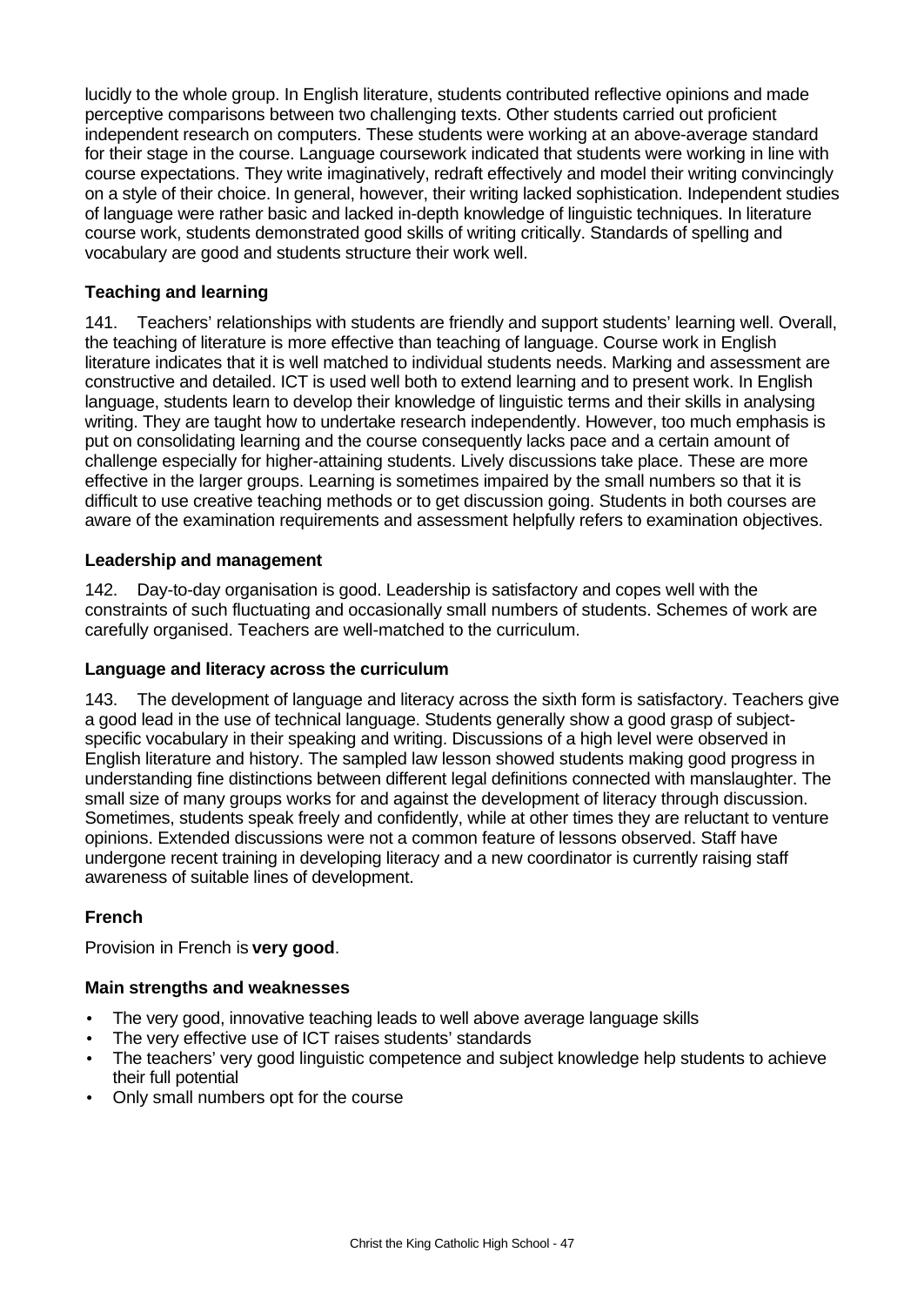lucidly to the whole group. In English literature, students contributed reflective opinions and made perceptive comparisons between two challenging texts. Other students carried out proficient independent research on computers. These students were working at an above-average standard for their stage in the course. Language coursework indicated that students were working in line with course expectations. They write imaginatively, redraft effectively and model their writing convincingly on a style of their choice. In general, however, their writing lacked sophistication. Independent studies of language were rather basic and lacked in-depth knowledge of linguistic techniques. In literature course work, students demonstrated good skills of writing critically. Standards of spelling and vocabulary are good and students structure their work well.

### Teaching and learning

141. Teachers' relationships with students are friendly and support students' learning well. Overall, the teaching of literature is more effective than teaching of language. Course work in English literature indicates that it is well matched to individual students needs. Marking and assessment are constructive and detailed. ICT is used well both to extend learning and to present work. In English language, students learn to develop their knowledge of linguistic terms and their skills in analysing writing. They are taught how to undertake research independently. However, too much emphasis is put on consolidating learning and the course consequently lacks pace and a certain amount of challenge especially for higher-attaining students. Lively discussions take place. These are more effective in the larger groups. Learning is sometimes impaired by the small numbers so that it is difficult to use creative teaching methods or to get discussion going. Students in both courses are aware of the examination requirements and assessment helpfully refers to examination objectives.

### Leadership and management

142. Day-to-day organisation is good. Leadership is satisfactory and copes well with the constraints of such fluctuating and occasionally small numbers of students. Schemes of work are carefully organised. Teachers are well-matched to the curriculum.

### Language and literacy across the curriculum

143. The development of language and literacy across the sixth form is satisfactory. Teachers give a good lead in the use of technical language. Students generally show a good grasp of subject-specific vocabulary in their speaking and writing. Discussions of a high level were observed in English literature and history. The sampled law lesson showed students making good progress in understanding fine distinctions between different legal definitions connected with manslaughter. The small size of many groups works for and against the development of literacy through discussion. Sometimes, students speak freely and confidently, while at other times they are reluctant to venture opinions. Extended discussions were not a common feature of lessons observed. Staff have undergone recent training in developing literacy and a new coordinator is currently raising staff awareness of suitable lines of development.

## French

Provision in French is **very good**.

### Main strengths and weaknesses

- The very good, innovative teaching leads to well above average language skills
- The very effective use of ICT raises students' standards
- The teachers' very good linguistic competence and subject knowledge help students to achieve their full potential
- Only small numbers opt for the course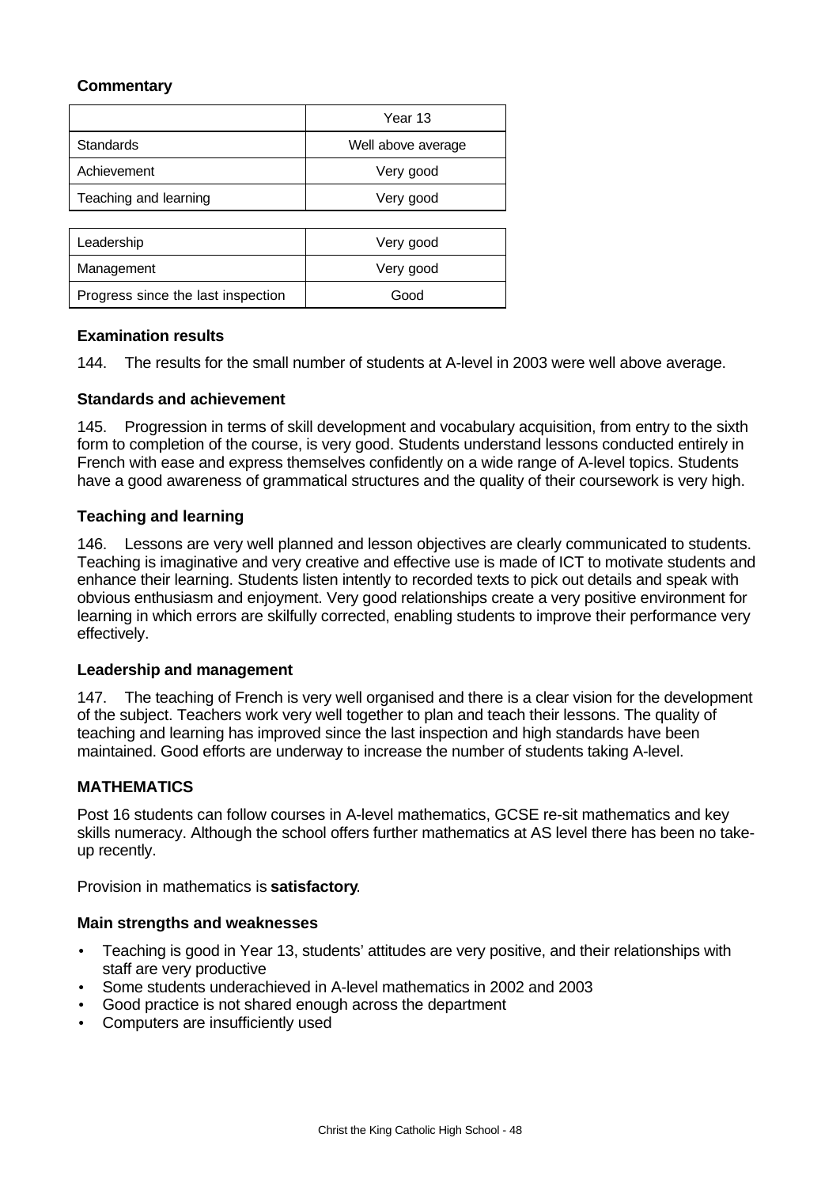### Commentary

| | Year 13 |
|---|---|
| Standards | Well above average |
| Achievement | Very good |
| Teaching and learning | Very good |

| | |
|---|---|
| Leadership | Very good |
| Management | Very good |
| Progress since the last inspection | Good |

#### Examination results

144. The results for the small number of students at A-level in 2003 were well above average.

#### Standards and achievement

145. Progression in terms of skill development and vocabulary acquisition, from entry to the sixth form to completion of the course, is very good. Students understand lessons conducted entirely in French with ease and express themselves confidently on a wide range of A-level topics. Students have a good awareness of grammatical structures and the quality of their coursework is very high.

#### Teaching and learning

146. Lessons are very well planned and lesson objectives are clearly communicated to students. Teaching is imaginative and very creative and effective use is made of ICT to motivate students and enhance their learning. Students listen intently to recorded texts to pick out details and speak with obvious enthusiasm and enjoyment. Very good relationships create a very positive environment for learning in which errors are skilfully corrected, enabling students to improve their performance very effectively.

#### Leadership and management

147. The teaching of French is very well organised and there is a clear vision for the development of the subject. Teachers work very well together to plan and teach their lessons. The quality of teaching and learning has improved since the last inspection and high standards have been maintained. Good efforts are underway to increase the number of students taking A-level.

### MATHEMATICS

Post 16 students can follow courses in A-level mathematics, GCSE re-sit mathematics and key skills numeracy. Although the school offers further mathematics at AS level there has been no take-up recently.

Provision in mathematics is **satisfactory**.

#### Main strengths and weaknesses

- Teaching is good in Year 13, students' attitudes are very positive, and their relationships with staff are very productive
- Some students underachieved in A-level mathematics in 2002 and 2003
- Good practice is not shared enough across the department
- Computers are insufficiently used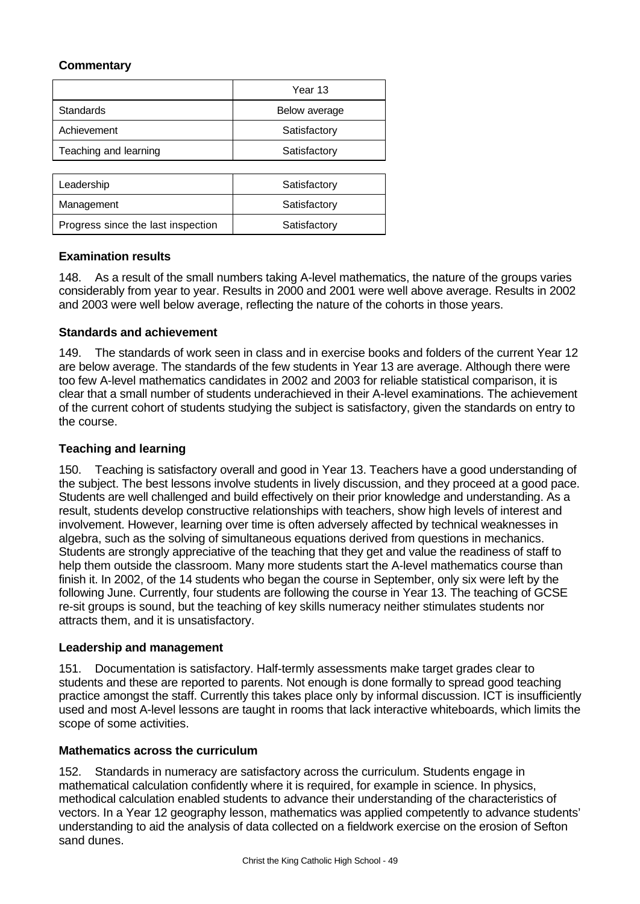**Commentary**

| | Year 13 |
|---|---|
| Standards | Below average |
| Achievement | Satisfactory |
| Teaching and learning | Satisfactory |
| Leadership | Satisfactory |
| Management | Satisfactory |
| Progress since the last inspection | Satisfactory |

**Examination results**

148. As a result of the small numbers taking A-level mathematics, the nature of the groups varies considerably from year to year. Results in 2000 and 2001 were well above average. Results in 2002 and 2003 were well below average, reflecting the nature of the cohorts in those years.

**Standards and achievement**

149. The standards of work seen in class and in exercise books and folders of the current Year 12 are below average. The standards of the few students in Year 13 are average. Although there were too few A-level mathematics candidates in 2002 and 2003 for reliable statistical comparison, it is clear that a small number of students underachieved in their A-level examinations. The achievement of the current cohort of students studying the subject is satisfactory, given the standards on entry to the course.

**Teaching and learning**

150. Teaching is satisfactory overall and good in Year 13. Teachers have a good understanding of the subject. The best lessons involve students in lively discussion, and they proceed at a good pace. Students are well challenged and build effectively on their prior knowledge and understanding. As a result, students develop constructive relationships with teachers, show high levels of interest and involvement. However, learning over time is often adversely affected by technical weaknesses in algebra, such as the solving of simultaneous equations derived from questions in mechanics. Students are strongly appreciative of the teaching that they get and value the readiness of staff to help them outside the classroom. Many more students start the A-level mathematics course than finish it. In 2002, of the 14 students who began the course in September, only six were left by the following June. Currently, four students are following the course in Year 13. The teaching of GCSE re-sit groups is sound, but the teaching of key skills numeracy neither stimulates students nor attracts them, and it is unsatisfactory.

**Leadership and management**

151. Documentation is satisfactory. Half-termly assessments make target grades clear to students and these are reported to parents. Not enough is done formally to spread good teaching practice amongst the staff. Currently this takes place only by informal discussion. ICT is insufficiently used and most A-level lessons are taught in rooms that lack interactive whiteboards, which limits the scope of some activities.

**Mathematics across the curriculum**

152. Standards in numeracy are satisfactory across the curriculum. Students engage in mathematical calculation confidently where it is required, for example in science. In physics, methodical calculation enabled students to advance their understanding of the characteristics of vectors. In a Year 12 geography lesson, mathematics was applied competently to advance students' understanding to aid the analysis of data collected on a fieldwork exercise on the erosion of Sefton sand dunes.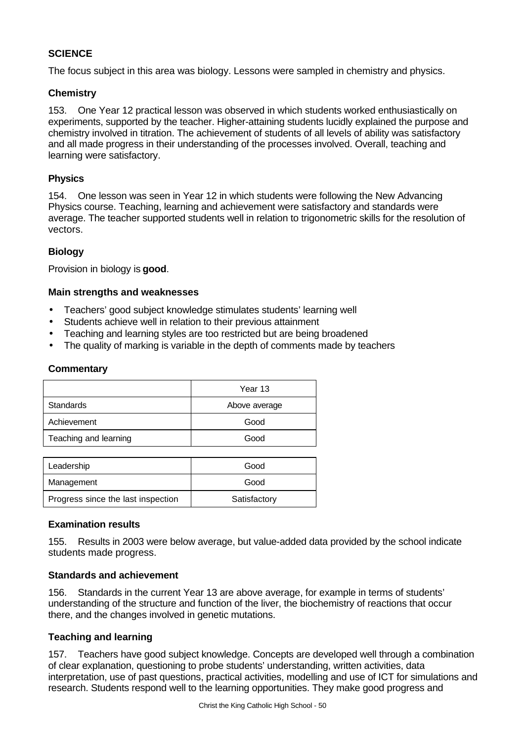## SCIENCE

The focus subject in this area was biology. Lessons were sampled in chemistry and physics.

### Chemistry

153. One Year 12 practical lesson was observed in which students worked enthusiastically on experiments, supported by the teacher. Higher-attaining students lucidly explained the purpose and chemistry involved in titration. The achievement of students of all levels of ability was satisfactory and all made progress in their understanding of the processes involved. Overall, teaching and learning were satisfactory.

### Physics

154. One lesson was seen in Year 12 in which students were following the New Advancing Physics course. Teaching, learning and achievement were satisfactory and standards were average. The teacher supported students well in relation to trigonometric skills for the resolution of vectors.

### Biology

Provision in biology is **good**.

#### Main strengths and weaknesses

- Teachers' good subject knowledge stimulates students' learning well
- Students achieve well in relation to their previous attainment
- Teaching and learning styles are too restricted but are being broadened
- The quality of marking is variable in the depth of comments made by teachers

#### Commentary

| | Year 13 |
|---|---|
| Standards | Above average |
| Achievement | Good |
| Teaching and learning | Good |

| | |
|---|---|
| Leadership | Good |
| Management | Good |
| Progress since the last inspection | Satisfactory |

#### Examination results

155. Results in 2003 were below average, but value-added data provided by the school indicate students made progress.

#### Standards and achievement

156. Standards in the current Year 13 are above average, for example in terms of students' understanding of the structure and function of the liver, the biochemistry of reactions that occur there, and the changes involved in genetic mutations.

#### Teaching and learning

157. Teachers have good subject knowledge. Concepts are developed well through a combination of clear explanation, questioning to probe students' understanding, written activities, data interpretation, use of past questions, practical activities, modelling and use of ICT for simulations and research. Students respond well to the learning opportunities. They make good progress and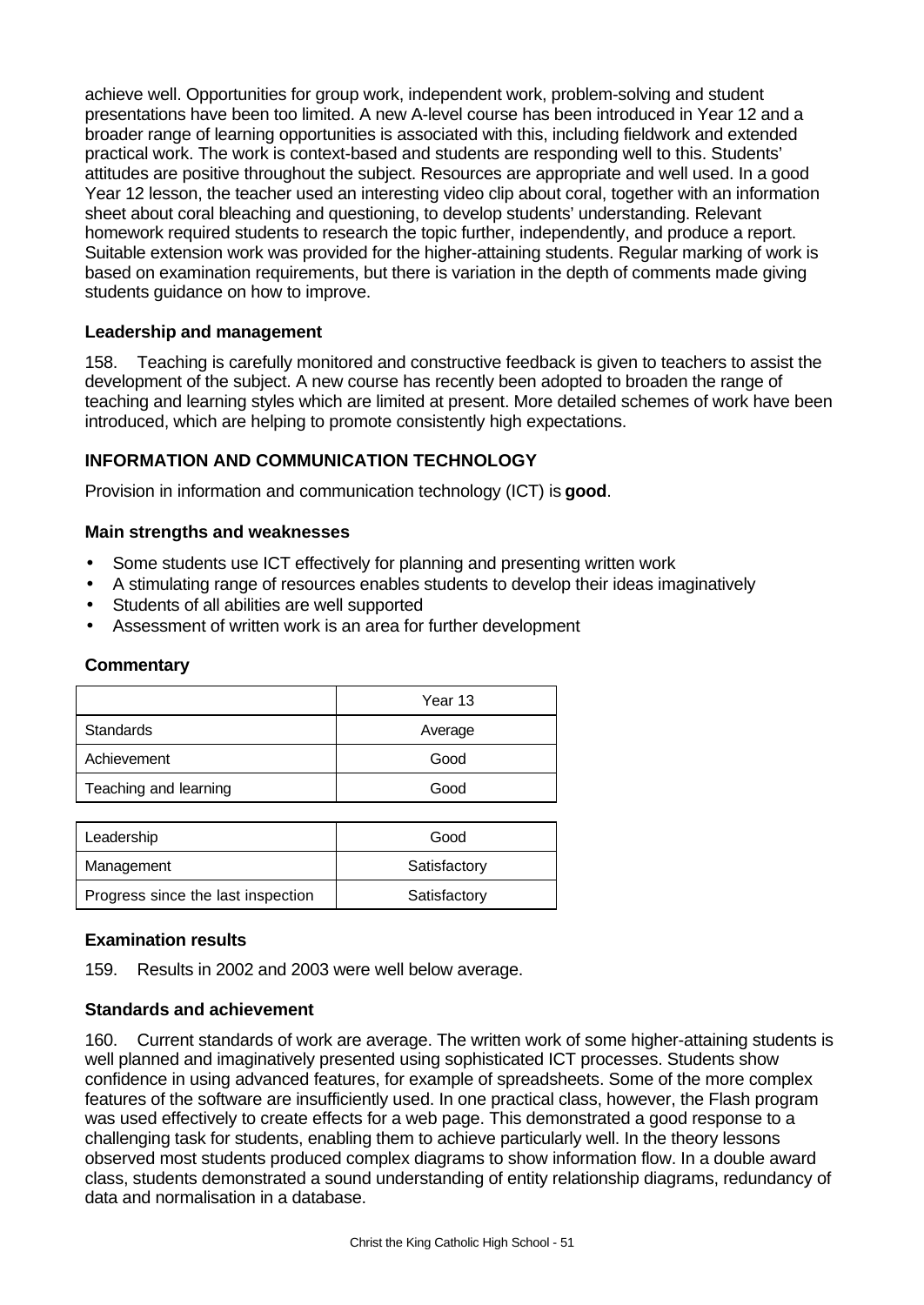achieve well. Opportunities for group work, independent work, problem-solving and student presentations have been too limited. A new A-level course has been introduced in Year 12 and a broader range of learning opportunities is associated with this, including fieldwork and extended practical work. The work is context-based and students are responding well to this. Students' attitudes are positive throughout the subject. Resources are appropriate and well used. In a good Year 12 lesson, the teacher used an interesting video clip about coral, together with an information sheet about coral bleaching and questioning, to develop students' understanding. Relevant homework required students to research the topic further, independently, and produce a report. Suitable extension work was provided for the higher-attaining students. Regular marking of work is based on examination requirements, but there is variation in the depth of comments made giving students guidance on how to improve.

### Leadership and management

158. Teaching is carefully monitored and constructive feedback is given to teachers to assist the development of the subject. A new course has recently been adopted to broaden the range of teaching and learning styles which are limited at present. More detailed schemes of work have been introduced, which are helping to promote consistently high expectations.

## INFORMATION AND COMMUNICATION TECHNOLOGY

Provision in information and communication technology (ICT) is **good**.

### Main strengths and weaknesses

- Some students use ICT effectively for planning and presenting written work
- A stimulating range of resources enables students to develop their ideas imaginatively
- Students of all abilities are well supported
- Assessment of written work is an area for further development

### Commentary

| | Year 13 |
|---|---|
| Standards | Average |
| Achievement | Good |
| Teaching and learning | Good |

| | |
|---|---|
| Leadership | Good |
| Management | Satisfactory |
| Progress since the last inspection | Satisfactory |

### Examination results

159. Results in 2002 and 2003 were well below average.

### Standards and achievement

160. Current standards of work are average. The written work of some higher-attaining students is well planned and imaginatively presented using sophisticated ICT processes. Students show confidence in using advanced features, for example of spreadsheets. Some of the more complex features of the software are insufficiently used. In one practical class, however, the Flash program was used effectively to create effects for a web page. This demonstrated a good response to a challenging task for students, enabling them to achieve particularly well. In the theory lessons observed most students produced complex diagrams to show information flow. In a double award class, students demonstrated a sound understanding of entity relationship diagrams, redundancy of data and normalisation in a database.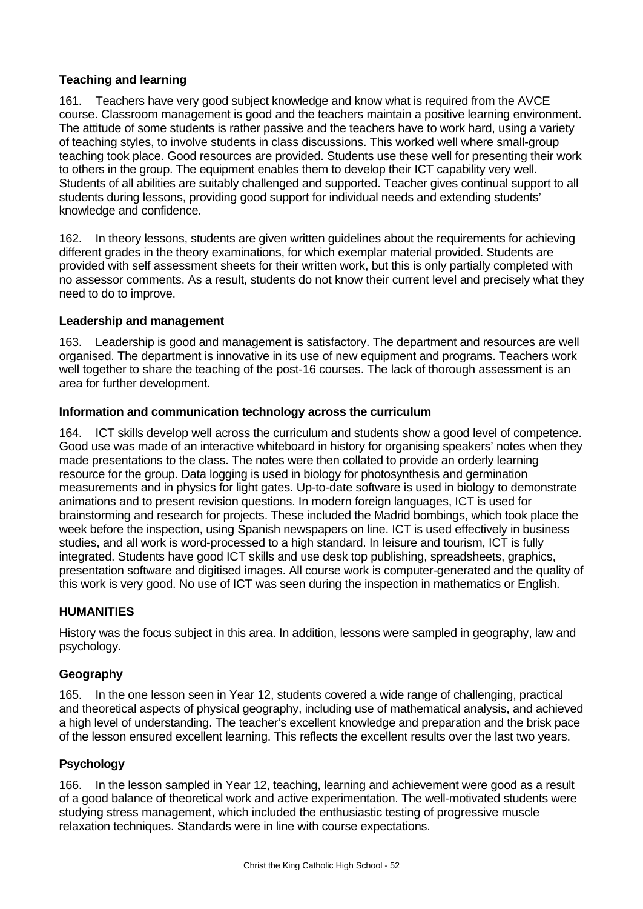### Teaching and learning

161. Teachers have very good subject knowledge and know what is required from the AVCE course. Classroom management is good and the teachers maintain a positive learning environment. The attitude of some students is rather passive and the teachers have to work hard, using a variety of teaching styles, to involve students in class discussions. This worked well where small-group teaching took place. Good resources are provided. Students use these well for presenting their work to others in the group. The equipment enables them to develop their ICT capability very well. Students of all abilities are suitably challenged and supported. Teacher gives continual support to all students during lessons, providing good support for individual needs and extending students' knowledge and confidence.

162. In theory lessons, students are given written guidelines about the requirements for achieving different grades in the theory examinations, for which exemplar material provided. Students are provided with self assessment sheets for their written work, but this is only partially completed with no assessor comments. As a result, students do not know their current level and precisely what they need to do to improve.

### Leadership and management

163. Leadership is good and management is satisfactory. The department and resources are well organised. The department is innovative in its use of new equipment and programs. Teachers work well together to share the teaching of the post-16 courses. The lack of thorough assessment is an area for further development.

### Information and communication technology across the curriculum

164. ICT skills develop well across the curriculum and students show a good level of competence. Good use was made of an interactive whiteboard in history for organising speakers' notes when they made presentations to the class. The notes were then collated to provide an orderly learning resource for the group. Data logging is used in biology for photosynthesis and germination measurements and in physics for light gates. Up-to-date software is used in biology to demonstrate animations and to present revision questions. In modern foreign languages, ICT is used for brainstorming and research for projects. These included the Madrid bombings, which took place the week before the inspection, using Spanish newspapers on line. ICT is used effectively in business studies, and all work is word-processed to a high standard. In leisure and tourism, ICT is fully integrated. Students have good ICT skills and use desk top publishing, spreadsheets, graphics, presentation software and digitised images. All course work is computer-generated and the quality of this work is very good. No use of ICT was seen during the inspection in mathematics or English.

## HUMANITIES

History was the focus subject in this area. In addition, lessons were sampled in geography, law and psychology.

### Geography

165. In the one lesson seen in Year 12, students covered a wide range of challenging, practical and theoretical aspects of physical geography, including use of mathematical analysis, and achieved a high level of understanding. The teacher's excellent knowledge and preparation and the brisk pace of the lesson ensured excellent learning. This reflects the excellent results over the last two years.

### Psychology

166. In the lesson sampled in Year 12, teaching, learning and achievement were good as a result of a good balance of theoretical work and active experimentation. The well-motivated students were studying stress management, which included the enthusiastic testing of progressive muscle relaxation techniques. Standards were in line with course expectations.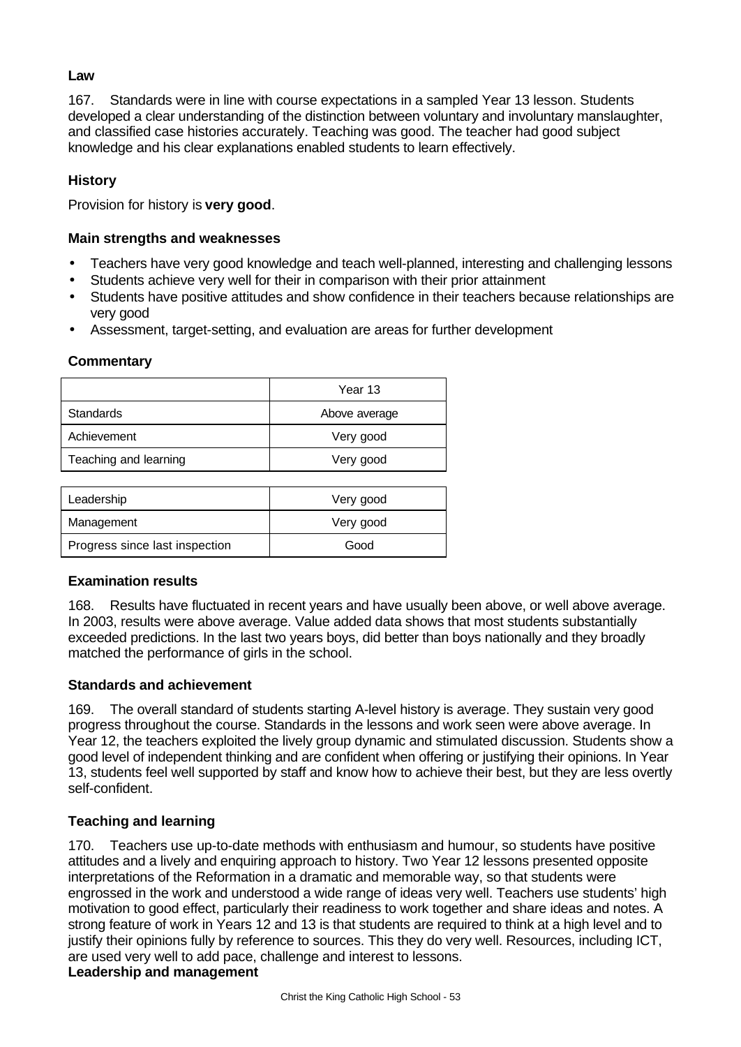**Law**

167. Standards were in line with course expectations in a sampled Year 13 lesson. Students developed a clear understanding of the distinction between voluntary and involuntary manslaughter, and classified case histories accurately. Teaching was good. The teacher had good subject knowledge and his clear explanations enabled students to learn effectively.

### History

Provision for history is **very good**.

#### Main strengths and weaknesses

- Teachers have very good knowledge and teach well-planned, interesting and challenging lessons
- Students achieve very well for their in comparison with their prior attainment
- Students have positive attitudes and show confidence in their teachers because relationships are very good
- Assessment, target-setting, and evaluation are areas for further development

#### Commentary

| | Year 13 |
|---|---|
| Standards | Above average |
| Achievement | Very good |
| Teaching and learning | Very good |

| | |
|---|---|
| Leadership | Very good |
| Management | Very good |
| Progress since last inspection | Good |

#### Examination results

168. Results have fluctuated in recent years and have usually been above, or well above average. In 2003, results were above average. Value added data shows that most students substantially exceeded predictions. In the last two years boys, did better than boys nationally and they broadly matched the performance of girls in the school.

#### Standards and achievement

169. The overall standard of students starting A-level history is average. They sustain very good progress throughout the course. Standards in the lessons and work seen were above average. In Year 12, the teachers exploited the lively group dynamic and stimulated discussion. Students show a good level of independent thinking and are confident when offering or justifying their opinions. In Year 13, students feel well supported by staff and know how to achieve their best, but they are less overtly self-confident.

#### Teaching and learning

170. Teachers use up-to-date methods with enthusiasm and humour, so students have positive attitudes and a lively and enquiring approach to history. Two Year 12 lessons presented opposite interpretations of the Reformation in a dramatic and memorable way, so that students were engrossed in the work and understood a wide range of ideas very well. Teachers use students' high motivation to good effect, particularly their readiness to work together and share ideas and notes. A strong feature of work in Years 12 and 13 is that students are required to think at a high level and to justify their opinions fully by reference to sources. This they do very well. Resources, including ICT, are used very well to add pace, challenge and interest to lessons.

#### Leadership and management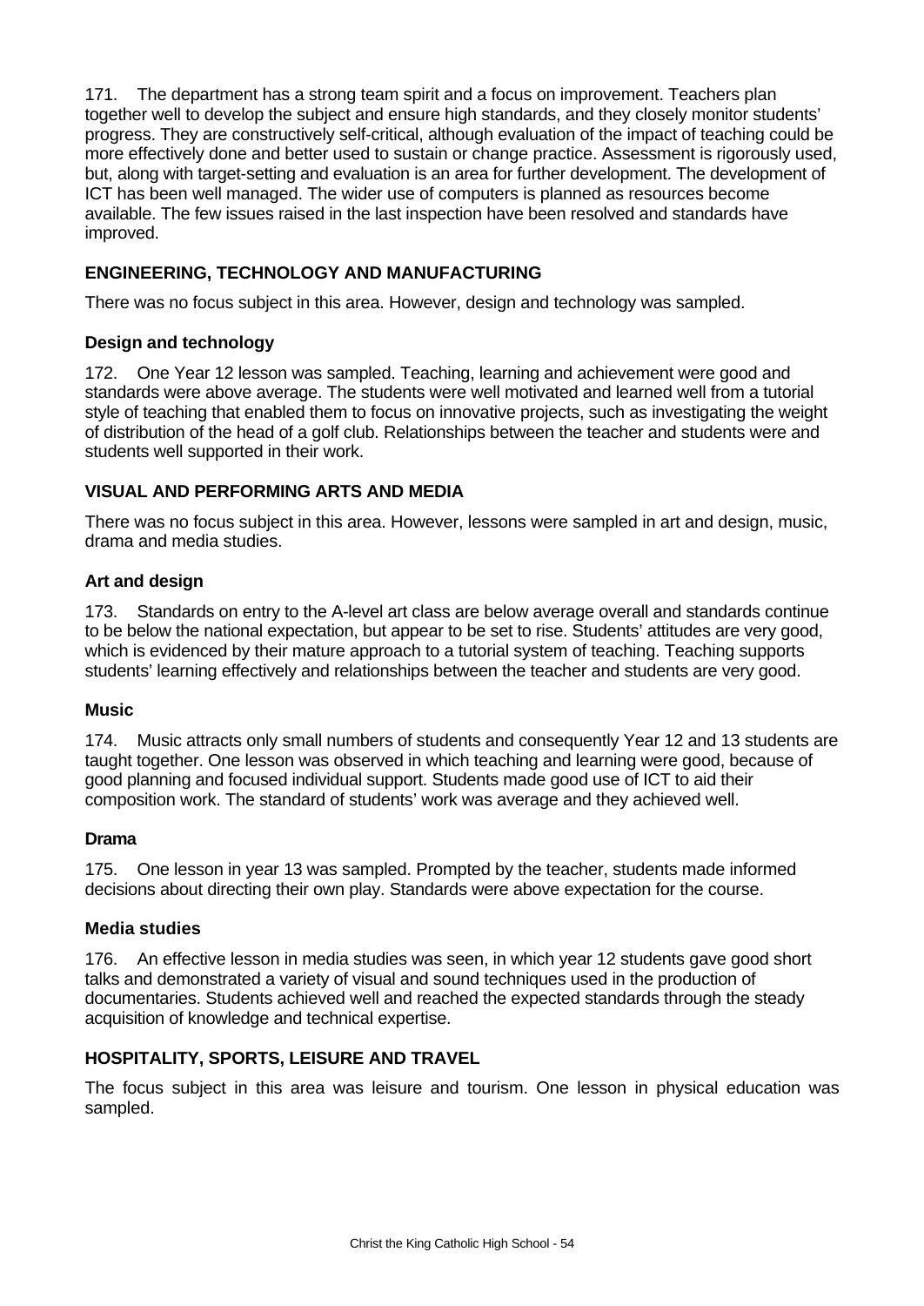171. The department has a strong team spirit and a focus on improvement. Teachers plan together well to develop the subject and ensure high standards, and they closely monitor students' progress. They are constructively self-critical, although evaluation of the impact of teaching could be more effectively done and better used to sustain or change practice. Assessment is rigorously used, but, along with target-setting and evaluation is an area for further development. The development of ICT has been well managed. The wider use of computers is planned as resources become available. The few issues raised in the last inspection have been resolved and standards have improved.

## ENGINEERING, TECHNOLOGY AND MANUFACTURING

There was no focus subject in this area. However, design and technology was sampled.

### Design and technology

172. One Year 12 lesson was sampled. Teaching, learning and achievement were good and standards were above average. The students were well motivated and learned well from a tutorial style of teaching that enabled them to focus on innovative projects, such as investigating the weight of distribution of the head of a golf club. Relationships between the teacher and students were and students well supported in their work.

## VISUAL AND PERFORMING ARTS AND MEDIA

There was no focus subject in this area. However, lessons were sampled in art and design, music, drama and media studies.

### Art and design

173. Standards on entry to the A-level art class are below average overall and standards continue to be below the national expectation, but appear to be set to rise. Students' attitudes are very good, which is evidenced by their mature approach to a tutorial system of teaching. Teaching supports students' learning effectively and relationships between the teacher and students are very good.

### Music

174. Music attracts only small numbers of students and consequently Year 12 and 13 students are taught together. One lesson was observed in which teaching and learning were good, because of good planning and focused individual support. Students made good use of ICT to aid their composition work. The standard of students' work was average and they achieved well.

### Drama

175. One lesson in year 13 was sampled. Prompted by the teacher, students made informed decisions about directing their own play. Standards were above expectation for the course.

### Media studies

176. An effective lesson in media studies was seen, in which year 12 students gave good short talks and demonstrated a variety of visual and sound techniques used in the production of documentaries. Students achieved well and reached the expected standards through the steady acquisition of knowledge and technical expertise.

## HOSPITALITY, SPORTS, LEISURE AND TRAVEL

The focus subject in this area was leisure and tourism. One lesson in physical education was sampled.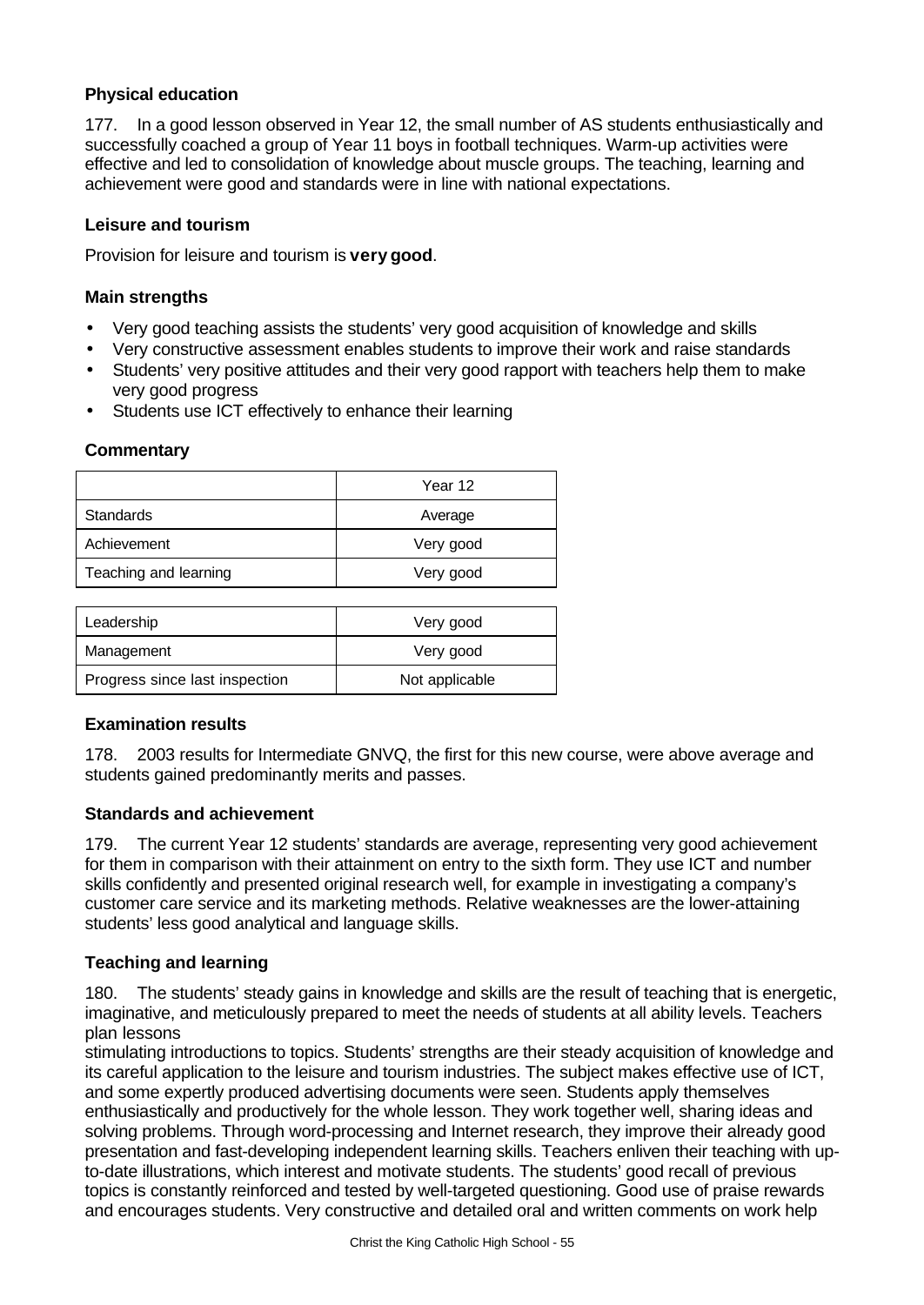### Physical education

177. In a good lesson observed in Year 12, the small number of AS students enthusiastically and successfully coached a group of Year 11 boys in football techniques. Warm-up activities were effective and led to consolidation of knowledge about muscle groups. The teaching, learning and achievement were good and standards were in line with national expectations.

### Leisure and tourism

Provision for leisure and tourism is **very good**.

### Main strengths

- Very good teaching assists the students' very good acquisition of knowledge and skills
- Very constructive assessment enables students to improve their work and raise standards
- Students' very positive attitudes and their very good rapport with teachers help them to make very good progress
- Students use ICT effectively to enhance their learning

### Commentary

| | Year 12 |
|---|---|
| Standards | Average |
| Achievement | Very good |
| Teaching and learning | Very good |

| | |
|---|---|
| Leadership | Very good |
| Management | Very good |
| Progress since last inspection | Not applicable |

### Examination results

178. 2003 results for Intermediate GNVQ, the first for this new course, were above average and students gained predominantly merits and passes.

### Standards and achievement

179. The current Year 12 students' standards are average, representing very good achievement for them in comparison with their attainment on entry to the sixth form. They use ICT and number skills confidently and presented original research well, for example in investigating a company's customer care service and its marketing methods. Relative weaknesses are the lower-attaining students' less good analytical and language skills.

### Teaching and learning

180. The students' steady gains in knowledge and skills are the result of teaching that is energetic, imaginative, and meticulously prepared to meet the needs of students at all ability levels. Teachers plan lessons
stimulating introductions to topics. Students' strengths are their steady acquisition of knowledge and its careful application to the leisure and tourism industries. The subject makes effective use of ICT, and some expertly produced advertising documents were seen. Students apply themselves enthusiastically and productively for the whole lesson. They work together well, sharing ideas and solving problems. Through word-processing and Internet research, they improve their already good presentation and fast-developing independent learning skills. Teachers enliven their teaching with up-to-date illustrations, which interest and motivate students. The students' good recall of previous topics is constantly reinforced and tested by well-targeted questioning. Good use of praise rewards and encourages students. Very constructive and detailed oral and written comments on work help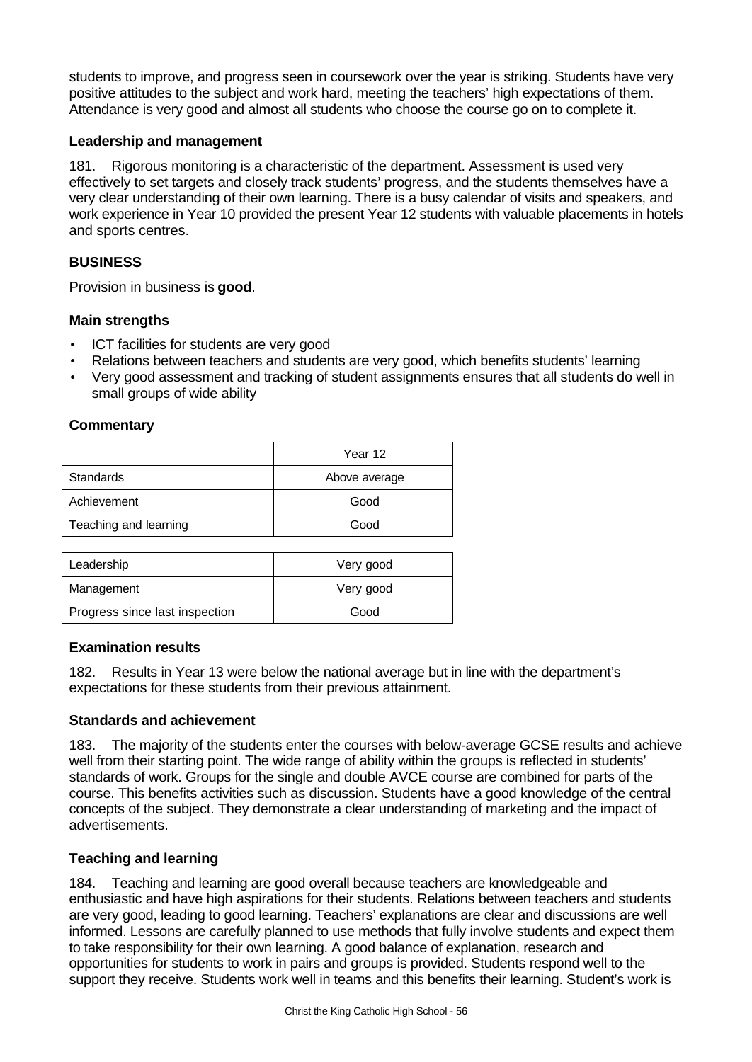students to improve, and progress seen in coursework over the year is striking. Students have very positive attitudes to the subject and work hard, meeting the teachers' high expectations of them. Attendance is very good and almost all students who choose the course go on to complete it.

### Leadership and management

181. Rigorous monitoring is a characteristic of the department. Assessment is used very effectively to set targets and closely track students' progress, and the students themselves have a very clear understanding of their own learning. There is a busy calendar of visits and speakers, and work experience in Year 10 provided the present Year 12 students with valuable placements in hotels and sports centres.

## BUSINESS

Provision in business is **good**.

### Main strengths

- ICT facilities for students are very good
- Relations between teachers and students are very good, which benefits students' learning
- Very good assessment and tracking of student assignments ensures that all students do well in small groups of wide ability

### Commentary

| | Year 12 |
|---|---|
| Standards | Above average |
| Achievement | Good |
| Teaching and learning | Good |

| | |
|---|---|
| Leadership | Very good |
| Management | Very good |
| Progress since last inspection | Good |

### Examination results

182. Results in Year 13 were below the national average but in line with the department's expectations for these students from their previous attainment.

### Standards and achievement

183. The majority of the students enter the courses with below-average GCSE results and achieve well from their starting point. The wide range of ability within the groups is reflected in students' standards of work. Groups for the single and double AVCE course are combined for parts of the course. This benefits activities such as discussion. Students have a good knowledge of the central concepts of the subject. They demonstrate a clear understanding of marketing and the impact of advertisements.

### Teaching and learning

184. Teaching and learning are good overall because teachers are knowledgeable and enthusiastic and have high aspirations for their students. Relations between teachers and students are very good, leading to good learning. Teachers' explanations are clear and discussions are well informed. Lessons are carefully planned to use methods that fully involve students and expect them to take responsibility for their own learning. A good balance of explanation, research and opportunities for students to work in pairs and groups is provided. Students respond well to the support they receive. Students work well in teams and this benefits their learning. Student's work is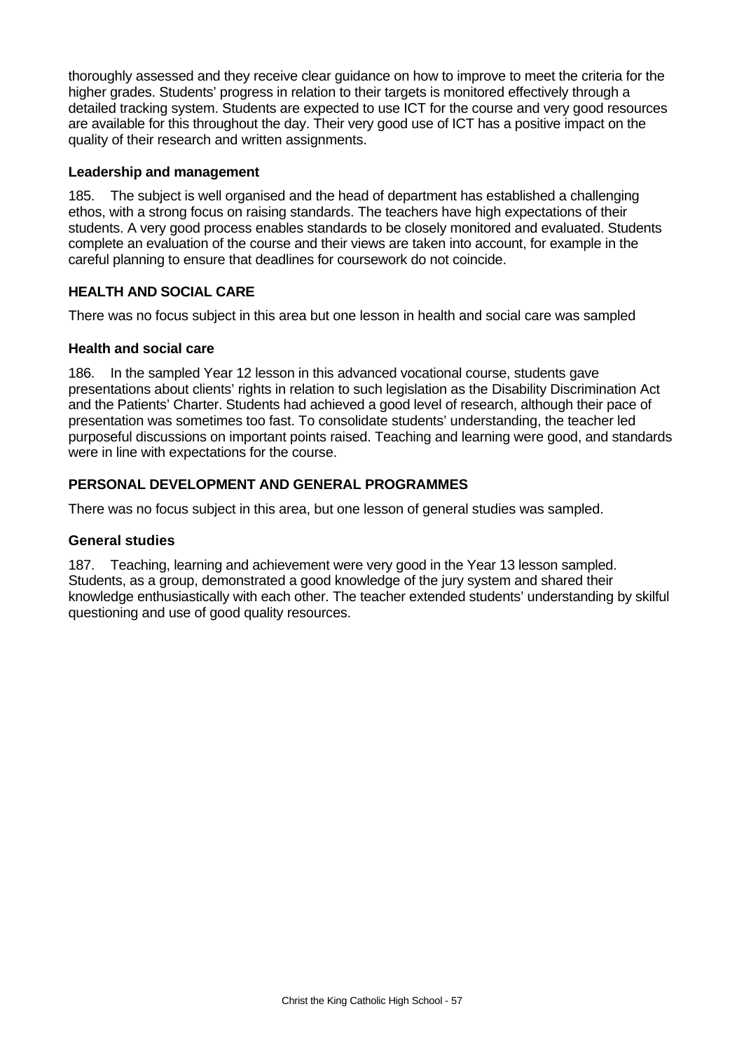thoroughly assessed and they receive clear guidance on how to improve to meet the criteria for the higher grades. Students' progress in relation to their targets is monitored effectively through a detailed tracking system. Students are expected to use ICT for the course and very good resources are available for this throughout the day. Their very good use of ICT has a positive impact on the quality of their research and written assignments.

### Leadership and management

185. The subject is well organised and the head of department has established a challenging ethos, with a strong focus on raising standards. The teachers have high expectations of their students. A very good process enables standards to be closely monitored and evaluated. Students complete an evaluation of the course and their views are taken into account, for example in the careful planning to ensure that deadlines for coursework do not coincide.

## HEALTH AND SOCIAL CARE

There was no focus subject in this area but one lesson in health and social care was sampled

### Health and social care

186. In the sampled Year 12 lesson in this advanced vocational course, students gave presentations about clients' rights in relation to such legislation as the Disability Discrimination Act and the Patients' Charter. Students had achieved a good level of research, although their pace of presentation was sometimes too fast. To consolidate students' understanding, the teacher led purposeful discussions on important points raised. Teaching and learning were good, and standards were in line with expectations for the course.

## PERSONAL DEVELOPMENT AND GENERAL PROGRAMMES

There was no focus subject in this area, but one lesson of general studies was sampled.

### General studies

187. Teaching, learning and achievement were very good in the Year 13 lesson sampled. Students, as a group, demonstrated a good knowledge of the jury system and shared their knowledge enthusiastically with each other. The teacher extended students' understanding by skilful questioning and use of good quality resources.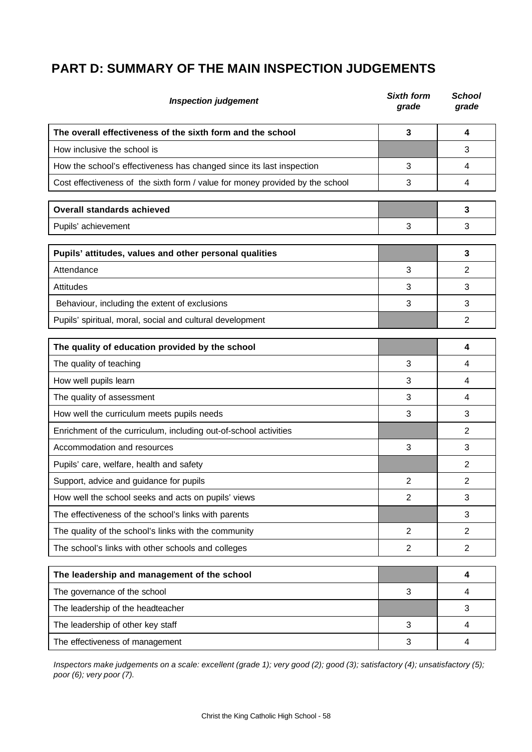# PART D: SUMMARY OF THE MAIN INSPECTION JUDGEMENTS

| *Inspection judgement* | *Sixth form grade* | *School grade* |
|---|---|---|
| **The overall effectiveness of the sixth form and the school** | **3** | **4** |
| How inclusive the school is | | 3 |
| How the school's effectiveness has changed since its last inspection | 3 | 4 |
| Cost effectiveness of the sixth form / value for money provided by the school | 3 | 4 |
| **Overall standards achieved** | | **3** |
| Pupils' achievement | 3 | 3 |
| **Pupils' attitudes, values and other personal qualities** | | **3** |
| Attendance | 3 | 2 |
| Attitudes | 3 | 3 |
| Behaviour, including the extent of exclusions | 3 | 3 |
| Pupils' spiritual, moral, social and cultural development | | 2 |
| **The quality of education provided by the school** | | **4** |
| The quality of teaching | 3 | 4 |
| How well pupils learn | 3 | 4 |
| The quality of assessment | 3 | 4 |
| How well the curriculum meets pupils needs | 3 | 3 |
| Enrichment of the curriculum, including out-of-school activities | | 2 |
| Accommodation and resources | 3 | 3 |
| Pupils' care, welfare, health and safety | | 2 |
| Support, advice and guidance for pupils | 2 | 2 |
| How well the school seeks and acts on pupils' views | 2 | 3 |
| The effectiveness of the school's links with parents | | 3 |
| The quality of the school's links with the community | 2 | 2 |
| The school's links with other schools and colleges | 2 | 2 |
| **The leadership and management of the school** | | **4** |
| The governance of the school | 3 | 4 |
| The leadership of the headteacher | | 3 |
| The leadership of other key staff | 3 | 4 |
| The effectiveness of management | 3 | 4 |

*Inspectors make judgements on a scale: excellent (grade 1); very good (2); good (3); satisfactory (4); unsatisfactory (5); poor (6); very poor (7).*